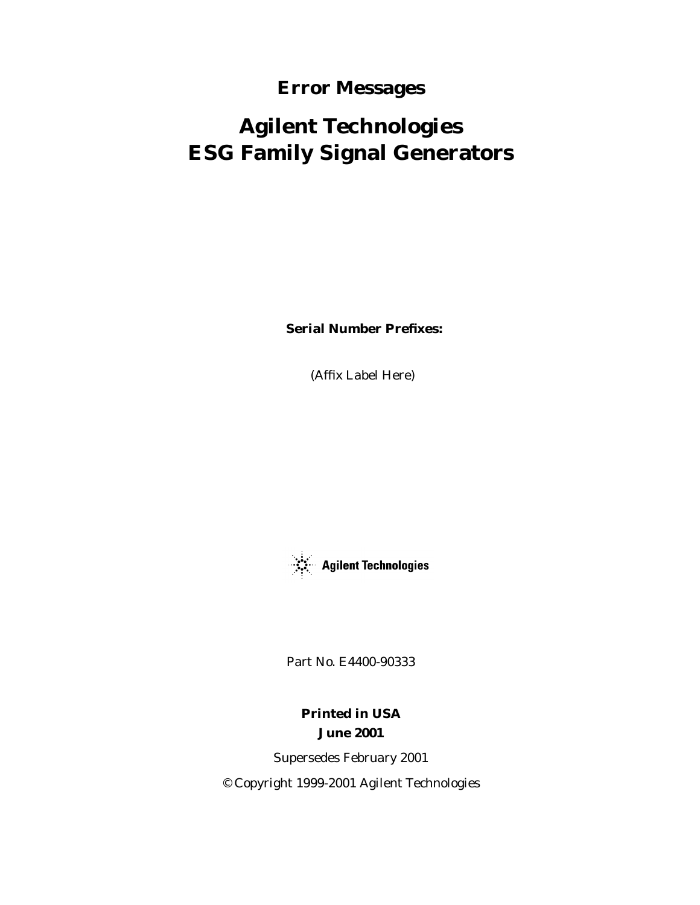# Error Messages

# Agilent Technologies
# ESG Family Signal Generators

**Serial Number Prefixes:**

*(Affix Label Here)*

Agilent Technologies

Part No. E4400-90333

**Printed in USA**
**June 2001**

Supersedes February 2001

© Copyright 1999-2001 Agilent Technologies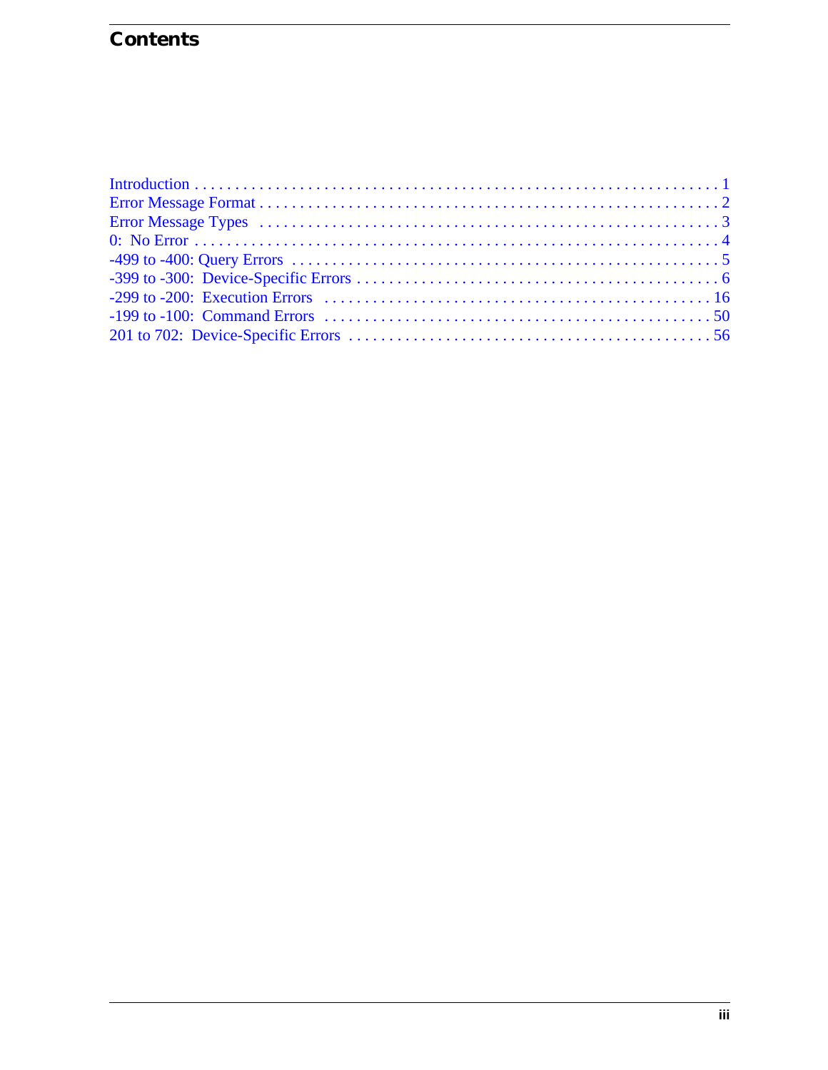# Contents

- Introduction . . . . . . . . . . 1
- Error Message Format . . . . . . . . . . 2
- Error Message Types . . . . . . . . . . 3
- 0: No Error . . . . . . . . . . 4
- -499 to -400: Query Errors . . . . . . . . . . 5
- -399 to -300: Device-Specific Errors . . . . . . . . . . 6
- -299 to -200: Execution Errors . . . . . . . . . . 16
- -199 to -100: Command Errors . . . . . . . . . . 50
- 201 to 702: Device-Specific Errors . . . . . . . . . . 56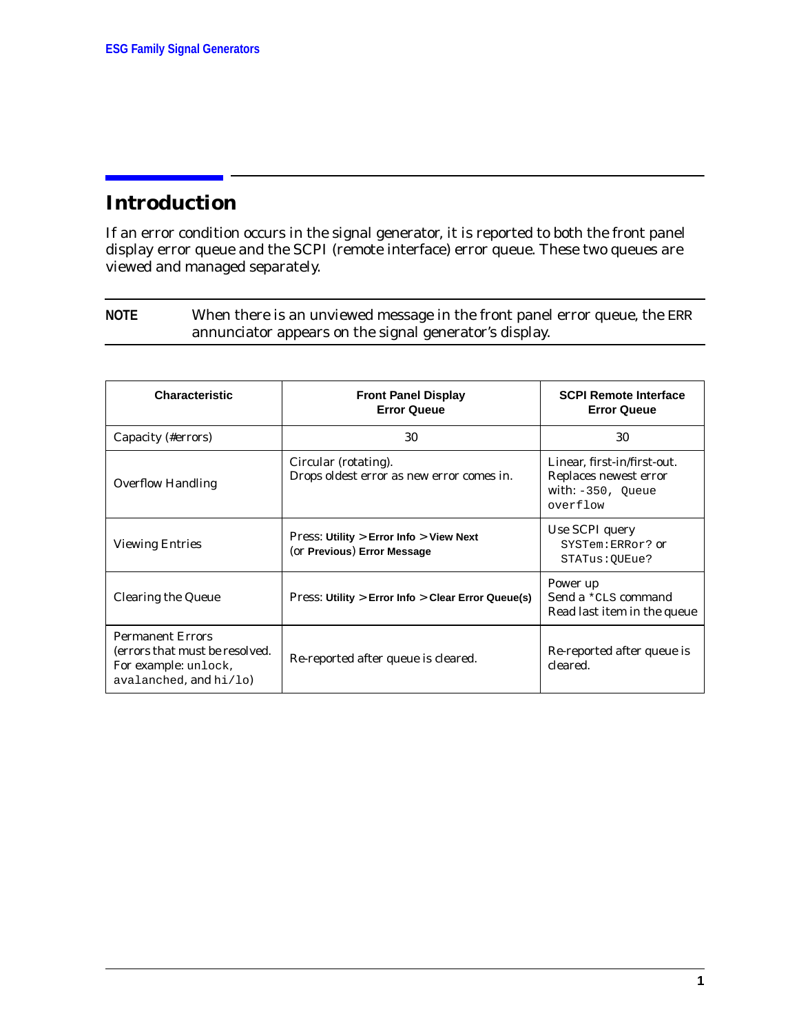# Introduction

If an error condition occurs in the signal generator, it is reported to both the front panel display error queue and the SCPI (remote interface) error queue. These two queues are viewed and managed separately.

**NOTE** When there is an unviewed message in the front panel error queue, the ERR annunciator appears on the signal generator's display.

| Characteristic | Front Panel Display Error Queue | SCPI Remote Interface Error Queue |
|---|---|---|
| Capacity (#errors) | 30 | 30 |
| Overflow Handling | Circular (rotating). Drops oldest error as new error comes in. | Linear, first-in/first-out. Replaces newest error with: `-350, Queue overflow` |
| Viewing Entries | Press: **Utility** > **Error Info** > **View Next** (or **Previous**) **Error Message** | Use SCPI query `SYSTem:ERRor?` or `STATus:QUEue?` |
| Clearing the Queue | Press: **Utility** > **Error Info** > **Clear Error Queue(s)** | Power up<br>Send a `*CLS` command<br>Read last item in the queue |
| Permanent Errors (errors that must be resolved. For example: `unlock`, `avalanched`, and `hi/lo`) | Re-reported after queue is cleared. | Re-reported after queue is cleared. |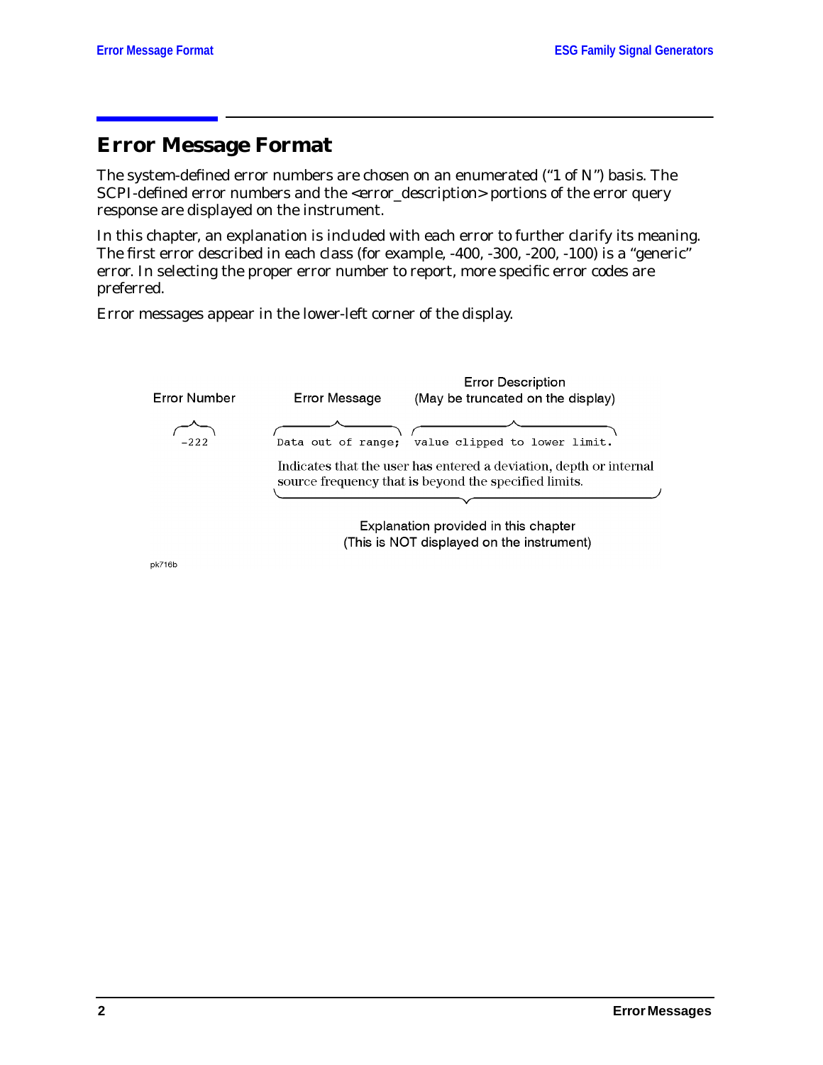# Error Message Format

The system-defined error numbers are chosen on an enumerated ("1 of N") basis. The SCPI-defined error numbers and the <error_description> portions of the error query response are displayed on the instrument.

In this chapter, an explanation is included with each error to further clarify its meaning. The first error described in each class (for example, -400, -300, -200, -100) is a "generic" error. In selecting the proper error number to report, more specific error codes are preferred.

Error messages appear in the lower-left corner of the display.

Error Number — Error Message — Error Description (May be truncated on the display)

```
-222   Data out of range;  value clipped to lower limit.
```

Indicates that the user has entered a deviation, depth or internal source frequency that is beyond the specified limits.

Explanation provided in this chapter (This is NOT displayed on the instrument)

pk716b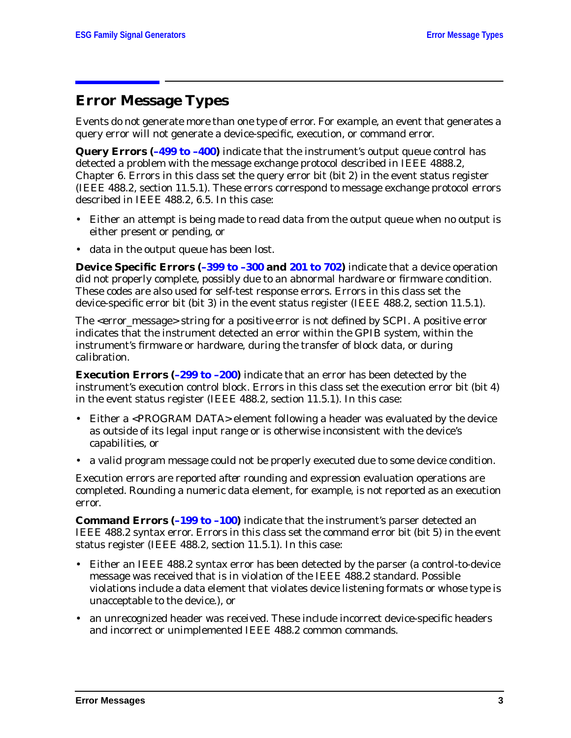## Error Message Types

Events do not generate more than one type of error. For example, an event that generates a query error will not generate a device-specific, execution, or command error.

**Query Errors (–499 to –400)** indicate that the instrument's output queue control has detected a problem with the message exchange protocol described in IEEE 4888.2, Chapter 6. Errors in this class set the query error bit (bit 2) in the event status register (IEEE 488.2, section 11.5.1). These errors correspond to message exchange protocol errors described in IEEE 488.2, 6.5. In this case:

- Either an attempt is being made to read data from the output queue when no output is either present or pending, or
- data in the output queue has been lost.

**Device Specific Errors (–399 to –300 and 201 to 702)** indicate that a device operation did not properly complete, possibly due to an abnormal hardware or firmware condition. These codes are also used for self-test response errors. Errors in this class set the device-specific error bit (bit 3) in the event status register (IEEE 488.2, section 11.5.1).

The <error_message> string for a positive error is not defined by SCPI. A positive error indicates that the instrument detected an error within the GPIB system, within the instrument's firmware or hardware, during the transfer of block data, or during calibration.

**Execution Errors (–299 to –200)** indicate that an error has been detected by the instrument's execution control block. Errors in this class set the execution error bit (bit 4) in the event status register (IEEE 488.2, section 11.5.1). In this case:

- Either a <PROGRAM DATA> element following a header was evaluated by the device as outside of its legal input range or is otherwise inconsistent with the device's capabilities, or
- a valid program message could not be properly executed due to some device condition.

Execution errors are reported after rounding and expression evaluation operations are completed. Rounding a numeric data element, for example, is not reported as an execution error.

**Command Errors (–199 to –100)** indicate that the instrument's parser detected an IEEE 488.2 syntax error. Errors in this class set the command error bit (bit 5) in the event status register (IEEE 488.2, section 11.5.1). In this case:

- Either an IEEE 488.2 syntax error has been detected by the parser (a control-to-device message was received that is in violation of the IEEE 488.2 standard. Possible violations include a data element that violates device listening formats or whose type is unacceptable to the device.), or
- an unrecognized header was received. These include incorrect device-specific headers and incorrect or unimplemented IEEE 488.2 common commands.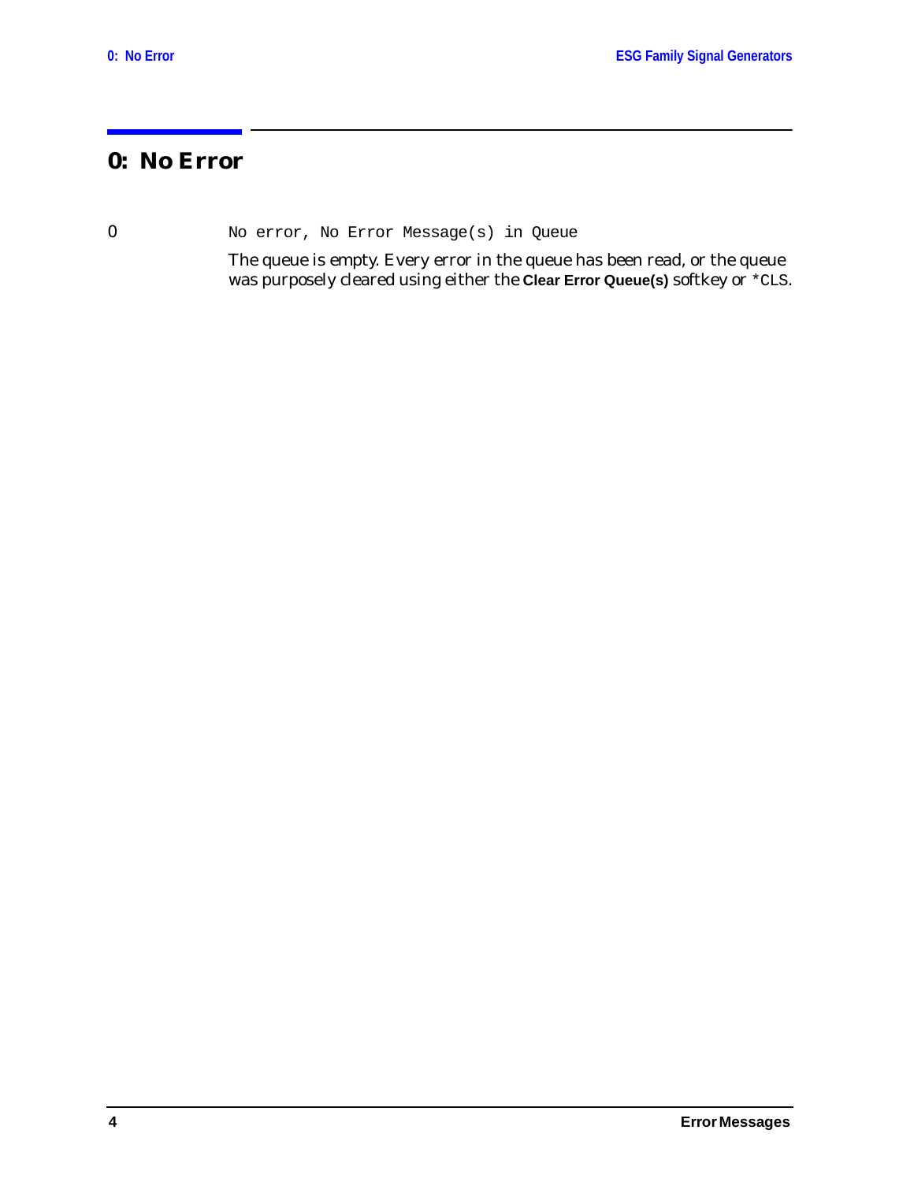# 0: No Error

0 `No error, No Error Message(s) in Queue`

The queue is empty. Every error in the queue has been read, or the queue was purposely cleared using either the **Clear Error Queue(s)** softkey or `*CLS`.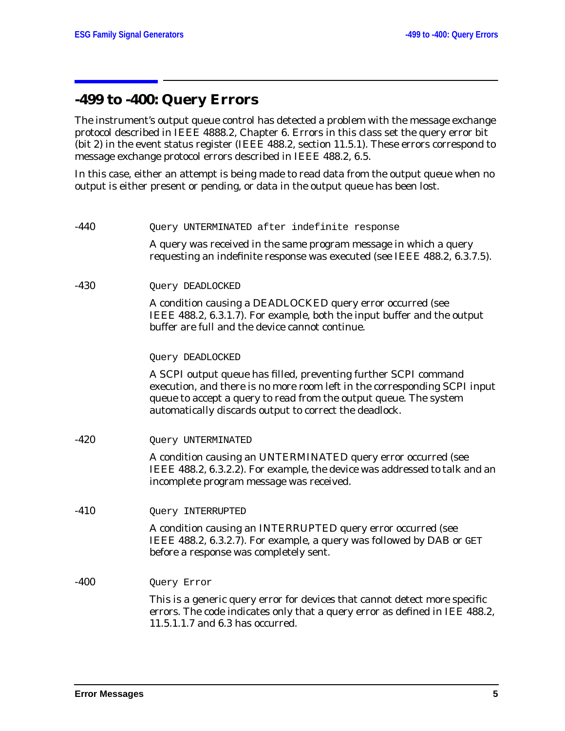# -499 to -400: Query Errors

The instrument's output queue control has detected a problem with the message exchange protocol described in IEEE 4888.2, Chapter 6. Errors in this class set the query error bit (bit 2) in the event status register (IEEE 488.2, section 11.5.1). These errors correspond to message exchange protocol errors described in IEEE 488.2, 6.5.

In this case, either an attempt is being made to read data from the output queue when no output is either present or pending, or data in the output queue has been lost.

-440 `Query UNTERMINATED after indefinite response`

A query was received in the same program message in which a query requesting an indefinite response was executed (see IEEE 488.2, 6.3.7.5).

-430 `Query DEADLOCKED`

A condition causing a DEADLOCKED query error occurred (see IEEE 488.2, 6.3.1.7). For example, both the input buffer and the output buffer are full and the device cannot continue.

`Query DEADLOCKED`

A SCPI output queue has filled, preventing further SCPI command execution, and there is no more room left in the corresponding SCPI input queue to accept a query to read from the output queue. The system automatically discards output to correct the deadlock.

-420 `Query UNTERMINATED`

A condition causing an UNTERMINATED query error occurred (see IEEE 488.2, 6.3.2.2). For example, the device was addressed to talk and an incomplete program message was received.

-410 `Query INTERRUPTED`

A condition causing an INTERRUPTED query error occurred (see IEEE 488.2, 6.3.2.7). For example, a query was followed by DAB or GET before a response was completely sent.

-400 `Query Error`

This is a generic query error for devices that cannot detect more specific errors. The code indicates only that a query error as defined in IEE 488.2, 11.5.1.1.7 and 6.3 has occurred.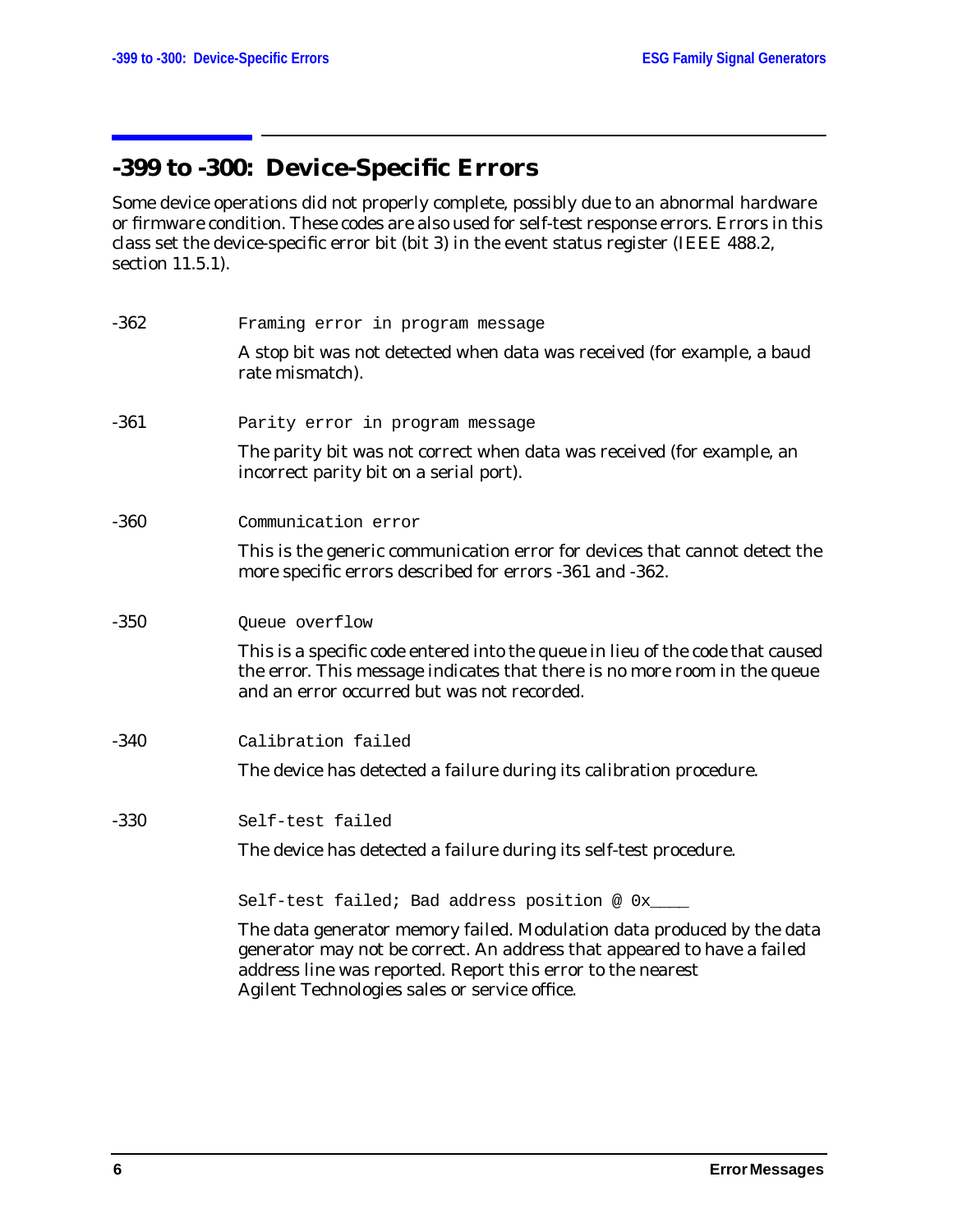# -399 to -300: Device-Specific Errors

Some device operations did not properly complete, possibly due to an abnormal hardware or firmware condition. These codes are also used for self-test response errors. Errors in this class set the device-specific error bit (bit 3) in the event status register (IEEE 488.2, section 11.5.1).

-362 `Framing error in program message`

A stop bit was not detected when data was received (for example, a baud rate mismatch).

-361 `Parity error in program message`

The parity bit was not correct when data was received (for example, an incorrect parity bit on a serial port).

-360 `Communication error`

This is the generic communication error for devices that cannot detect the more specific errors described for errors -361 and -362.

-350 `Queue overflow`

This is a specific code entered into the queue in lieu of the code that caused the error. This message indicates that there is no more room in the queue and an error occurred but was not recorded.

-340 `Calibration failed`

The device has detected a failure during its calibration procedure.

-330 `Self-test failed`

The device has detected a failure during its self-test procedure.

`Self-test failed; Bad address position @ 0x____`

The data generator memory failed. Modulation data produced by the data generator may not be correct. An address that appeared to have a failed address line was reported. Report this error to the nearest Agilent Technologies sales or service office.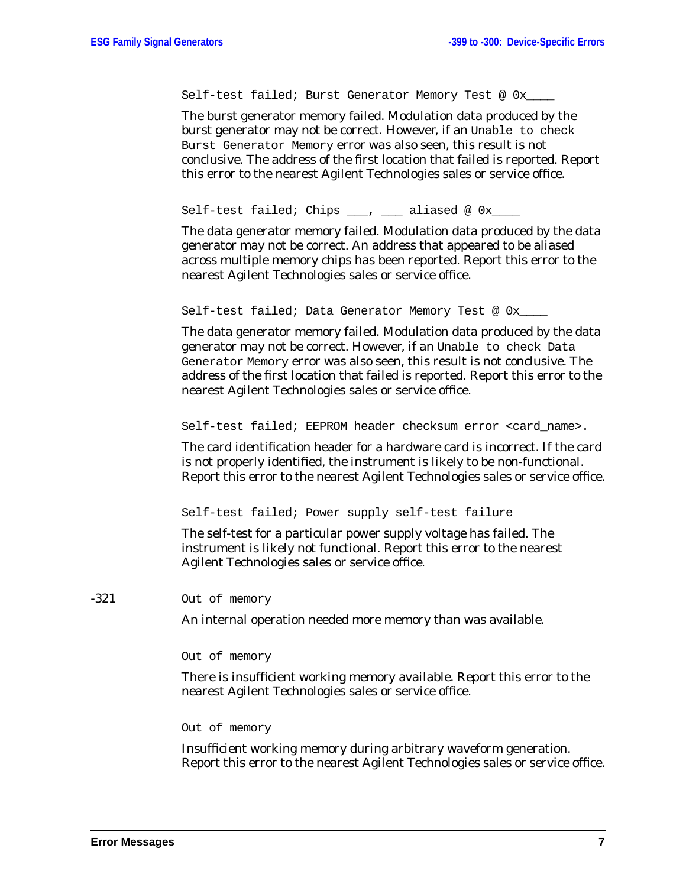`Self-test failed; Burst Generator Memory Test @ 0x____`

The burst generator memory failed. Modulation data produced by the burst generator may not be correct. However, if an `Unable to check Burst Generator Memory` error was also seen, this result is not conclusive. The address of the first location that failed is reported. Report this error to the nearest Agilent Technologies sales or service office.

`Self-test failed; Chips ___, ___ aliased @ 0x____`

The data generator memory failed. Modulation data produced by the data generator may not be correct. An address that appeared to be aliased across multiple memory chips has been reported. Report this error to the nearest Agilent Technologies sales or service office.

`Self-test failed; Data Generator Memory Test @ 0x____`

The data generator memory failed. Modulation data produced by the data generator may not be correct. However, if an `Unable to check Data Generator Memory` error was also seen, this result is not conclusive. The address of the first location that failed is reported. Report this error to the nearest Agilent Technologies sales or service office.

`Self-test failed; EEPROM header checksum error <card_name>.`

The card identification header for a hardware card is incorrect. If the card is not properly identified, the instrument is likely to be non-functional. Report this error to the nearest Agilent Technologies sales or service office.

`Self-test failed; Power supply self-test failure`

The self-test for a particular power supply voltage has failed. The instrument is likely not functional. Report this error to the nearest Agilent Technologies sales or service office.

-321 `Out of memory`

An internal operation needed more memory than was available.

`Out of memory`

There is insufficient working memory available. Report this error to the nearest Agilent Technologies sales or service office.

`Out of memory`

Insufficient working memory during arbitrary waveform generation. Report this error to the nearest Agilent Technologies sales or service office.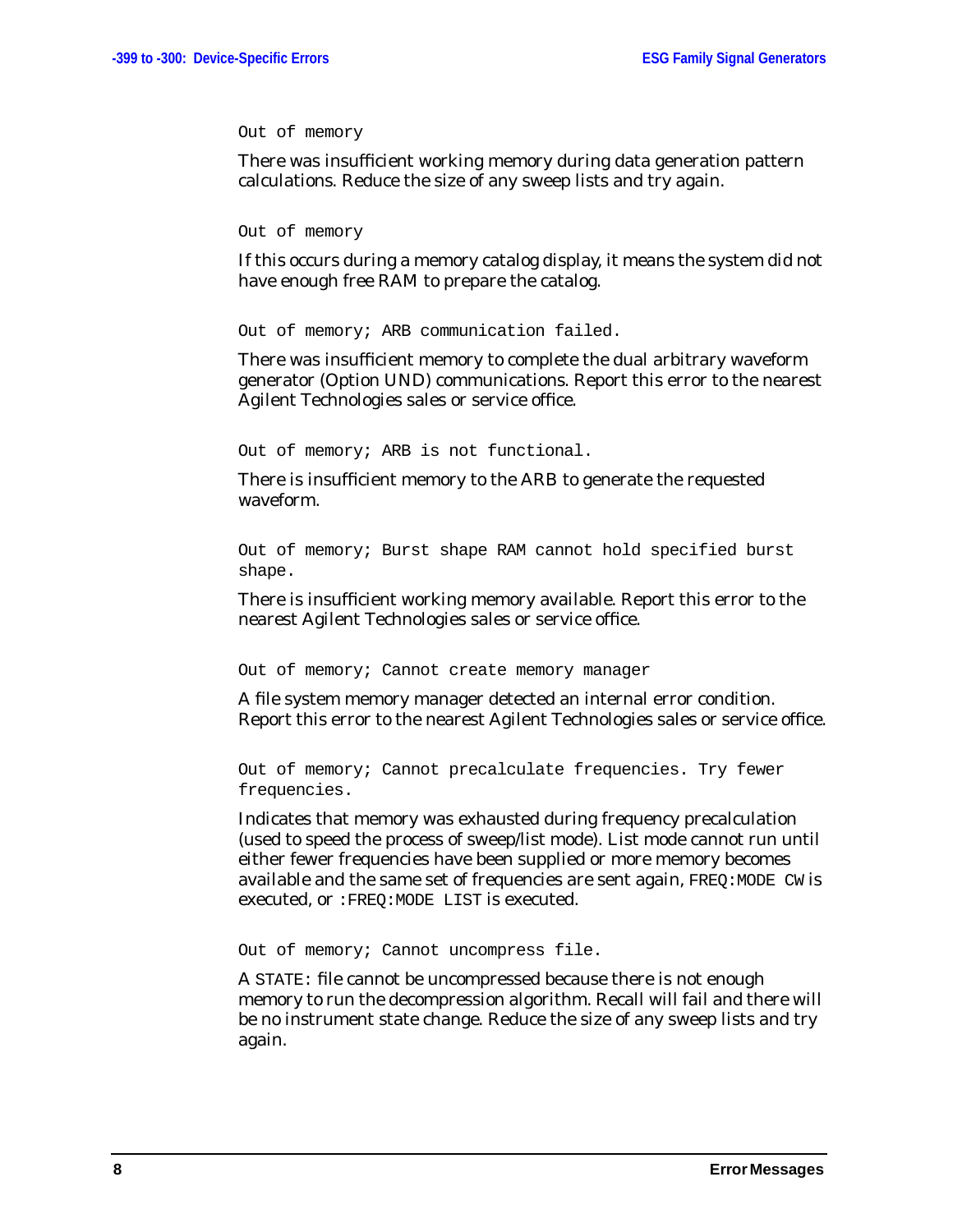`Out of memory`

There was insufficient working memory during data generation pattern calculations. Reduce the size of any sweep lists and try again.

`Out of memory`

If this occurs during a memory catalog display, it means the system did not have enough free RAM to prepare the catalog.

`Out of memory; ARB communication failed.`

There was insufficient memory to complete the dual arbitrary waveform generator (Option UND) communications. Report this error to the nearest Agilent Technologies sales or service office.

`Out of memory; ARB is not functional.`

There is insufficient memory to the ARB to generate the requested waveform.

`Out of memory; Burst shape RAM cannot hold specified burst shape.`

There is insufficient working memory available. Report this error to the nearest Agilent Technologies sales or service office.

`Out of memory; Cannot create memory manager`

A file system memory manager detected an internal error condition. Report this error to the nearest Agilent Technologies sales or service office.

`Out of memory; Cannot precalculate frequencies. Try fewer frequencies.`

Indicates that memory was exhausted during frequency precalculation (used to speed the process of sweep/list mode). List mode cannot run until either fewer frequencies have been supplied or more memory becomes available and the same set of frequencies are sent again, `FREQ:MODE CW` is executed, or `:FREQ:MODE LIST` is executed.

`Out of memory; Cannot uncompress file.`

A `STATE:` file cannot be uncompressed because there is not enough memory to run the decompression algorithm. Recall will fail and there will be no instrument state change. Reduce the size of any sweep lists and try again.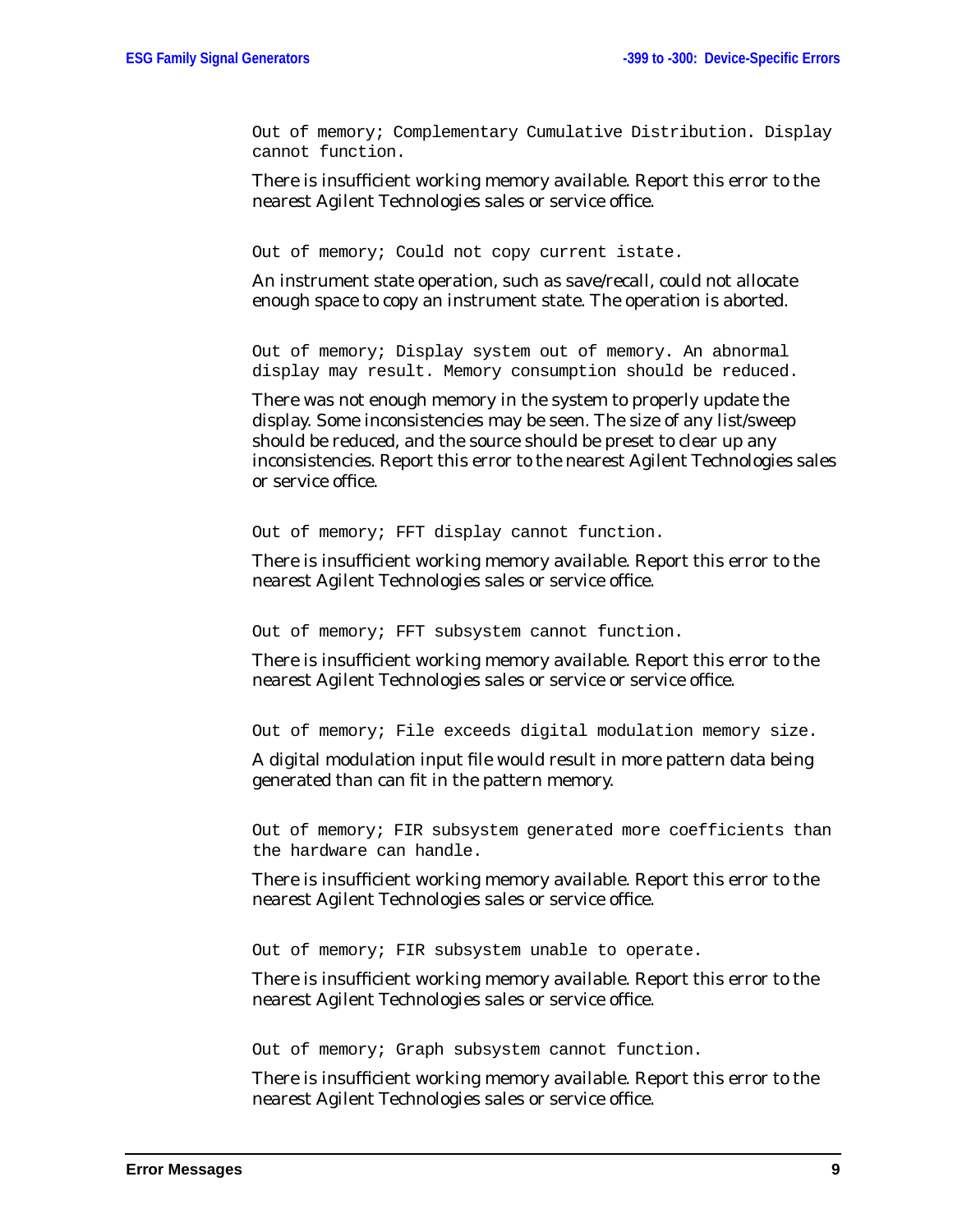```
Out of memory; Complementary Cumulative Distribution. Display
cannot function.
```

There is insufficient working memory available. Report this error to the nearest Agilent Technologies sales or service office.

```
Out of memory; Could not copy current istate.
```

An instrument state operation, such as save/recall, could not allocate enough space to copy an instrument state. The operation is aborted.

```
Out of memory; Display system out of memory. An abnormal
display may result. Memory consumption should be reduced.
```

There was not enough memory in the system to properly update the display. Some inconsistencies may be seen. The size of any list/sweep should be reduced, and the source should be preset to clear up any inconsistencies. Report this error to the nearest Agilent Technologies sales or service office.

```
Out of memory; FFT display cannot function.
```

There is insufficient working memory available. Report this error to the nearest Agilent Technologies sales or service office.

```
Out of memory; FFT subsystem cannot function.
```

There is insufficient working memory available. Report this error to the nearest Agilent Technologies sales or service or service office.

```
Out of memory; File exceeds digital modulation memory size.
```

A digital modulation input file would result in more pattern data being generated than can fit in the pattern memory.

```
Out of memory; FIR subsystem generated more coefficients than
the hardware can handle.
```

There is insufficient working memory available. Report this error to the nearest Agilent Technologies sales or service office.

```
Out of memory; FIR subsystem unable to operate.
```

There is insufficient working memory available. Report this error to the nearest Agilent Technologies sales or service office.

```
Out of memory; Graph subsystem cannot function.
```

There is insufficient working memory available. Report this error to the nearest Agilent Technologies sales or service office.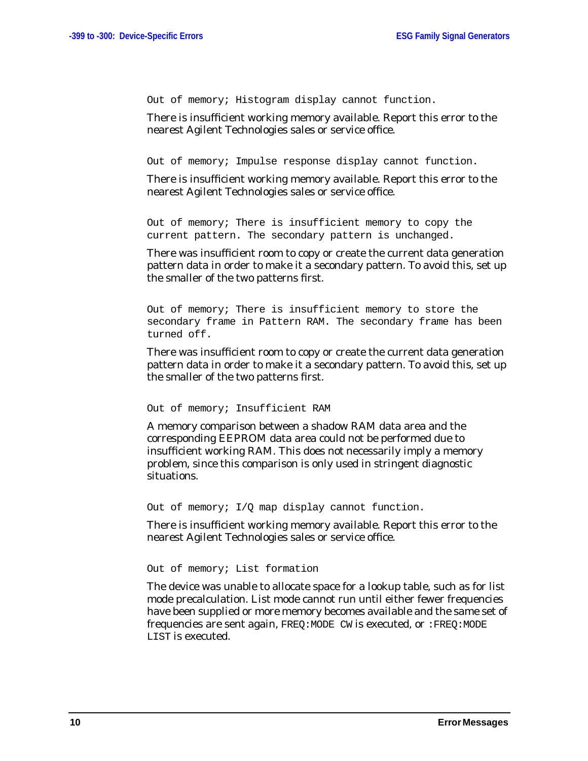`Out of memory; Histogram display cannot function.`

There is insufficient working memory available. Report this error to the nearest Agilent Technologies sales or service office.

`Out of memory; Impulse response display cannot function.`

There is insufficient working memory available. Report this error to the nearest Agilent Technologies sales or service office.

`Out of memory; There is insufficient memory to copy the current pattern. The secondary pattern is unchanged.`

There was insufficient room to copy or create the current data generation pattern data in order to make it a secondary pattern. To avoid this, set up the smaller of the two patterns first.

`Out of memory; There is insufficient memory to store the secondary frame in Pattern RAM. The secondary frame has been turned off.`

There was insufficient room to copy or create the current data generation pattern data in order to make it a secondary pattern. To avoid this, set up the smaller of the two patterns first.

`Out of memory; Insufficient RAM`

A memory comparison between a shadow RAM data area and the corresponding EEPROM data area could not be performed due to insufficient working RAM. This does not necessarily imply a memory problem, since this comparison is only used in stringent diagnostic situations.

`Out of memory; I/Q map display cannot function.`

There is insufficient working memory available. Report this error to the nearest Agilent Technologies sales or service office.

`Out of memory; List formation`

The device was unable to allocate space for a lookup table, such as for list mode precalculation. List mode cannot run until either fewer frequencies have been supplied or more memory becomes available and the same set of frequencies are sent again, `FREQ:MODE CW` is executed, or `:FREQ:MODE LIST` is executed.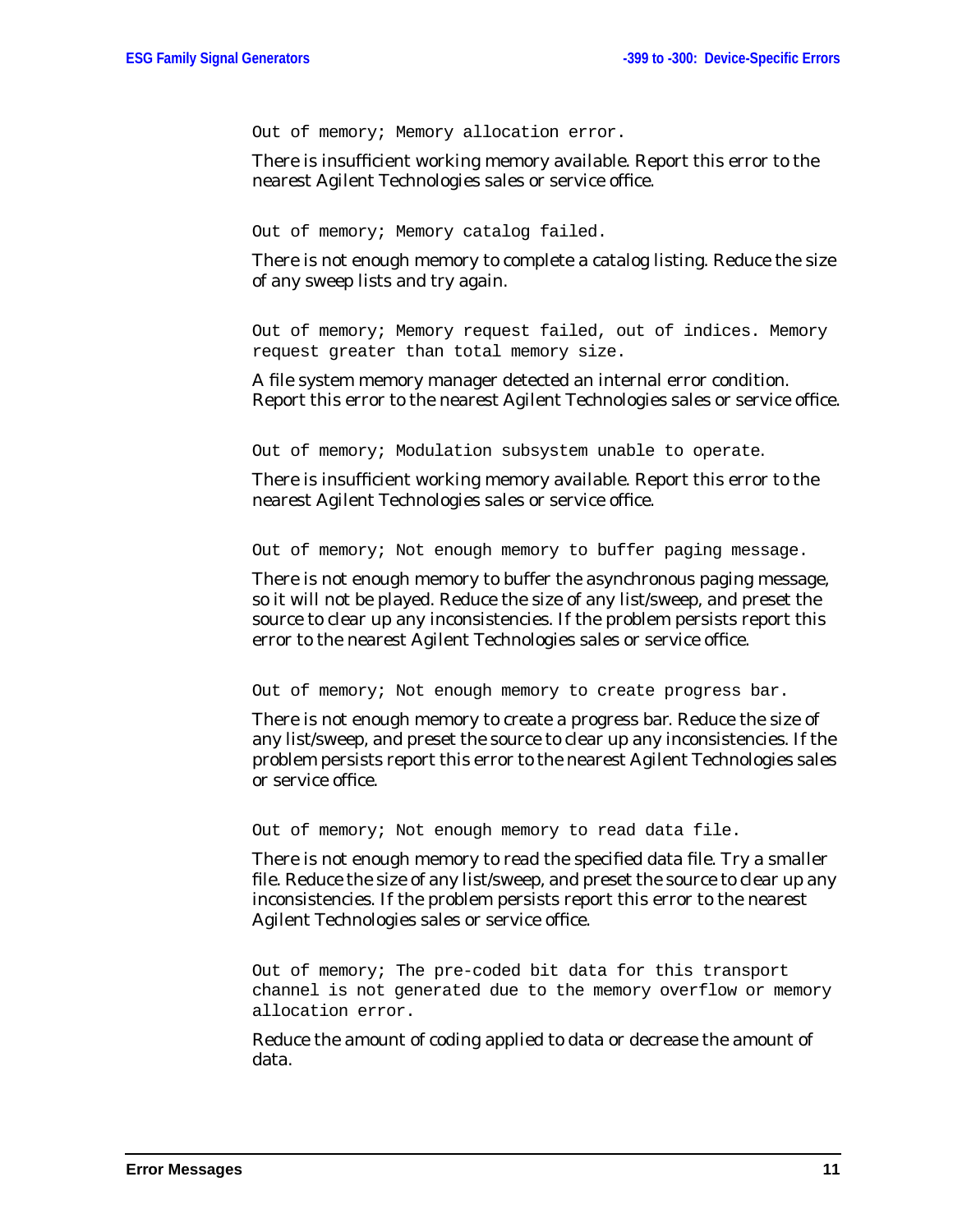`Out of memory; Memory allocation error.`

There is insufficient working memory available. Report this error to the nearest Agilent Technologies sales or service office.

`Out of memory; Memory catalog failed.`

There is not enough memory to complete a catalog listing. Reduce the size of any sweep lists and try again.

`Out of memory; Memory request failed, out of indices. Memory request greater than total memory size.`

A file system memory manager detected an internal error condition. Report this error to the nearest Agilent Technologies sales or service office.

`Out of memory; Modulation subsystem unable to operate.`

There is insufficient working memory available. Report this error to the nearest Agilent Technologies sales or service office.

`Out of memory; Not enough memory to buffer paging message.`

There is not enough memory to buffer the asynchronous paging message, so it will not be played. Reduce the size of any list/sweep, and preset the source to clear up any inconsistencies. If the problem persists report this error to the nearest Agilent Technologies sales or service office.

`Out of memory; Not enough memory to create progress bar.`

There is not enough memory to create a progress bar. Reduce the size of any list/sweep, and preset the source to clear up any inconsistencies. If the problem persists report this error to the nearest Agilent Technologies sales or service office.

`Out of memory; Not enough memory to read data file.`

There is not enough memory to read the specified data file. Try a smaller file. Reduce the size of any list/sweep, and preset the source to clear up any inconsistencies. If the problem persists report this error to the nearest Agilent Technologies sales or service office.

`Out of memory; The pre-coded bit data for this transport channel is not generated due to the memory overflow or memory allocation error.`

Reduce the amount of coding applied to data or decrease the amount of data.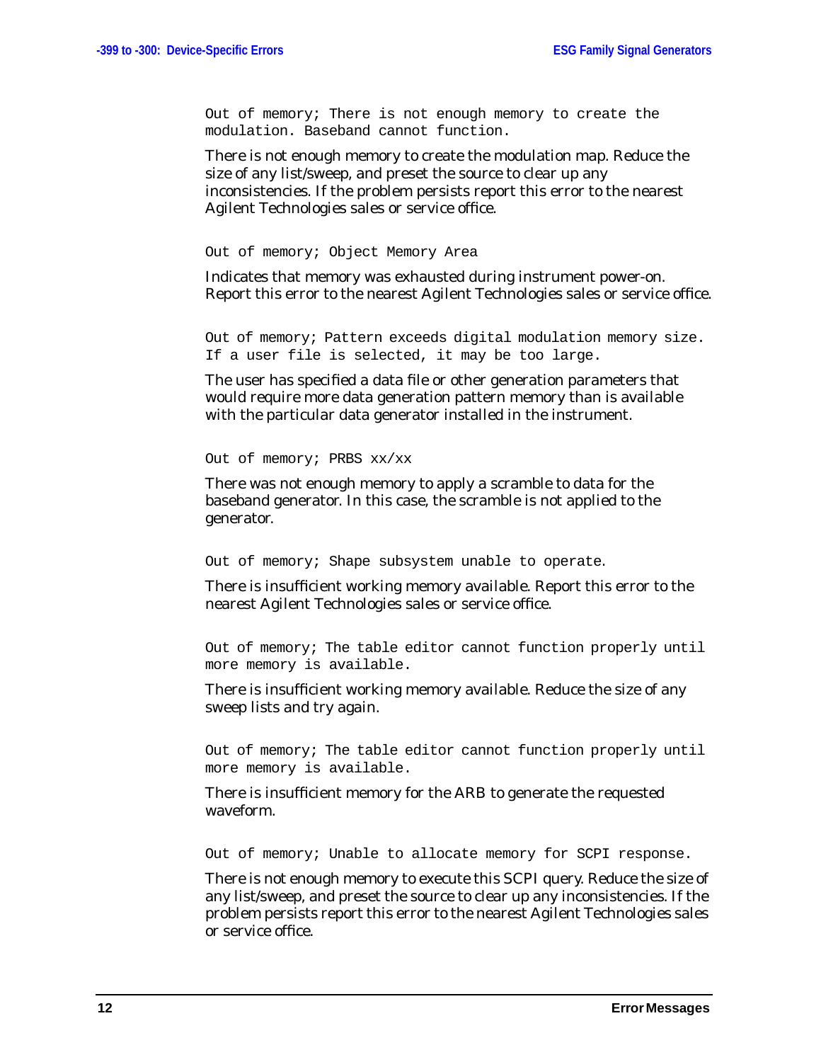```
Out of memory; There is not enough memory to create the modulation. Baseband cannot function.
```

There is not enough memory to create the modulation map. Reduce the size of any list/sweep, and preset the source to clear up any inconsistencies. If the problem persists report this error to the nearest Agilent Technologies sales or service office.

```
Out of memory; Object Memory Area
```

Indicates that memory was exhausted during instrument power-on. Report this error to the nearest Agilent Technologies sales or service office.

```
Out of memory; Pattern exceeds digital modulation memory size. If a user file is selected, it may be too large.
```

The user has specified a data file or other generation parameters that would require more data generation pattern memory than is available with the particular data generator installed in the instrument.

```
Out of memory; PRBS xx/xx
```

There was not enough memory to apply a scramble to data for the baseband generator. In this case, the scramble is not applied to the generator.

```
Out of memory; Shape subsystem unable to operate.
```

There is insufficient working memory available. Report this error to the nearest Agilent Technologies sales or service office.

```
Out of memory; The table editor cannot function properly until more memory is available.
```

There is insufficient working memory available. Reduce the size of any sweep lists and try again.

```
Out of memory; The table editor cannot function properly until more memory is available.
```

There is insufficient memory for the ARB to generate the requested waveform.

```
Out of memory; Unable to allocate memory for SCPI response.
```

There is not enough memory to execute this SCPI query. Reduce the size of any list/sweep, and preset the source to clear up any inconsistencies. If the problem persists report this error to the nearest Agilent Technologies sales or service office.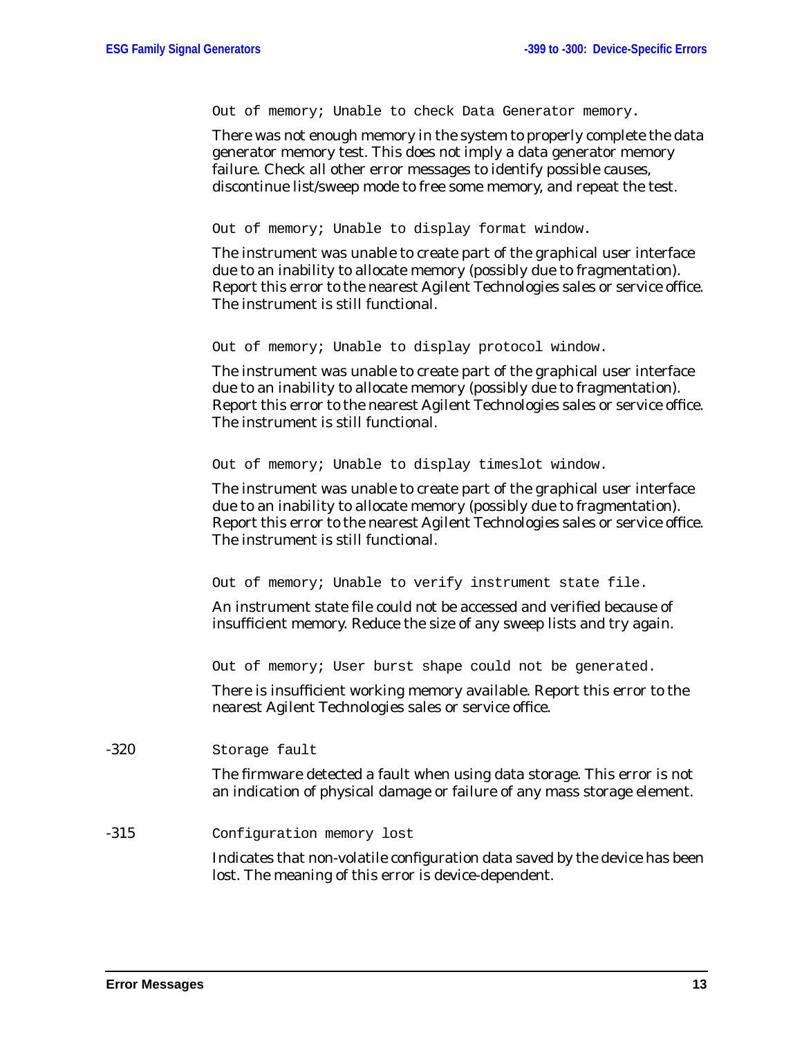`Out of memory; Unable to check Data Generator memory.`

There was not enough memory in the system to properly complete the data generator memory test. This does not imply a data generator memory failure. Check all other error messages to identify possible causes, discontinue list/sweep mode to free some memory, and repeat the test.

`Out of memory; Unable to display format window.`

The instrument was unable to create part of the graphical user interface due to an inability to allocate memory (possibly due to fragmentation). Report this error to the nearest Agilent Technologies sales or service office. The instrument is still functional.

`Out of memory; Unable to display protocol window.`

The instrument was unable to create part of the graphical user interface due to an inability to allocate memory (possibly due to fragmentation). Report this error to the nearest Agilent Technologies sales or service office. The instrument is still functional.

`Out of memory; Unable to display timeslot window.`

The instrument was unable to create part of the graphical user interface due to an inability to allocate memory (possibly due to fragmentation). Report this error to the nearest Agilent Technologies sales or service office. The instrument is still functional.

`Out of memory; Unable to verify instrument state file.`

An instrument state file could not be accessed and verified because of insufficient memory. Reduce the size of any sweep lists and try again.

`Out of memory; User burst shape could not be generated.`

There is insufficient working memory available. Report this error to the nearest Agilent Technologies sales or service office.

-320 `Storage fault`

The firmware detected a fault when using data storage. This error is not an indication of physical damage or failure of any mass storage element.

-315 `Configuration memory lost`

Indicates that non-volatile configuration data saved by the device has been lost. The meaning of this error is device-dependent.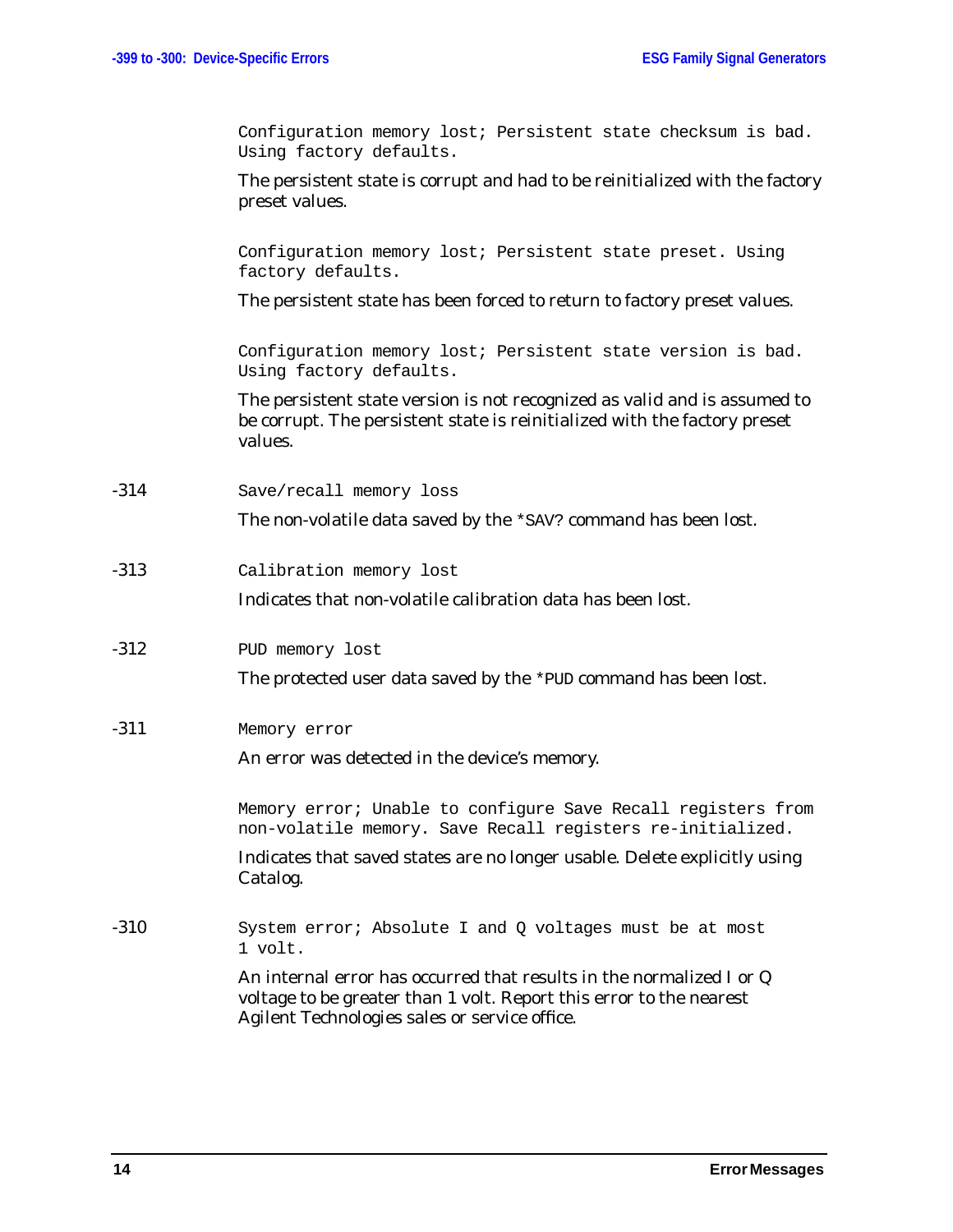`Configuration memory lost; Persistent state checksum is bad. Using factory defaults.`

The persistent state is corrupt and had to be reinitialized with the factory preset values.

`Configuration memory lost; Persistent state preset. Using factory defaults.`

The persistent state has been forced to return to factory preset values.

`Configuration memory lost; Persistent state version is bad. Using factory defaults.`

The persistent state version is not recognized as valid and is assumed to be corrupt. The persistent state is reinitialized with the factory preset values.

-314 `Save/recall memory loss`

The non-volatile data saved by the `*SAV?` command has been lost.

-313 `Calibration memory lost`

Indicates that non-volatile calibration data has been lost.

-312 `PUD memory lost`

The protected user data saved by the `*PUD` command has been lost.

-311 `Memory error`

An error was detected in the device's memory.

`Memory error; Unable to configure Save Recall registers from non-volatile memory. Save Recall registers re-initialized.`

Indicates that saved states are no longer usable. Delete explicitly using Catalog.

-310 `System error; Absolute I and Q voltages must be at most 1 volt.`

An internal error has occurred that results in the normalized I or Q voltage to be greater than 1 volt. Report this error to the nearest Agilent Technologies sales or service office.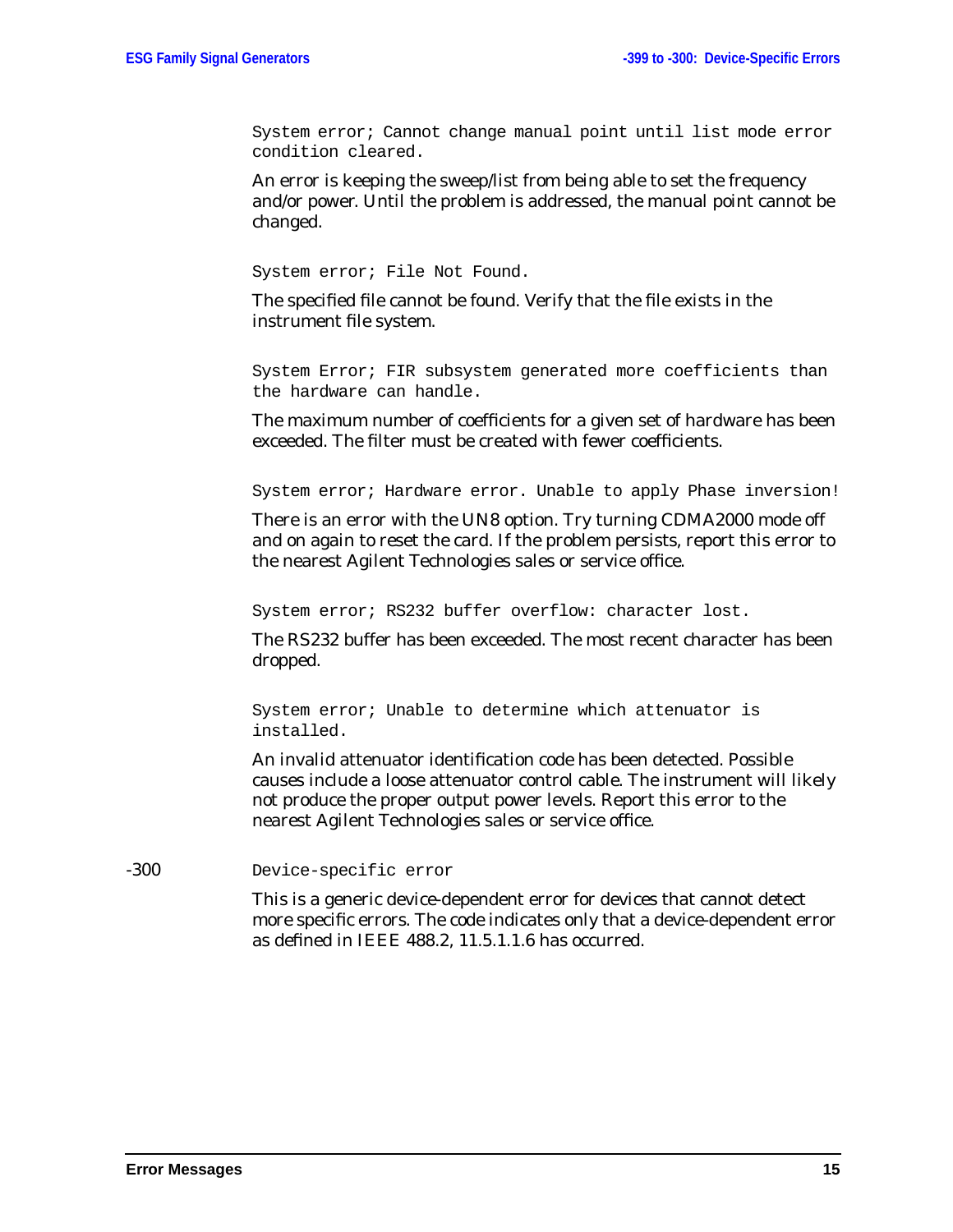`System error; Cannot change manual point until list mode error condition cleared.`

An error is keeping the sweep/list from being able to set the frequency and/or power. Until the problem is addressed, the manual point cannot be changed.

`System error; File Not Found.`

The specified file cannot be found. Verify that the file exists in the instrument file system.

`System Error; FIR subsystem generated more coefficients than the hardware can handle.`

The maximum number of coefficients for a given set of hardware has been exceeded. The filter must be created with fewer coefficients.

`System error; Hardware error. Unable to apply Phase inversion!`

There is an error with the UN8 option. Try turning CDMA2000 mode off and on again to reset the card. If the problem persists, report this error to the nearest Agilent Technologies sales or service office.

`System error; RS232 buffer overflow: character lost.`

The RS232 buffer has been exceeded. The most recent character has been dropped.

`System error; Unable to determine which attenuator is installed.`

An invalid attenuator identification code has been detected. Possible causes include a loose attenuator control cable. The instrument will likely not produce the proper output power levels. Report this error to the nearest Agilent Technologies sales or service office.

-300 `Device-specific error`

This is a generic device-dependent error for devices that cannot detect more specific errors. The code indicates only that a device-dependent error as defined in IEEE 488.2, 11.5.1.1.6 has occurred.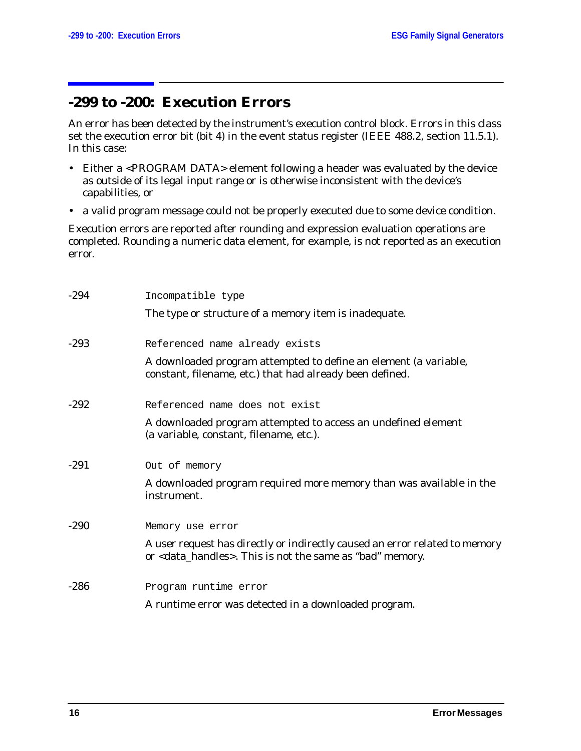## -299 to -200: Execution Errors

An error has been detected by the instrument's execution control block. Errors in this class set the execution error bit (bit 4) in the event status register (IEEE 488.2, section 11.5.1). In this case:

- Either a <PROGRAM DATA> element following a header was evaluated by the device as outside of its legal input range or is otherwise inconsistent with the device's capabilities, or
- a valid program message could not be properly executed due to some device condition.

Execution errors are reported after rounding and expression evaluation operations are completed. Rounding a numeric data element, for example, is not reported as an execution error.

-294 `Incompatible type`

The type or structure of a memory item is inadequate.

-293 `Referenced name already exists`

A downloaded program attempted to define an element (a variable, constant, filename, etc.) that had already been defined.

-292 `Referenced name does not exist`

A downloaded program attempted to access an undefined element (a variable, constant, filename, etc.).

-291 `Out of memory`

A downloaded program required more memory than was available in the instrument.

-290 `Memory use error`

A user request has directly or indirectly caused an error related to memory or <data_handles>. This is not the same as "bad" memory.

-286 `Program runtime error`

A runtime error was detected in a downloaded program.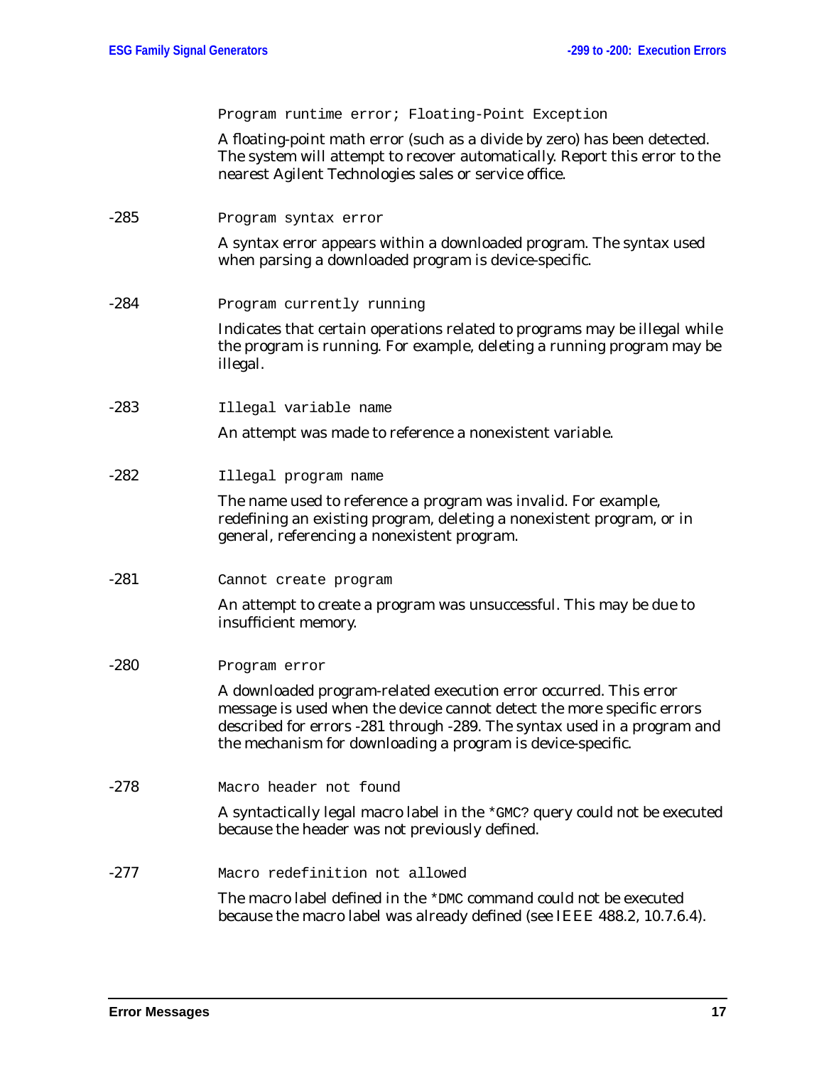`Program runtime error; Floating-Point Exception`

A floating-point math error (such as a divide by zero) has been detected. The system will attempt to recover automatically. Report this error to the nearest Agilent Technologies sales or service office.

-285 `Program syntax error`

A syntax error appears within a downloaded program. The syntax used when parsing a downloaded program is device-specific.

-284 `Program currently running`

Indicates that certain operations related to programs may be illegal while the program is running. For example, deleting a running program may be illegal.

-283 `Illegal variable name`

An attempt was made to reference a nonexistent variable.

-282 `Illegal program name`

The name used to reference a program was invalid. For example, redefining an existing program, deleting a nonexistent program, or in general, referencing a nonexistent program.

-281 `Cannot create program`

An attempt to create a program was unsuccessful. This may be due to insufficient memory.

-280 `Program error`

A downloaded program-related execution error occurred. This error message is used when the device cannot detect the more specific errors described for errors -281 through -289. The syntax used in a program and the mechanism for downloading a program is device-specific.

-278 `Macro header not found`

A syntactically legal macro label in the `*GMC?` query could not be executed because the header was not previously defined.

-277 `Macro redefinition not allowed`

The macro label defined in the `*DMC` command could not be executed because the macro label was already defined (see IEEE 488.2, 10.7.6.4).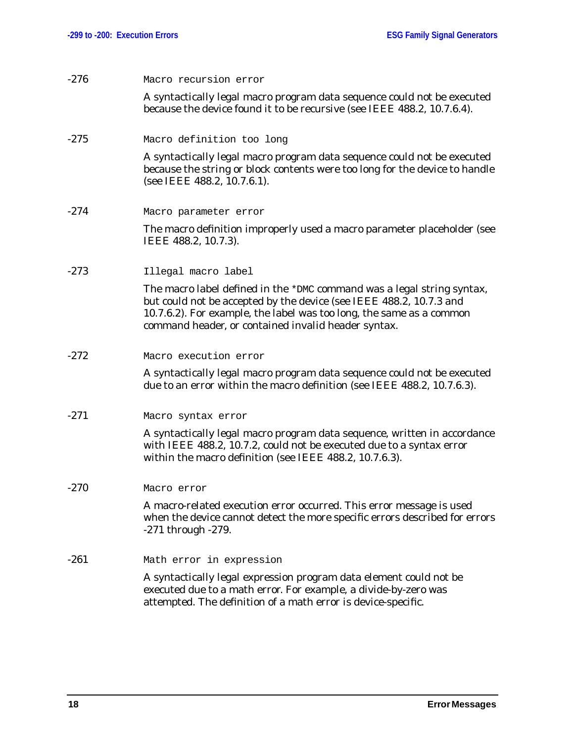-276 `Macro recursion error`

A syntactically legal macro program data sequence could not be executed because the device found it to be recursive (see IEEE 488.2, 10.7.6.4).

-275 `Macro definition too long`

A syntactically legal macro program data sequence could not be executed because the string or block contents were too long for the device to handle (see IEEE 488.2, 10.7.6.1).

-274 `Macro parameter error`

The macro definition improperly used a macro parameter placeholder (see IEEE 488.2, 10.7.3).

-273 `Illegal macro label`

The macro label defined in the `*DMC` command was a legal string syntax, but could not be accepted by the device (see IEEE 488.2, 10.7.3 and 10.7.6.2). For example, the label was too long, the same as a common command header, or contained invalid header syntax.

-272 `Macro execution error`

A syntactically legal macro program data sequence could not be executed due to an error within the macro definition (see IEEE 488.2, 10.7.6.3).

-271 `Macro syntax error`

A syntactically legal macro program data sequence, written in accordance with IEEE 488.2, 10.7.2, could not be executed due to a syntax error within the macro definition (see IEEE 488.2, 10.7.6.3).

-270 `Macro error`

A macro-related execution error occurred. This error message is used when the device cannot detect the more specific errors described for errors -271 through -279.

-261 `Math error in expression`

A syntactically legal expression program data element could not be executed due to a math error. For example, a divide-by-zero was attempted. The definition of a math error is device-specific.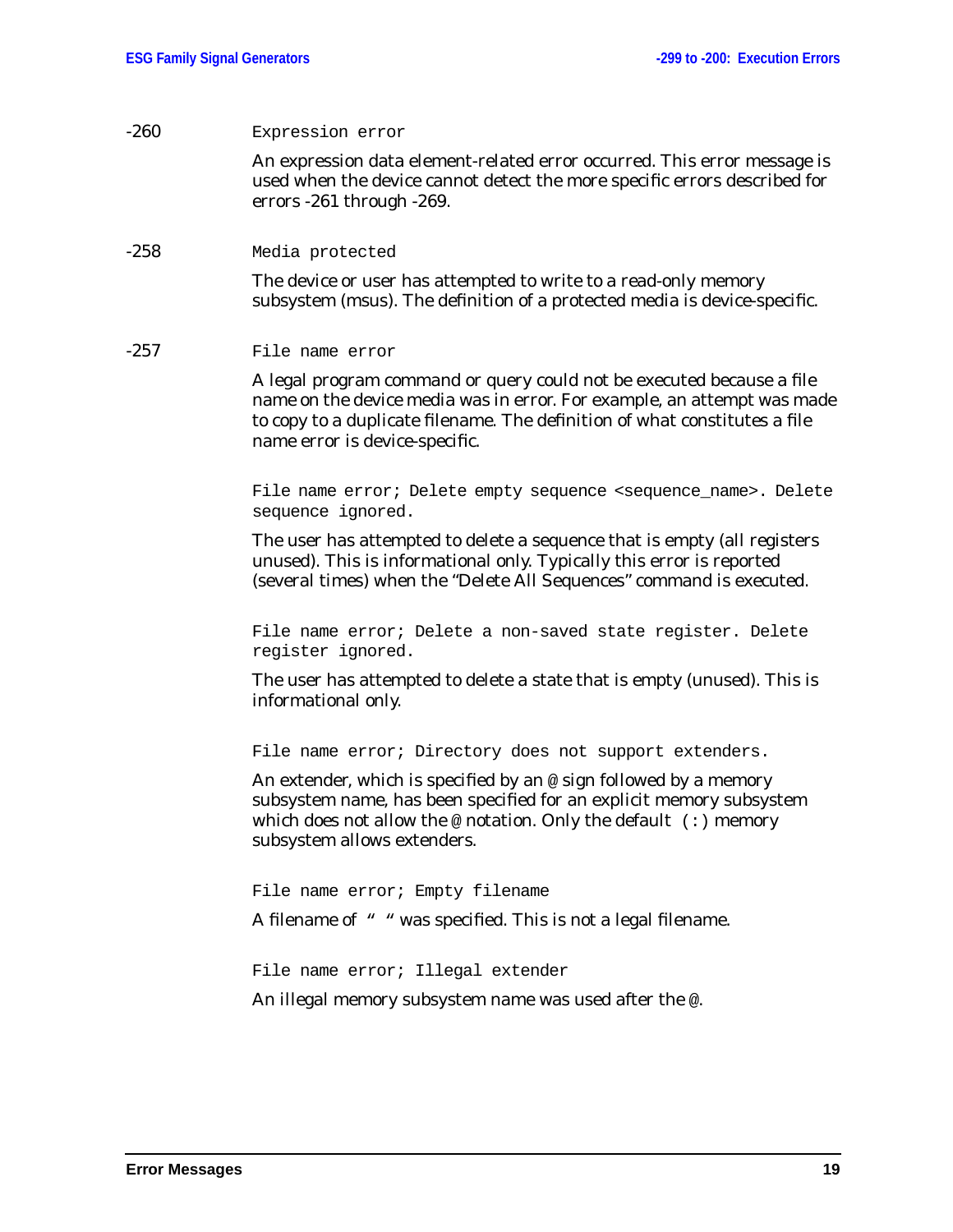-260 `Expression error`

An expression data element-related error occurred. This error message is used when the device cannot detect the more specific errors described for errors -261 through -269.

-258 `Media protected`

The device or user has attempted to write to a read-only memory subsystem (msus). The definition of a protected media is device-specific.

-257 `File name error`

A legal program command or query could not be executed because a file name on the device media was in error. For example, an attempt was made to copy to a duplicate filename. The definition of what constitutes a file name error is device-specific.

`File name error; Delete empty sequence <sequence_name>. Delete sequence ignored.`

The user has attempted to delete a sequence that is empty (all registers unused). This is informational only. Typically this error is reported (several times) when the "Delete All Sequences" command is executed.

`File name error; Delete a non-saved state register. Delete register ignored.`

The user has attempted to delete a state that is empty (unused). This is informational only.

`File name error; Directory does not support extenders.`

An extender, which is specified by an @ sign followed by a memory subsystem name, has been specified for an explicit memory subsystem which does not allow the @ notation. Only the default `(:)` memory subsystem allows extenders.

`File name error; Empty filename`

A filename of " " was specified. This is not a legal filename.

`File name error; Illegal extender`

An illegal memory subsystem name was used after the @.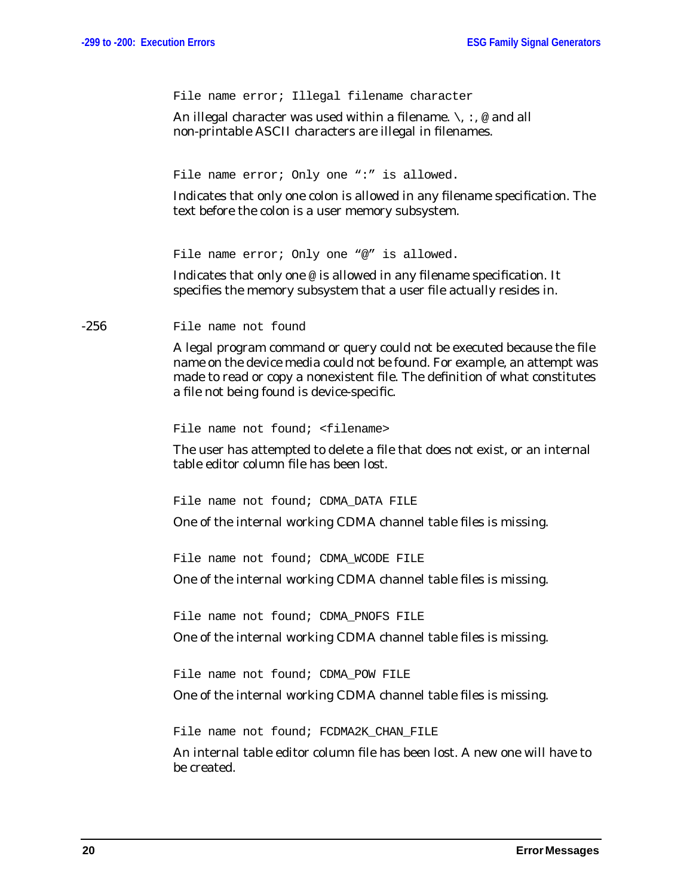`File name error; Illegal filename character`

An illegal character was used within a filename. `\`, `:`, `@` and all non-printable ASCII characters are illegal in filenames.

`File name error; Only one “:” is allowed.`

Indicates that only one colon is allowed in any filename specification. The text before the colon is a user memory subsystem.

`File name error; Only one “@” is allowed.`

Indicates that only one `@` is allowed in any filename specification. It specifies the memory subsystem that a user file actually resides in.

-256 `File name not found`

A legal program command or query could not be executed because the file name on the device media could not be found. For example, an attempt was made to read or copy a nonexistent file. The definition of what constitutes a file not being found is device-specific.

`File name not found; <filename>`

The user has attempted to delete a file that does not exist, or an internal table editor column file has been lost.

`File name not found; CDMA_DATA FILE`

One of the internal working CDMA channel table files is missing.

`File name not found; CDMA_WCODE FILE`

One of the internal working CDMA channel table files is missing.

`File name not found; CDMA_PNOFS FILE`

One of the internal working CDMA channel table files is missing.

`File name not found; CDMA_POW FILE`

One of the internal working CDMA channel table files is missing.

`File name not found; FCDMA2K_CHAN_FILE`

An internal table editor column file has been lost. A new one will have to be created.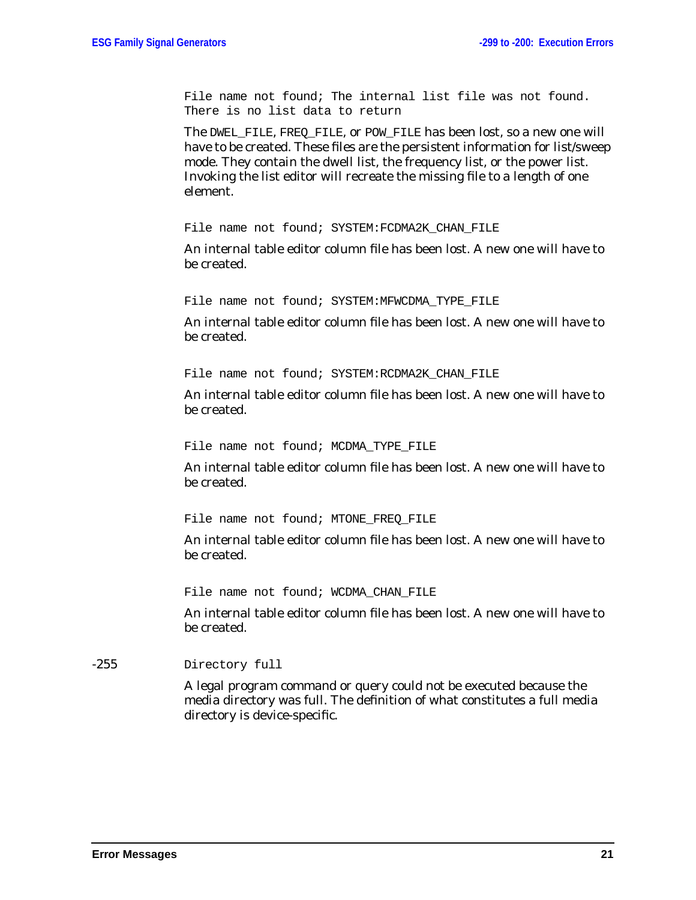`File name not found; The internal list file was not found. There is no list data to return`

The `DWEL_FILE`, `FREQ_FILE`, or `POW_FILE` has been lost, so a new one will have to be created. These files are the persistent information for list/sweep mode. They contain the dwell list, the frequency list, or the power list. Invoking the list editor will recreate the missing file to a length of one element.

`File name not found; SYSTEM:FCDMA2K_CHAN_FILE`

An internal table editor column file has been lost. A new one will have to be created.

`File name not found; SYSTEM:MFWCDMA_TYPE_FILE`

An internal table editor column file has been lost. A new one will have to be created.

`File name not found; SYSTEM:RCDMA2K_CHAN_FILE`

An internal table editor column file has been lost. A new one will have to be created.

`File name not found; MCDMA_TYPE_FILE`

An internal table editor column file has been lost. A new one will have to be created.

`File name not found; MTONE_FREQ_FILE`

An internal table editor column file has been lost. A new one will have to be created.

`File name not found; WCDMA_CHAN_FILE`

An internal table editor column file has been lost. A new one will have to be created.

-255 `Directory full`

A legal program command or query could not be executed because the media directory was full. The definition of what constitutes a full media directory is device-specific.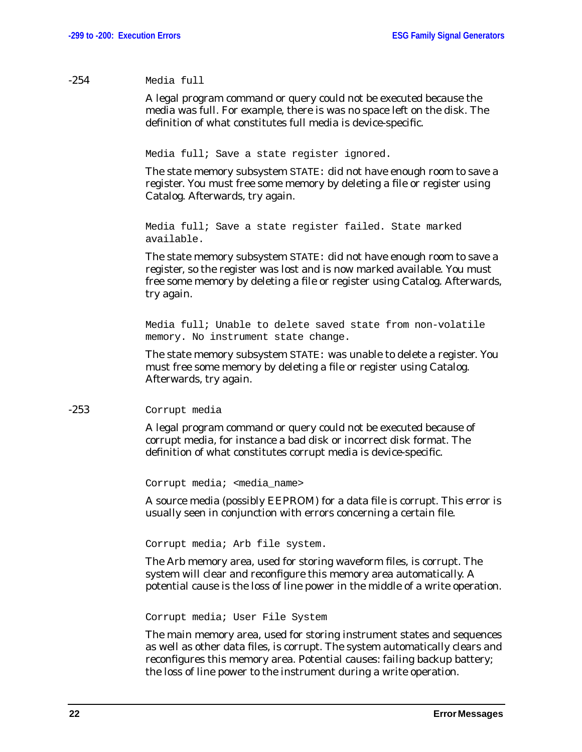-254 `Media full`

A legal program command or query could not be executed because the media was full. For example, there is was no space left on the disk. The definition of what constitutes full media is device-specific.

`Media full; Save a state register ignored.`

The state memory subsystem `STATE:` did not have enough room to save a register. You must free some memory by deleting a file or register using Catalog. Afterwards, try again.

`Media full; Save a state register failed. State marked available.`

The state memory subsystem `STATE:` did not have enough room to save a register, so the register was lost and is now marked available. You must free some memory by deleting a file or register using Catalog. Afterwards, try again.

`Media full; Unable to delete saved state from non-volatile memory. No instrument state change.`

The state memory subsystem `STATE:` was unable to delete a register. You must free some memory by deleting a file or register using Catalog. Afterwards, try again.

-253 `Corrupt media`

A legal program command or query could not be executed because of corrupt media, for instance a bad disk or incorrect disk format. The definition of what constitutes corrupt media is device-specific.

`Corrupt media; <media_name>`

A source media (possibly EEPROM) for a data file is corrupt. This error is usually seen in conjunction with errors concerning a certain file.

`Corrupt media; Arb file system.`

The Arb memory area, used for storing waveform files, is corrupt. The system will clear and reconfigure this memory area automatically. A potential cause is the loss of line power in the middle of a write operation.

`Corrupt media; User File System`

The main memory area, used for storing instrument states and sequences as well as other data files, is corrupt. The system automatically clears and reconfigures this memory area. Potential causes: failing backup battery; the loss of line power to the instrument during a write operation.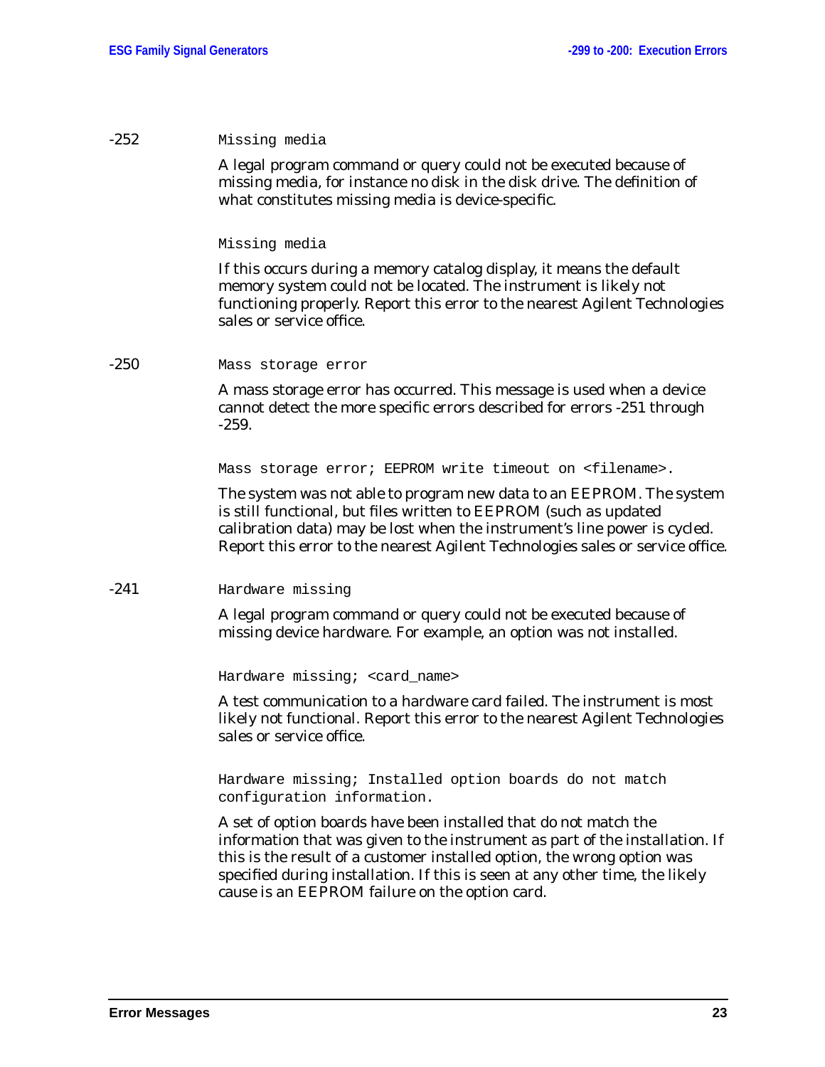-252 `Missing media`

A legal program command or query could not be executed because of missing media, for instance no disk in the disk drive. The definition of what constitutes missing media is device-specific.

`Missing media`

If this occurs during a memory catalog display, it means the default memory system could not be located. The instrument is likely not functioning properly. Report this error to the nearest Agilent Technologies sales or service office.

-250 `Mass storage error`

A mass storage error has occurred. This message is used when a device cannot detect the more specific errors described for errors -251 through -259.

`Mass storage error; EEPROM write timeout on <filename>.`

The system was not able to program new data to an EEPROM. The system is still functional, but files written to EEPROM (such as updated calibration data) may be lost when the instrument's line power is cycled. Report this error to the nearest Agilent Technologies sales or service office.

-241 `Hardware missing`

A legal program command or query could not be executed because of missing device hardware. For example, an option was not installed.

`Hardware missing; <card_name>`

A test communication to a hardware card failed. The instrument is most likely not functional. Report this error to the nearest Agilent Technologies sales or service office.

`Hardware missing; Installed option boards do not match configuration information.`

A set of option boards have been installed that do not match the information that was given to the instrument as part of the installation. If this is the result of a customer installed option, the wrong option was specified during installation. If this is seen at any other time, the likely cause is an EEPROM failure on the option card.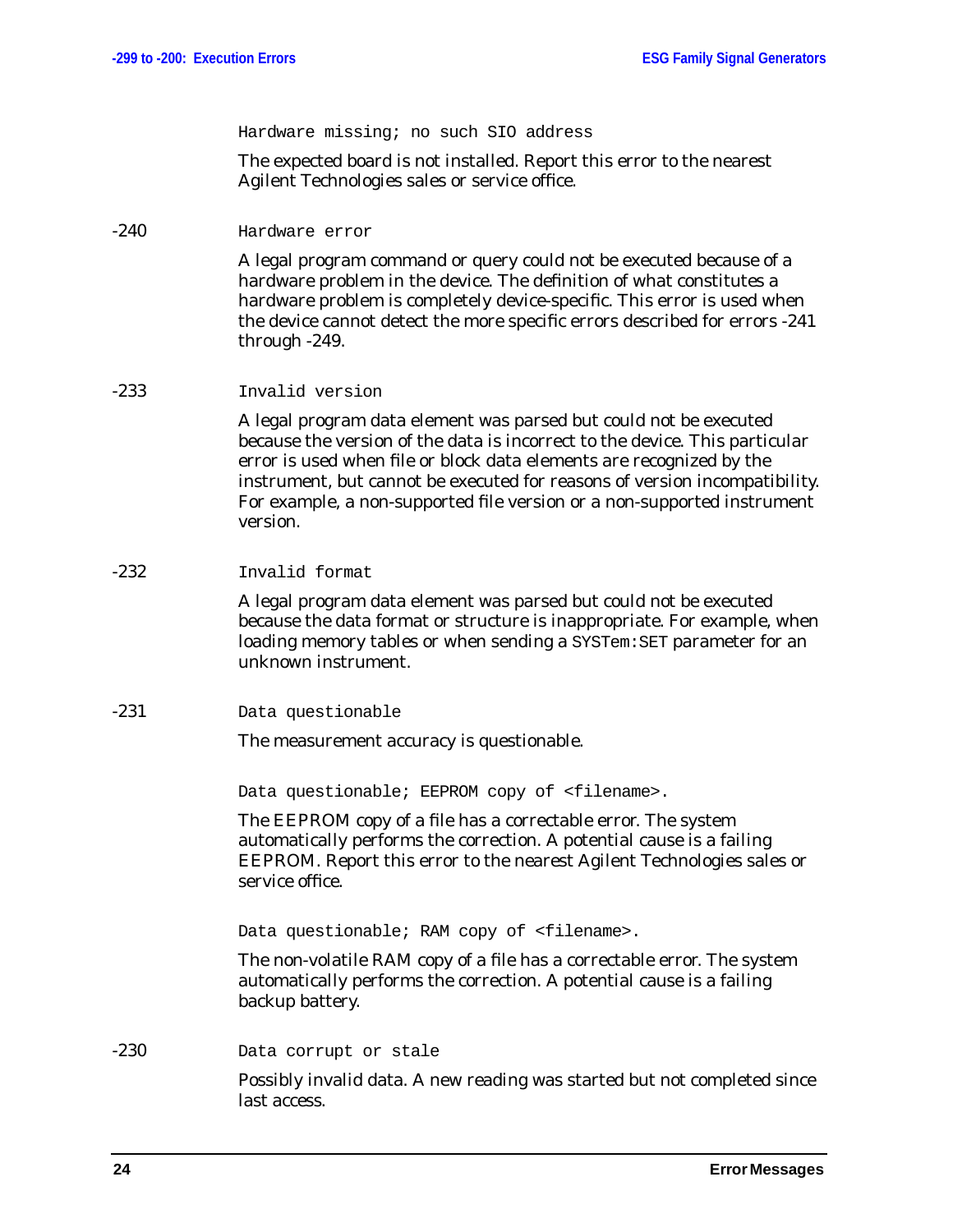`Hardware missing; no such SIO address`

The expected board is not installed. Report this error to the nearest Agilent Technologies sales or service office.

-240 `Hardware error`

A legal program command or query could not be executed because of a hardware problem in the device. The definition of what constitutes a hardware problem is completely device-specific. This error is used when the device cannot detect the more specific errors described for errors -241 through -249.

-233 `Invalid version`

A legal program data element was parsed but could not be executed because the version of the data is incorrect to the device. This particular error is used when file or block data elements are recognized by the instrument, but cannot be executed for reasons of version incompatibility. For example, a non-supported file version or a non-supported instrument version.

-232 `Invalid format`

A legal program data element was parsed but could not be executed because the data format or structure is inappropriate. For example, when loading memory tables or when sending a `SYSTem:SET` parameter for an unknown instrument.

-231 `Data questionable`

The measurement accuracy is questionable.

`Data questionable; EEPROM copy of <filename>.`

The EEPROM copy of a file has a correctable error. The system automatically performs the correction. A potential cause is a failing EEPROM. Report this error to the nearest Agilent Technologies sales or service office.

`Data questionable; RAM copy of <filename>.`

The non-volatile RAM copy of a file has a correctable error. The system automatically performs the correction. A potential cause is a failing backup battery.

-230 `Data corrupt or stale`

Possibly invalid data. A new reading was started but not completed since last access.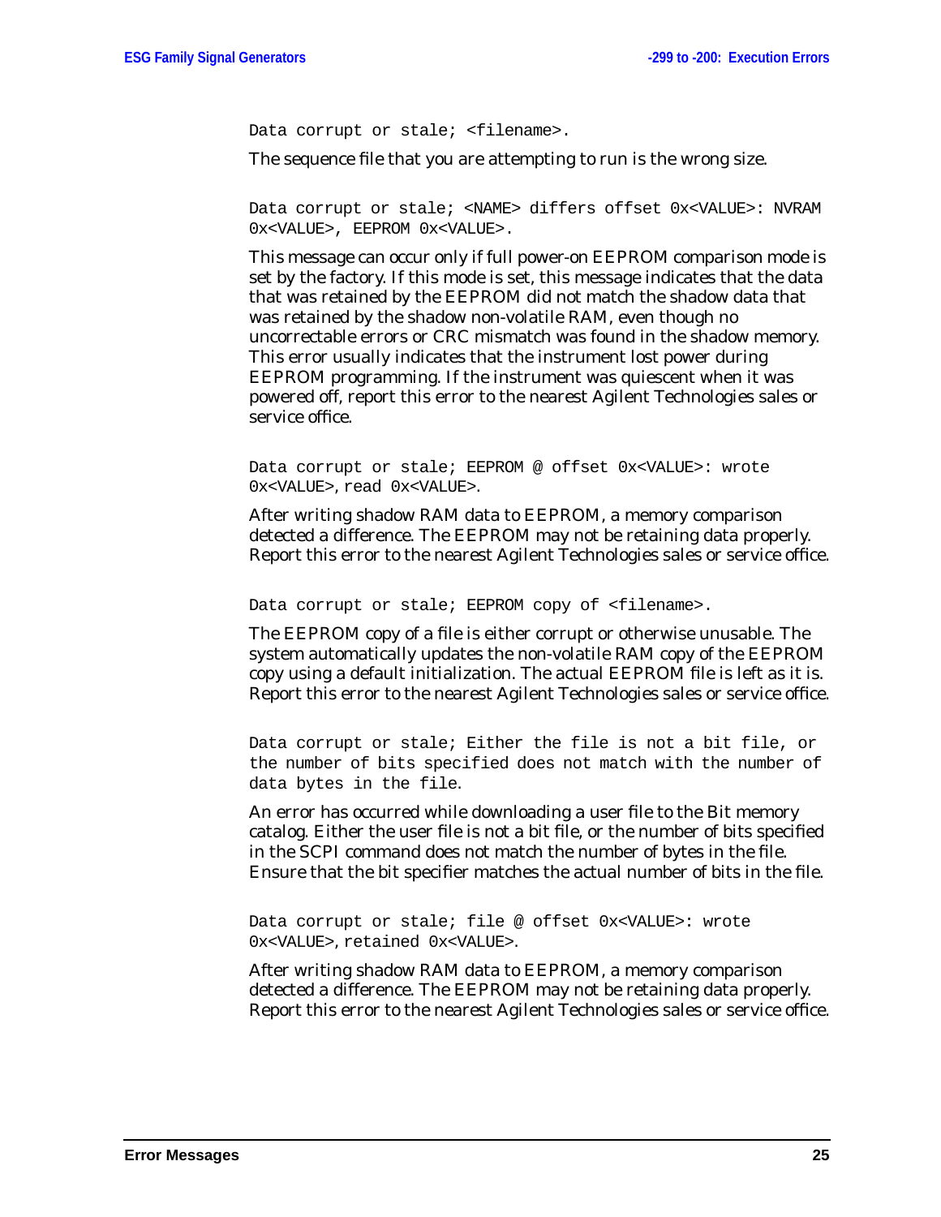`Data corrupt or stale; <filename>.`

The sequence file that you are attempting to run is the wrong size.

`Data corrupt or stale; <NAME> differs offset 0x<VALUE>: NVRAM 0x<VALUE>, EEPROM 0x<VALUE>.`

This message can occur only if full power-on EEPROM comparison mode is set by the factory. If this mode is set, this message indicates that the data that was retained by the EEPROM did not match the shadow data that was retained by the shadow non-volatile RAM, even though no uncorrectable errors or CRC mismatch was found in the shadow memory. This error usually indicates that the instrument lost power during EEPROM programming. If the instrument was quiescent when it was powered off, report this error to the nearest Agilent Technologies sales or service office.

`Data corrupt or stale; EEPROM @ offset 0x<VALUE>: wrote 0x<VALUE>, read 0x<VALUE>.`

After writing shadow RAM data to EEPROM, a memory comparison detected a difference. The EEPROM may not be retaining data properly. Report this error to the nearest Agilent Technologies sales or service office.

`Data corrupt or stale; EEPROM copy of <filename>.`

The EEPROM copy of a file is either corrupt or otherwise unusable. The system automatically updates the non-volatile RAM copy of the EEPROM copy using a default initialization. The actual EEPROM file is left as it is. Report this error to the nearest Agilent Technologies sales or service office.

`Data corrupt or stale; Either the file is not a bit file, or the number of bits specified does not match with the number of data bytes in the file.`

An error has occurred while downloading a user file to the Bit memory catalog. Either the user file is not a bit file, or the number of bits specified in the SCPI command does not match the number of bytes in the file. Ensure that the bit specifier matches the actual number of bits in the file.

`Data corrupt or stale; file @ offset 0x<VALUE>: wrote 0x<VALUE>, retained 0x<VALUE>.`

After writing shadow RAM data to EEPROM, a memory comparison detected a difference. The EEPROM may not be retaining data properly. Report this error to the nearest Agilent Technologies sales or service office.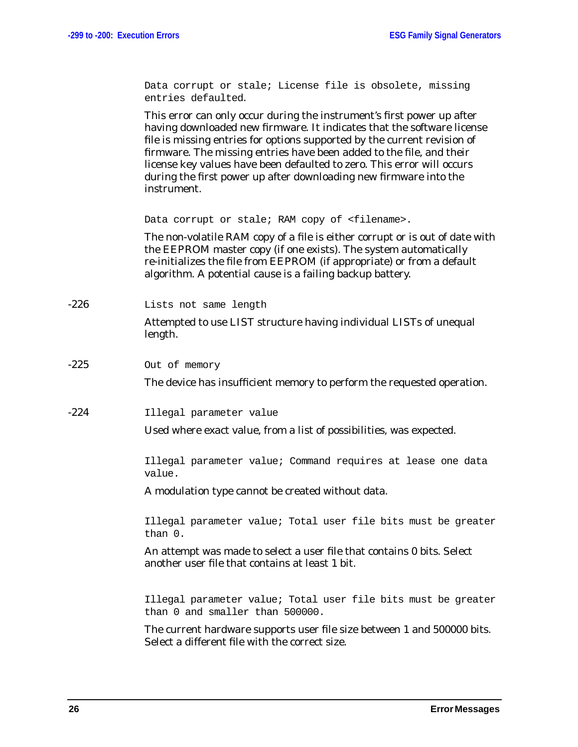`Data corrupt or stale; License file is obsolete, missing entries defaulted.`

This error can only occur during the instrument's first power up after having downloaded new firmware. It indicates that the software license file is missing entries for options supported by the current revision of firmware. The missing entries have been added to the file, and their license key values have been defaulted to zero. This error will occurs during the first power up after downloading new firmware into the instrument.

`Data corrupt or stale; RAM copy of <filename>.`

The non-volatile RAM copy of a file is either corrupt or is out of date with the EEPROM master copy (if one exists). The system automatically re-initializes the file from EEPROM (if appropriate) or from a default algorithm. A potential cause is a failing backup battery.

-226 `Lists not same length`

Attempted to use LIST structure having individual LISTs of unequal length.

-225 `Out of memory`

The device has insufficient memory to perform the requested operation.

-224 `Illegal parameter value`

Used where exact value, from a list of possibilities, was expected.

`Illegal parameter value; Command requires at lease one data value.`

A modulation type cannot be created without data.

`Illegal parameter value; Total user file bits must be greater than 0.`

An attempt was made to select a user file that contains 0 bits. Select another user file that contains at least 1 bit.

`Illegal parameter value; Total user file bits must be greater than 0 and smaller than 500000.`

The current hardware supports user file size between 1 and 500000 bits. Select a different file with the correct size.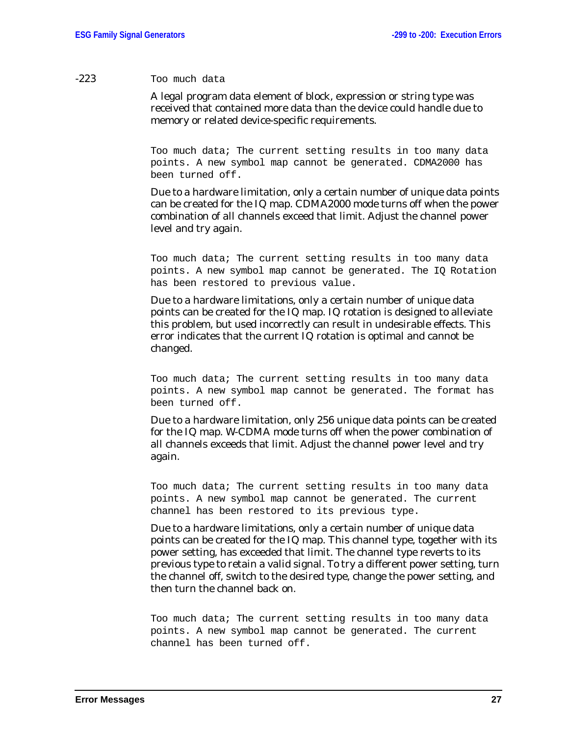-223 `Too much data`

A legal program data element of block, expression or string type was received that contained more data than the device could handle due to memory or related device-specific requirements.

`Too much data; The current setting results in too many data points. A new symbol map cannot be generated. CDMA2000 has been turned off.`

Due to a hardware limitation, only a certain number of unique data points can be created for the IQ map. CDMA2000 mode turns off when the power combination of all channels exceed that limit. Adjust the channel power level and try again.

`Too much data; The current setting results in too many data points. A new symbol map cannot be generated. The IQ Rotation has been restored to previous value.`

Due to a hardware limitations, only a certain number of unique data points can be created for the IQ map. IQ rotation is designed to alleviate this problem, but used incorrectly can result in undesirable effects. This error indicates that the current IQ rotation is optimal and cannot be changed.

`Too much data; The current setting results in too many data points. A new symbol map cannot be generated. The format has been turned off.`

Due to a hardware limitation, only 256 unique data points can be created for the IQ map. W-CDMA mode turns off when the power combination of all channels exceeds that limit. Adjust the channel power level and try again.

`Too much data; The current setting results in too many data points. A new symbol map cannot be generated. The current channel has been restored to its previous type.`

Due to a hardware limitations, only a certain number of unique data points can be created for the IQ map. This channel type, together with its power setting, has exceeded that limit. The channel type reverts to its previous type to retain a valid signal. To try a different power setting, turn the channel off, switch to the desired type, change the power setting, and then turn the channel back on.

`Too much data; The current setting results in too many data points. A new symbol map cannot be generated. The current channel has been turned off.`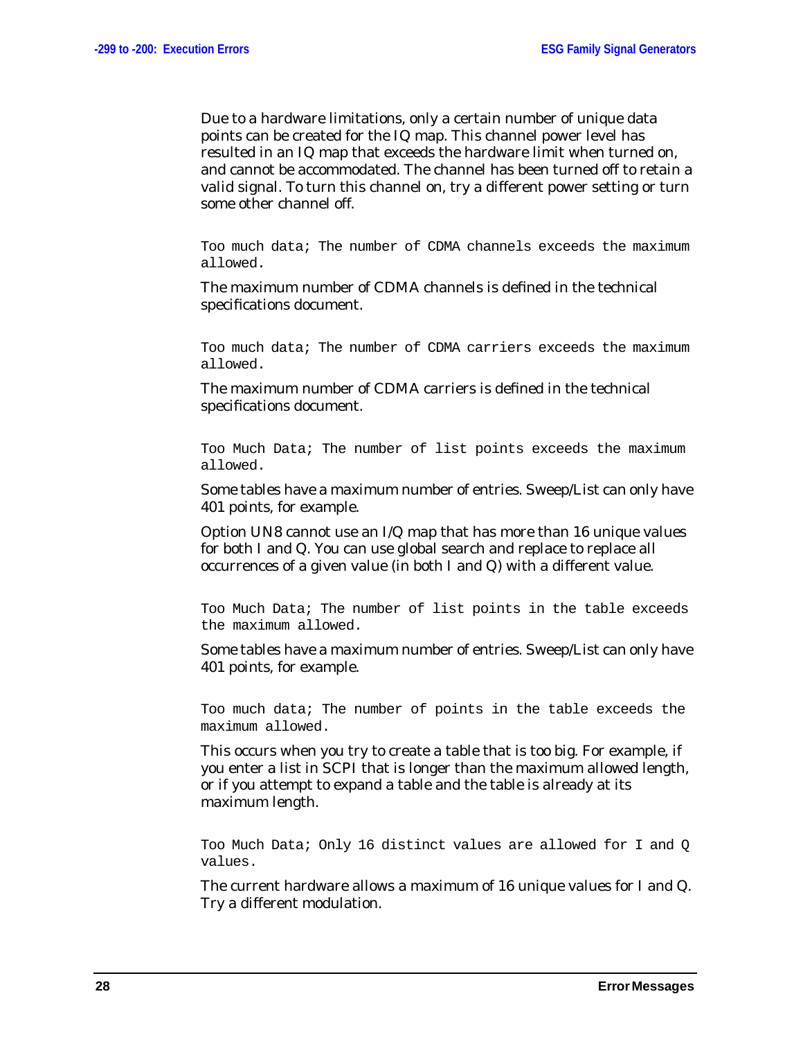Due to a hardware limitations, only a certain number of unique data points can be created for the IQ map. This channel power level has resulted in an IQ map that exceeds the hardware limit when turned on, and cannot be accommodated. The channel has been turned off to retain a valid signal. To turn this channel on, try a different power setting or turn some other channel off.

```
Too much data; The number of CDMA channels exceeds the maximum allowed.
```

The maximum number of CDMA channels is defined in the technical specifications document.

```
Too much data; The number of CDMA carriers exceeds the maximum allowed.
```

The maximum number of CDMA carriers is defined in the technical specifications document.

```
Too Much Data; The number of list points exceeds the maximum allowed.
```

Some tables have a maximum number of entries. Sweep/List can only have 401 points, for example.

Option UN8 cannot use an I/Q map that has more than 16 unique values for both I and Q. You can use global search and replace to replace all occurrences of a given value (in both I and Q) with a different value.

```
Too Much Data; The number of list points in the table exceeds the maximum allowed.
```

Some tables have a maximum number of entries. Sweep/List can only have 401 points, for example.

```
Too much data; The number of points in the table exceeds the maximum allowed.
```

This occurs when you try to create a table that is too big. For example, if you enter a list in SCPI that is longer than the maximum allowed length, or if you attempt to expand a table and the table is already at its maximum length.

```
Too Much Data; Only 16 distinct values are allowed for I and Q values.
```

The current hardware allows a maximum of 16 unique values for I and Q. Try a different modulation.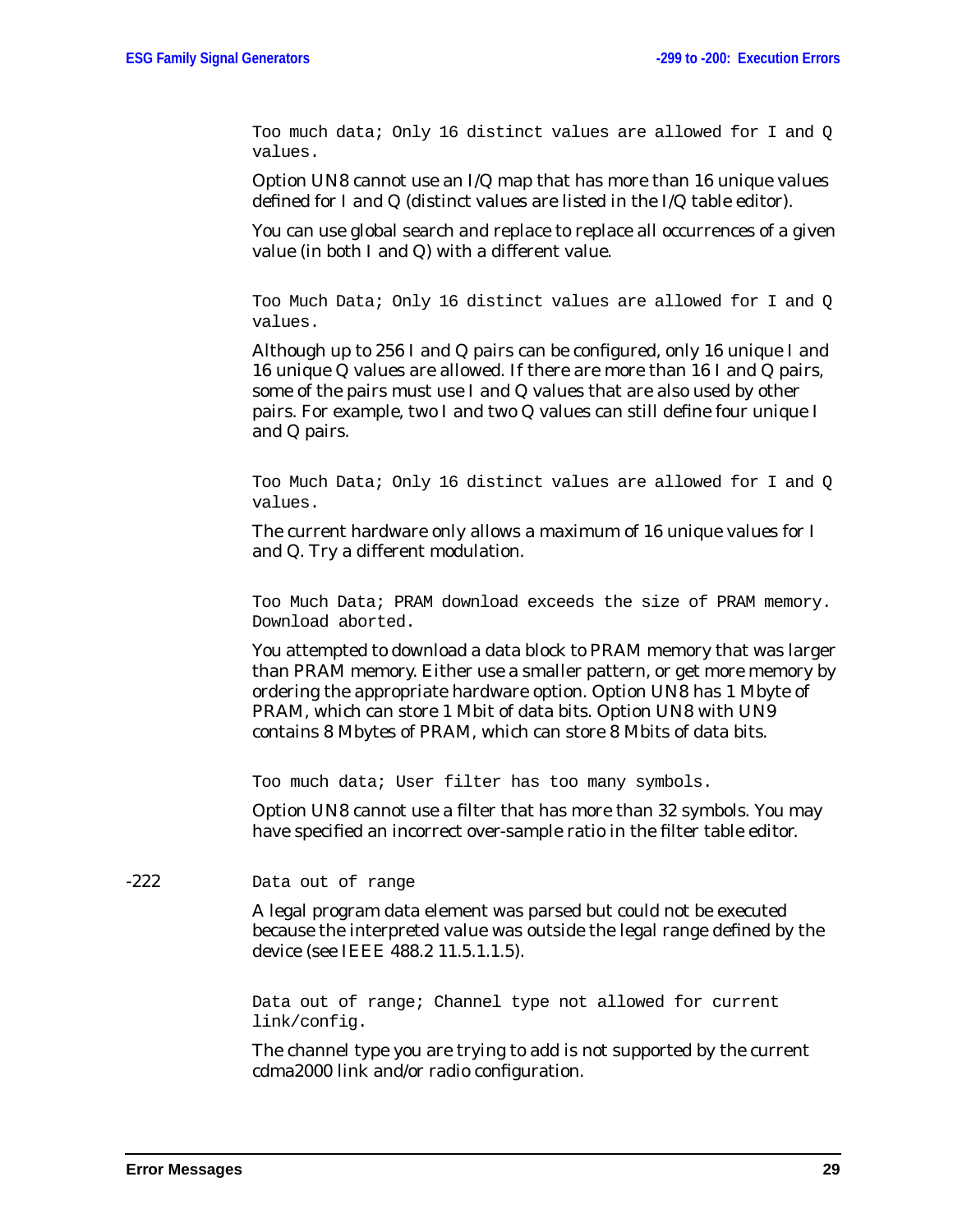`Too much data; Only 16 distinct values are allowed for I and Q values.`

Option UN8 cannot use an I/Q map that has more than 16 unique values defined for I and Q (distinct values are listed in the I/Q table editor).

You can use global search and replace to replace all occurrences of a given value (in both I and Q) with a different value.

`Too Much Data; Only 16 distinct values are allowed for I and Q values.`

Although up to 256 I and Q pairs can be configured, only 16 unique I and 16 unique Q values are allowed. If there are more than 16 I and Q pairs, some of the pairs must use I and Q values that are also used by other pairs. For example, two I and two Q values can still define four unique I and Q pairs.

`Too Much Data; Only 16 distinct values are allowed for I and Q values.`

The current hardware only allows a maximum of 16 unique values for I and Q. Try a different modulation.

`Too Much Data; PRAM download exceeds the size of PRAM memory. Download aborted.`

You attempted to download a data block to PRAM memory that was larger than PRAM memory. Either use a smaller pattern, or get more memory by ordering the appropriate hardware option. Option UN8 has 1 Mbyte of PRAM, which can store 1 Mbit of data bits. Option UN8 with UN9 contains 8 Mbytes of PRAM, which can store 8 Mbits of data bits.

`Too much data; User filter has too many symbols.`

Option UN8 cannot use a filter that has more than 32 symbols. You may have specified an incorrect over-sample ratio in the filter table editor.

-222 `Data out of range`

A legal program data element was parsed but could not be executed because the interpreted value was outside the legal range defined by the device (see IEEE 488.2 11.5.1.1.5).

`Data out of range; Channel type not allowed for current link/config.`

The channel type you are trying to add is not supported by the current cdma2000 link and/or radio configuration.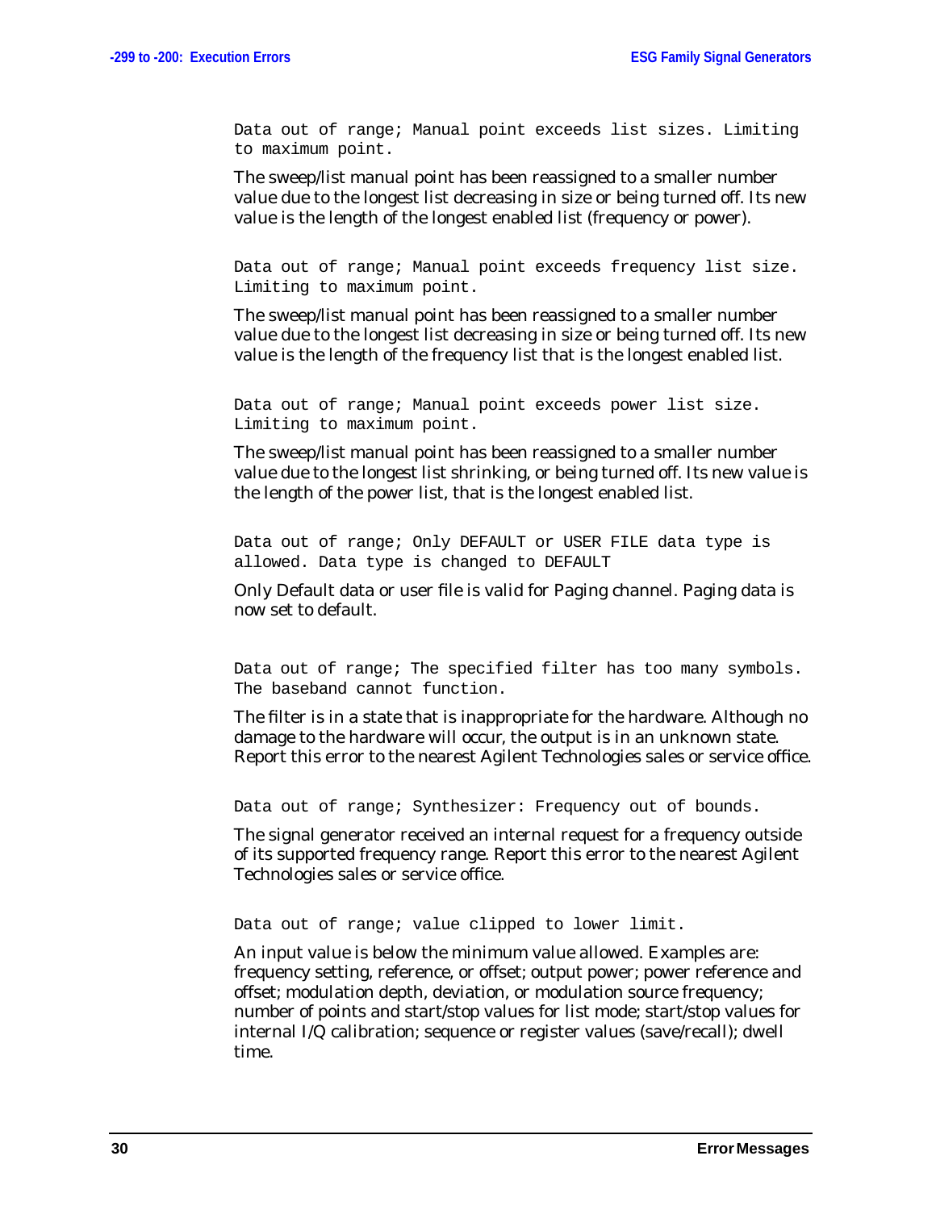```
Data out of range; Manual point exceeds list sizes. Limiting
to maximum point.
```

The sweep/list manual point has been reassigned to a smaller number value due to the longest list decreasing in size or being turned off. Its new value is the length of the longest enabled list (frequency or power).

```
Data out of range; Manual point exceeds frequency list size.
Limiting to maximum point.
```

The sweep/list manual point has been reassigned to a smaller number value due to the longest list decreasing in size or being turned off. Its new value is the length of the frequency list that is the longest enabled list.

```
Data out of range; Manual point exceeds power list size.
Limiting to maximum point.
```

The sweep/list manual point has been reassigned to a smaller number value due to the longest list shrinking, or being turned off. Its new value is the length of the power list, that is the longest enabled list.

```
Data out of range; Only DEFAULT or USER FILE data type is
allowed. Data type is changed to DEFAULT
```

Only Default data or user file is valid for Paging channel. Paging data is now set to default.

```
Data out of range; The specified filter has too many symbols.
The baseband cannot function.
```

The filter is in a state that is inappropriate for the hardware. Although no damage to the hardware will occur, the output is in an unknown state. Report this error to the nearest Agilent Technologies sales or service office.

```
Data out of range; Synthesizer: Frequency out of bounds.
```

The signal generator received an internal request for a frequency outside of its supported frequency range. Report this error to the nearest Agilent Technologies sales or service office.

```
Data out of range; value clipped to lower limit.
```

An input value is below the minimum value allowed. Examples are: frequency setting, reference, or offset; output power; power reference and offset; modulation depth, deviation, or modulation source frequency; number of points and start/stop values for list mode; start/stop values for internal I/Q calibration; sequence or register values (save/recall); dwell time.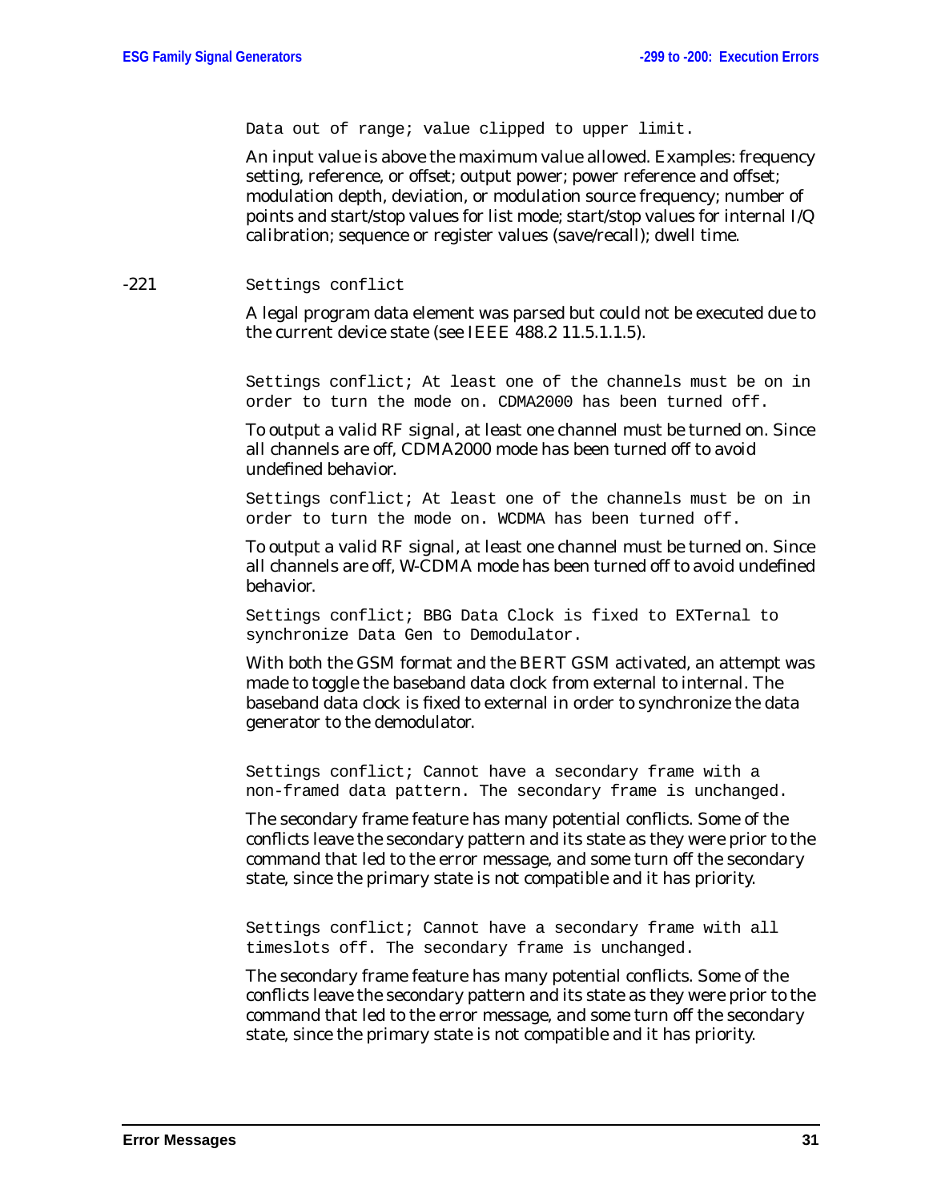`Data out of range; value clipped to upper limit.`

An input value is above the maximum value allowed. Examples: frequency setting, reference, or offset; output power; power reference and offset; modulation depth, deviation, or modulation source frequency; number of points and start/stop values for list mode; start/stop values for internal I/Q calibration; sequence or register values (save/recall); dwell time.

-221 `Settings conflict`

A legal program data element was parsed but could not be executed due to the current device state (see IEEE 488.2 11.5.1.1.5).

`Settings conflict; At least one of the channels must be on in order to turn the mode on. CDMA2000 has been turned off.`

To output a valid RF signal, at least one channel must be turned on. Since all channels are off, CDMA2000 mode has been turned off to avoid undefined behavior.

`Settings conflict; At least one of the channels must be on in order to turn the mode on. WCDMA has been turned off.`

To output a valid RF signal, at least one channel must be turned on. Since all channels are off, W-CDMA mode has been turned off to avoid undefined behavior.

`Settings conflict; BBG Data Clock is fixed to EXTernal to synchronize Data Gen to Demodulator.`

With both the GSM format and the BERT GSM activated, an attempt was made to toggle the baseband data clock from external to internal. The baseband data clock is fixed to external in order to synchronize the data generator to the demodulator.

`Settings conflict; Cannot have a secondary frame with a non-framed data pattern. The secondary frame is unchanged.`

The secondary frame feature has many potential conflicts. Some of the conflicts leave the secondary pattern and its state as they were prior to the command that led to the error message, and some turn off the secondary state, since the primary state is not compatible and it has priority.

`Settings conflict; Cannot have a secondary frame with all timeslots off. The secondary frame is unchanged.`

The secondary frame feature has many potential conflicts. Some of the conflicts leave the secondary pattern and its state as they were prior to the command that led to the error message, and some turn off the secondary state, since the primary state is not compatible and it has priority.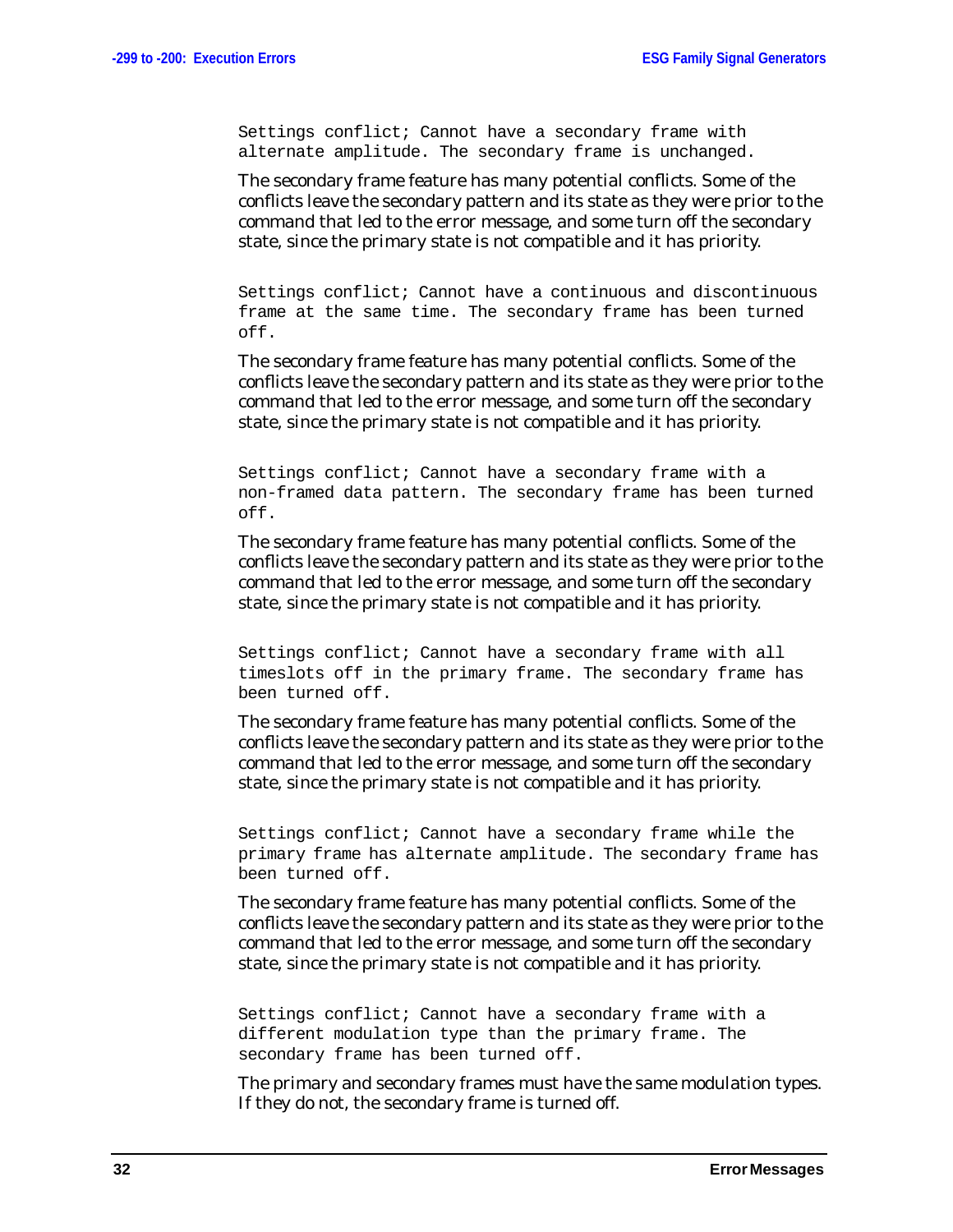```
Settings conflict; Cannot have a secondary frame with
alternate amplitude. The secondary frame is unchanged.
```

The secondary frame feature has many potential conflicts. Some of the conflicts leave the secondary pattern and its state as they were prior to the command that led to the error message, and some turn off the secondary state, since the primary state is not compatible and it has priority.

```
Settings conflict; Cannot have a continuous and discontinuous
frame at the same time. The secondary frame has been turned
off.
```

The secondary frame feature has many potential conflicts. Some of the conflicts leave the secondary pattern and its state as they were prior to the command that led to the error message, and some turn off the secondary state, since the primary state is not compatible and it has priority.

```
Settings conflict; Cannot have a secondary frame with a
non-framed data pattern. The secondary frame has been turned
off.
```

The secondary frame feature has many potential conflicts. Some of the conflicts leave the secondary pattern and its state as they were prior to the command that led to the error message, and some turn off the secondary state, since the primary state is not compatible and it has priority.

```
Settings conflict; Cannot have a secondary frame with all
timeslots off in the primary frame. The secondary frame has
been turned off.
```

The secondary frame feature has many potential conflicts. Some of the conflicts leave the secondary pattern and its state as they were prior to the command that led to the error message, and some turn off the secondary state, since the primary state is not compatible and it has priority.

```
Settings conflict; Cannot have a secondary frame while the
primary frame has alternate amplitude. The secondary frame has
been turned off.
```

The secondary frame feature has many potential conflicts. Some of the conflicts leave the secondary pattern and its state as they were prior to the command that led to the error message, and some turn off the secondary state, since the primary state is not compatible and it has priority.

```
Settings conflict; Cannot have a secondary frame with a
different modulation type than the primary frame. The
secondary frame has been turned off.
```

The primary and secondary frames must have the same modulation types. If they do not, the secondary frame is turned off.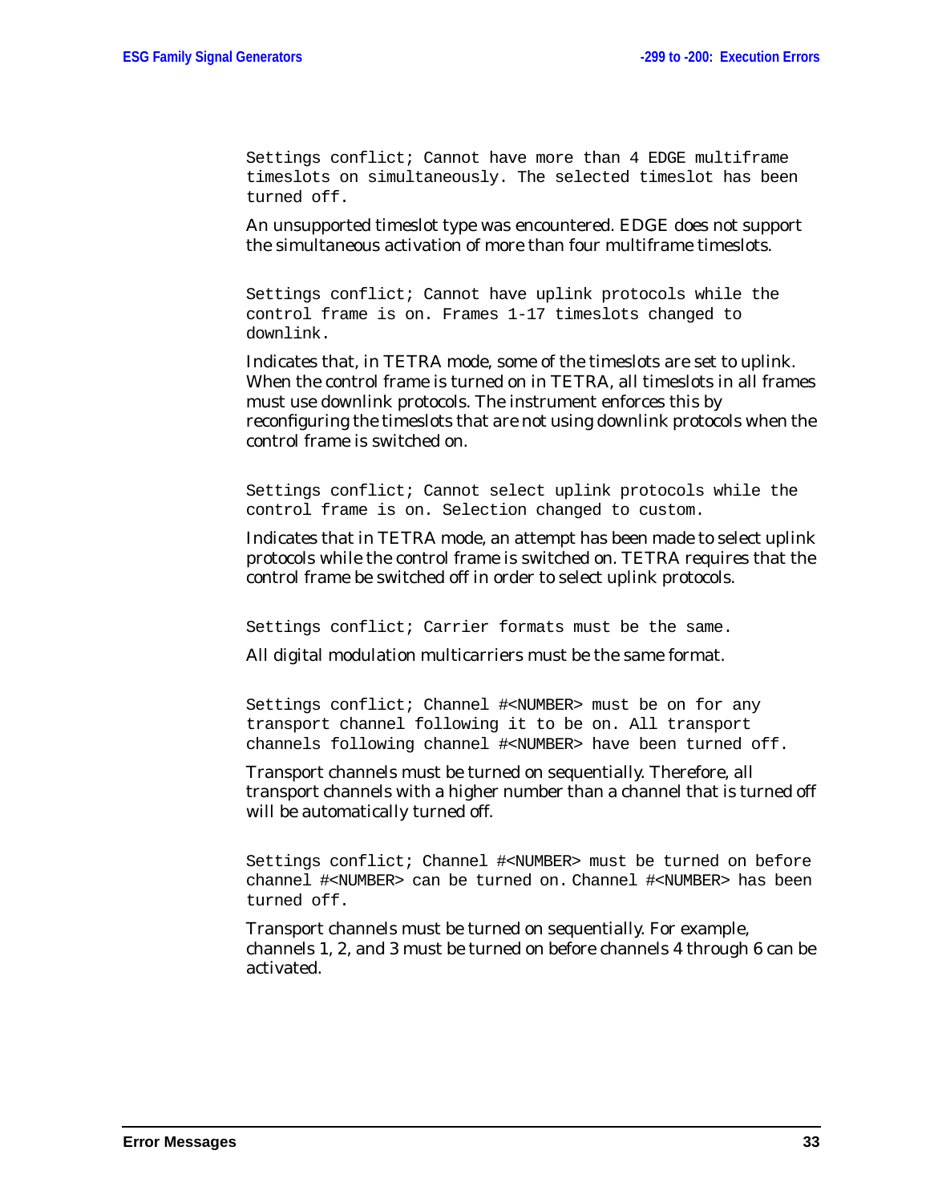```
Settings conflict; Cannot have more than 4 EDGE multiframe
timeslots on simultaneously. The selected timeslot has been
turned off.
```

An unsupported timeslot type was encountered. EDGE does not support the simultaneous activation of more than four multiframe timeslots.

```
Settings conflict; Cannot have uplink protocols while the
control frame is on. Frames 1-17 timeslots changed to
downlink.
```

Indicates that, in TETRA mode, some of the timeslots are set to uplink. When the control frame is turned on in TETRA, all timeslots in all frames must use downlink protocols. The instrument enforces this by reconfiguring the timeslots that are not using downlink protocols when the control frame is switched on.

```
Settings conflict; Cannot select uplink protocols while the
control frame is on. Selection changed to custom.
```

Indicates that in TETRA mode, an attempt has been made to select uplink protocols while the control frame is switched on. TETRA requires that the control frame be switched off in order to select uplink protocols.

```
Settings conflict; Carrier formats must be the same.
```

All digital modulation multicarriers must be the same format.

```
Settings conflict; Channel #<NUMBER> must be on for any
transport channel following it to be on. All transport
channels following channel #<NUMBER> have been turned off.
```

Transport channels must be turned on sequentially. Therefore, all transport channels with a higher number than a channel that is turned off will be automatically turned off.

```
Settings conflict; Channel #<NUMBER> must be turned on before
channel #<NUMBER> can be turned on. Channel #<NUMBER> has been
turned off.
```

Transport channels must be turned on sequentially. For example, channels 1, 2, and 3 must be turned on before channels 4 through 6 can be activated.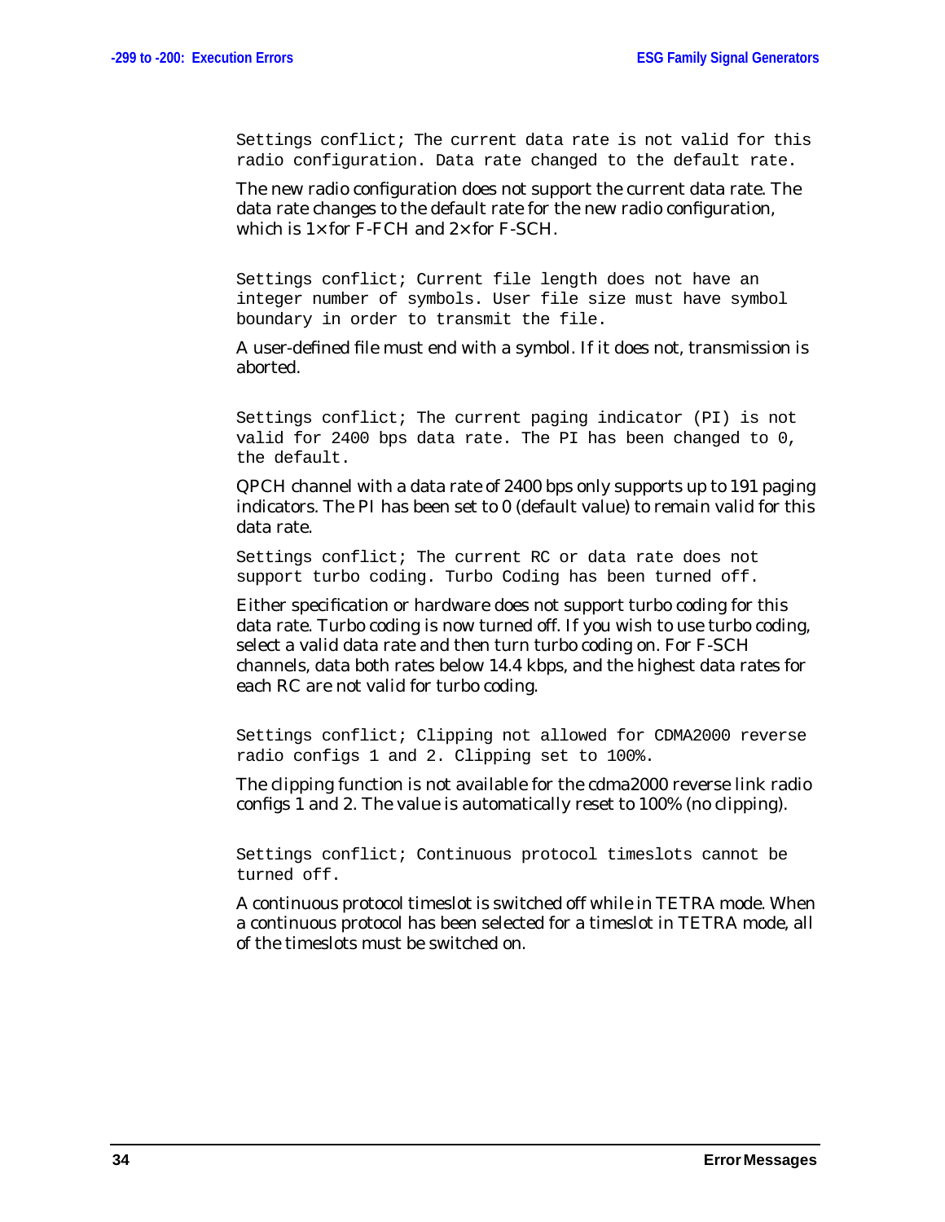```
Settings conflict; The current data rate is not valid for this
radio configuration. Data rate changed to the default rate.
```

The new radio configuration does not support the current data rate. The data rate changes to the default rate for the new radio configuration, which is 1× for F-FCH and 2× for F-SCH.

```
Settings conflict; Current file length does not have an
integer number of symbols. User file size must have symbol
boundary in order to transmit the file.
```

A user-defined file must end with a symbol. If it does not, transmission is aborted.

```
Settings conflict; The current paging indicator (PI) is not
valid for 2400 bps data rate. The PI has been changed to 0,
the default.
```

QPCH channel with a data rate of 2400 bps only supports up to 191 paging indicators. The PI has been set to 0 (default value) to remain valid for this data rate.

```
Settings conflict; The current RC or data rate does not
support turbo coding. Turbo Coding has been turned off.
```

Either specification or hardware does not support turbo coding for this data rate. Turbo coding is now turned off. If you wish to use turbo coding, select a valid data rate and then turn turbo coding on. For F-SCH channels, data both rates below 14.4 kbps, and the highest data rates for each RC are not valid for turbo coding.

```
Settings conflict; Clipping not allowed for CDMA2000 reverse
radio configs 1 and 2. Clipping set to 100%.
```

The clipping function is not available for the cdma2000 reverse link radio configs 1 and 2. The value is automatically reset to 100% (no clipping).

```
Settings conflict; Continuous protocol timeslots cannot be
turned off.
```

A continuous protocol timeslot is switched off while in TETRA mode. When a continuous protocol has been selected for a timeslot in TETRA mode, all of the timeslots must be switched on.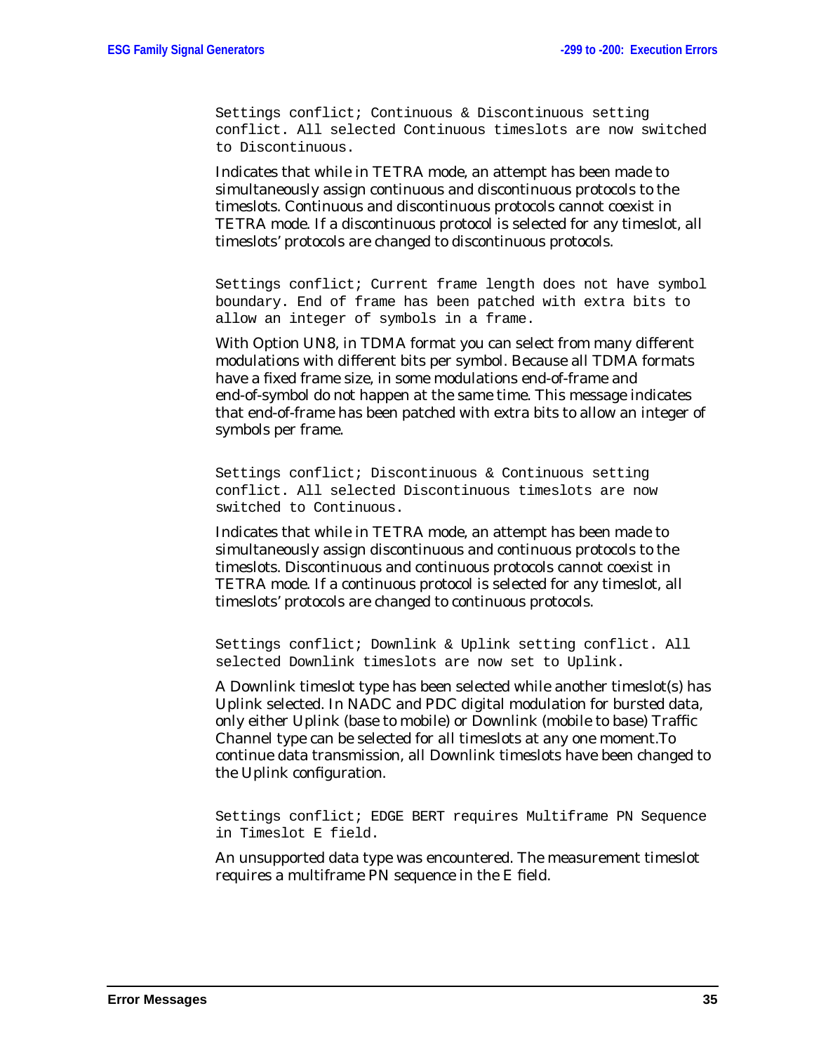```
Settings conflict; Continuous & Discontinuous setting
conflict. All selected Continuous timeslots are now switched
to Discontinuous.
```

Indicates that while in TETRA mode, an attempt has been made to simultaneously assign continuous and discontinuous protocols to the timeslots. Continuous and discontinuous protocols cannot coexist in TETRA mode. If a discontinuous protocol is selected for any timeslot, all timeslots' protocols are changed to discontinuous protocols.

```
Settings conflict; Current frame length does not have symbol
boundary. End of frame has been patched with extra bits to
allow an integer of symbols in a frame.
```

With Option UN8, in TDMA format you can select from many different modulations with different bits per symbol. Because all TDMA formats have a fixed frame size, in some modulations end-of-frame and end-of-symbol do not happen at the same time. This message indicates that end-of-frame has been patched with extra bits to allow an integer of symbols per frame.

```
Settings conflict; Discontinuous & Continuous setting
conflict. All selected Discontinuous timeslots are now
switched to Continuous.
```

Indicates that while in TETRA mode, an attempt has been made to simultaneously assign discontinuous and continuous protocols to the timeslots. Discontinuous and continuous protocols cannot coexist in TETRA mode. If a continuous protocol is selected for any timeslot, all timeslots' protocols are changed to continuous protocols.

```
Settings conflict; Downlink & Uplink setting conflict. All
selected Downlink timeslots are now set to Uplink.
```

A Downlink timeslot type has been selected while another timeslot(s) has Uplink selected. In NADC and PDC digital modulation for bursted data, only either Uplink (base to mobile) or Downlink (mobile to base) Traffic Channel type can be selected for all timeslots at any one moment.To continue data transmission, all Downlink timeslots have been changed to the Uplink configuration.

```
Settings conflict; EDGE BERT requires Multiframe PN Sequence
in Timeslot E field.
```

An unsupported data type was encountered. The measurement timeslot requires a multiframe PN sequence in the E field.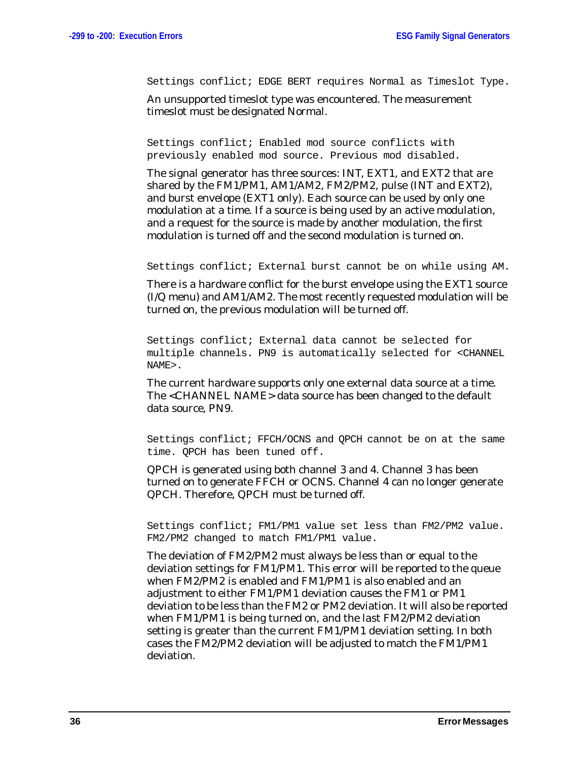```
Settings conflict; EDGE BERT requires Normal as Timeslot Type.
```

An unsupported timeslot type was encountered. The measurement timeslot must be designated Normal.

```
Settings conflict; Enabled mod source conflicts with
previously enabled mod source. Previous mod disabled.
```

The signal generator has three sources: INT, EXT1, and EXT2 that are shared by the FM1/PM1, AM1/AM2, FM2/PM2, pulse (INT and EXT2), and burst envelope (EXT1 only). Each source can be used by only one modulation at a time. If a source is being used by an active modulation, and a request for the source is made by another modulation, the first modulation is turned off and the second modulation is turned on.

```
Settings conflict; External burst cannot be on while using AM.
```

There is a hardware conflict for the burst envelope using the EXT1 source (I/Q menu) and AM1/AM2. The most recently requested modulation will be turned on, the previous modulation will be turned off.

```
Settings conflict; External data cannot be selected for
multiple channels. PN9 is automatically selected for <CHANNEL
NAME>.
```

The current hardware supports only one external data source at a time. The <CHANNEL NAME> data source has been changed to the default data source, PN9.

```
Settings conflict; FFCH/OCNS and QPCH cannot be on at the same
time. QPCH has been tuned off.
```

QPCH is generated using both channel 3 and 4. Channel 3 has been turned on to generate FFCH or OCNS. Channel 4 can no longer generate QPCH. Therefore, QPCH must be turned off.

```
Settings conflict; FM1/PM1 value set less than FM2/PM2 value.
FM2/PM2 changed to match FM1/PM1 value.
```

The deviation of FM2/PM2 must always be less than or equal to the deviation settings for FM1/PM1. This error will be reported to the queue when FM2/PM2 is enabled and FM1/PM1 is also enabled and an adjustment to either FM1/PM1 deviation causes the FM1 or PM1 deviation to be less than the FM2 or PM2 deviation. It will also be reported when FM1/PM1 is being turned on, and the last FM2/PM2 deviation setting is greater than the current FM1/PM1 deviation setting. In both cases the FM2/PM2 deviation will be adjusted to match the FM1/PM1 deviation.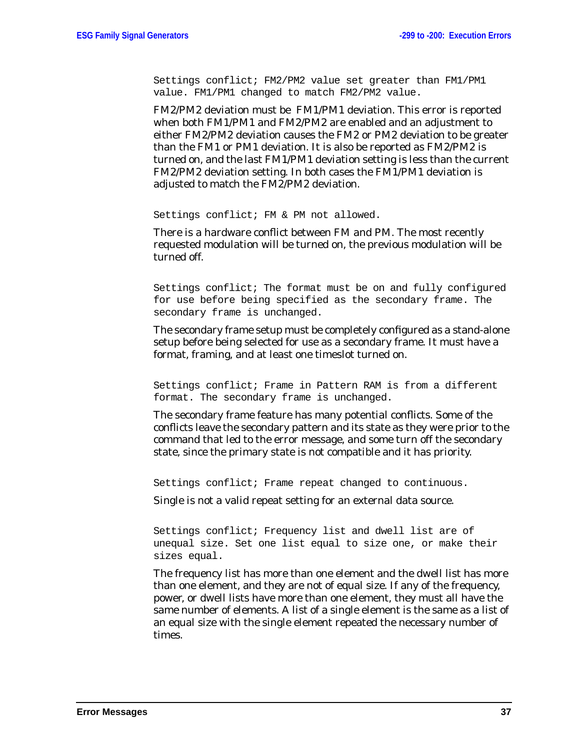```
Settings conflict; FM2/PM2 value set greater than FM1/PM1
value. FM1/PM1 changed to match FM2/PM2 value.
```

FM2/PM2 deviation must be FM1/PM1 deviation. This error is reported when both FM1/PM1 and FM2/PM2 are enabled and an adjustment to either FM2/PM2 deviation causes the FM2 or PM2 deviation to be greater than the FM1 or PM1 deviation. It is also be reported as FM2/PM2 is turned on, and the last FM1/PM1 deviation setting is less than the current FM2/PM2 deviation setting. In both cases the FM1/PM1 deviation is adjusted to match the FM2/PM2 deviation.

```
Settings conflict; FM & PM not allowed.
```

There is a hardware conflict between FM and PM. The most recently requested modulation will be turned on, the previous modulation will be turned off.

```
Settings conflict; The format must be on and fully configured
for use before being specified as the secondary frame. The
secondary frame is unchanged.
```

The secondary frame setup must be completely configured as a stand-alone setup before being selected for use as a secondary frame. It must have a format, framing, and at least one timeslot turned on.

```
Settings conflict; Frame in Pattern RAM is from a different
format. The secondary frame is unchanged.
```

The secondary frame feature has many potential conflicts. Some of the conflicts leave the secondary pattern and its state as they were prior to the command that led to the error message, and some turn off the secondary state, since the primary state is not compatible and it has priority.

```
Settings conflict; Frame repeat changed to continuous.
```

Single is not a valid repeat setting for an external data source.

```
Settings conflict; Frequency list and dwell list are of
unequal size. Set one list equal to size one, or make their
sizes equal.
```

The frequency list has more than one element and the dwell list has more than one element, and they are not of equal size. If any of the frequency, power, or dwell lists have more than one element, they must all have the same number of elements. A list of a single element is the same as a list of an equal size with the single element repeated the necessary number of times.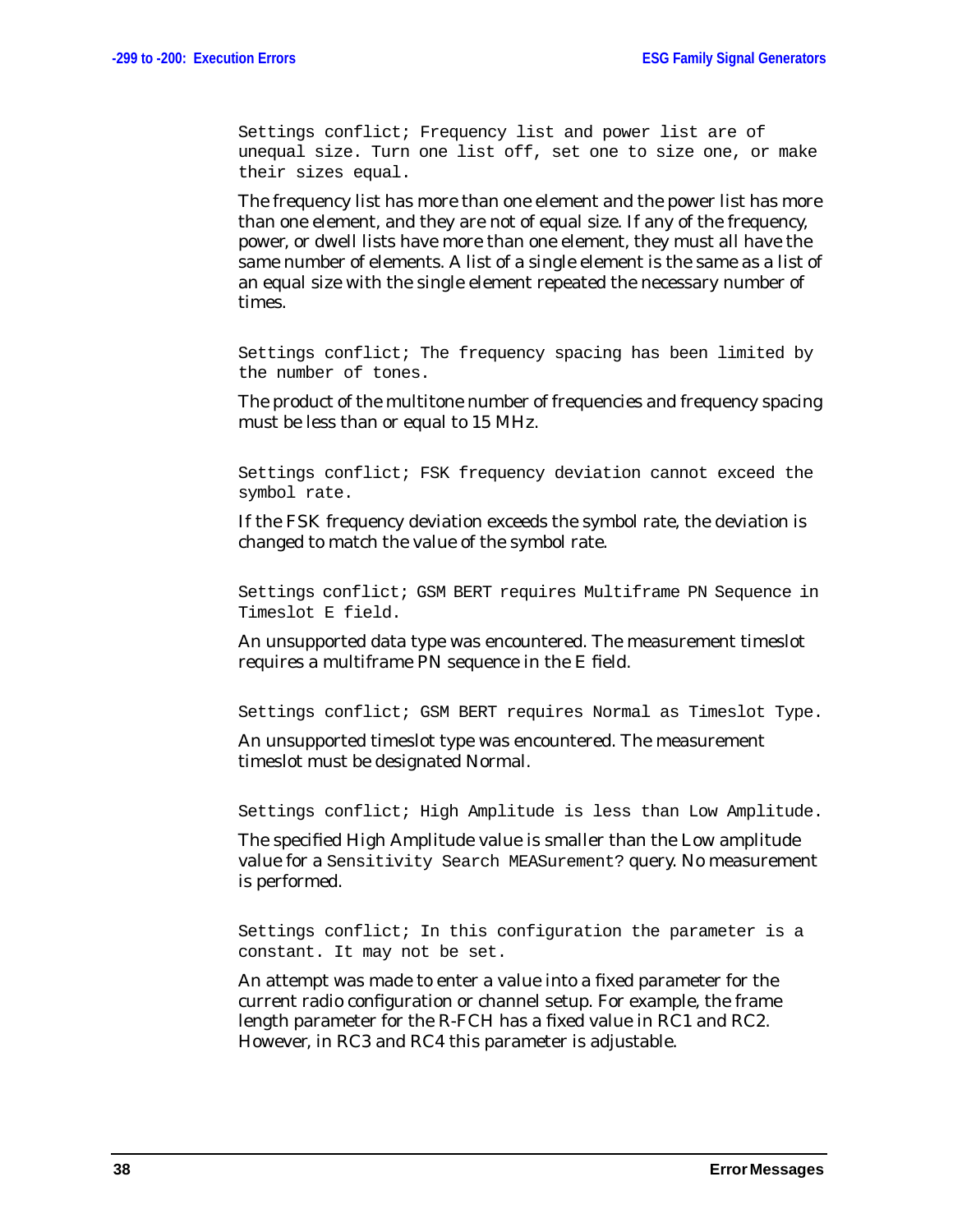```
Settings conflict; Frequency list and power list are of
unequal size. Turn one list off, set one to size one, or make
their sizes equal.
```

The frequency list has more than one element and the power list has more than one element, and they are not of equal size. If any of the frequency, power, or dwell lists have more than one element, they must all have the same number of elements. A list of a single element is the same as a list of an equal size with the single element repeated the necessary number of times.

```
Settings conflict; The frequency spacing has been limited by
the number of tones.
```

The product of the multitone number of frequencies and frequency spacing must be less than or equal to 15 MHz.

```
Settings conflict; FSK frequency deviation cannot exceed the
symbol rate.
```

If the FSK frequency deviation exceeds the symbol rate, the deviation is changed to match the value of the symbol rate.

```
Settings conflict; GSM BERT requires Multiframe PN Sequence in
Timeslot E field.
```

An unsupported data type was encountered. The measurement timeslot requires a multiframe PN sequence in the E field.

```
Settings conflict; GSM BERT requires Normal as Timeslot Type.
```

An unsupported timeslot type was encountered. The measurement timeslot must be designated Normal.

```
Settings conflict; High Amplitude is less than Low Amplitude.
```

The specified High Amplitude value is smaller than the Low amplitude value for a `Sensitivity Search MEASurement?` query. No measurement is performed.

```
Settings conflict; In this configuration the parameter is a
constant. It may not be set.
```

An attempt was made to enter a value into a fixed parameter for the current radio configuration or channel setup. For example, the frame length parameter for the R-FCH has a fixed value in RC1 and RC2. However, in RC3 and RC4 this parameter is adjustable.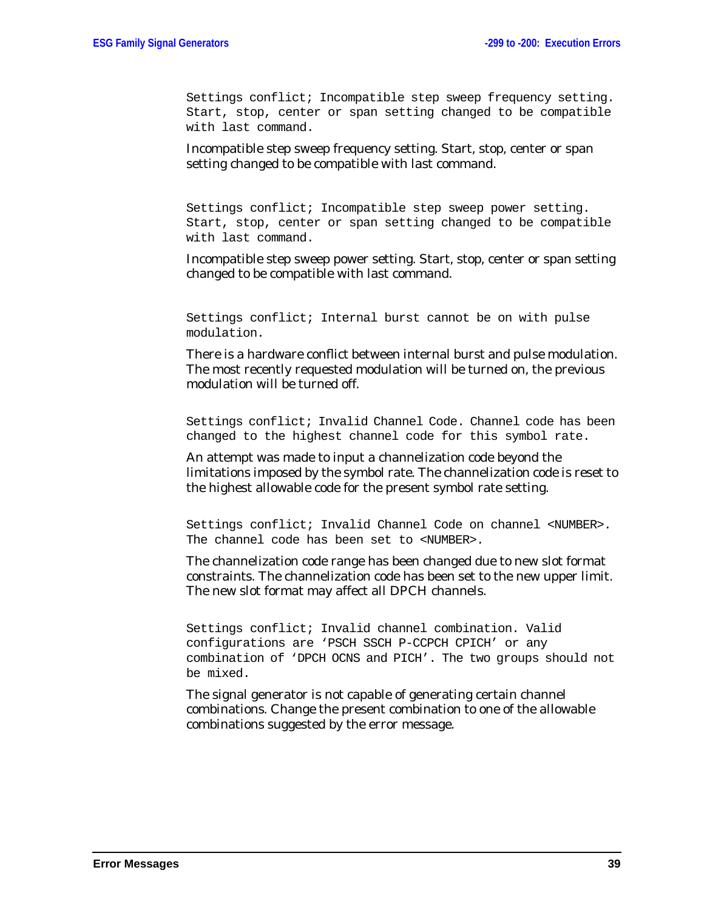```
Settings conflict; Incompatible step sweep frequency setting.
Start, stop, center or span setting changed to be compatible
with last command.
```

Incompatible step sweep frequency setting. Start, stop, center or span setting changed to be compatible with last command.

```
Settings conflict; Incompatible step sweep power setting.
Start, stop, center or span setting changed to be compatible
with last command.
```

Incompatible step sweep power setting. Start, stop, center or span setting changed to be compatible with last command.

```
Settings conflict; Internal burst cannot be on with pulse
modulation.
```

There is a hardware conflict between internal burst and pulse modulation. The most recently requested modulation will be turned on, the previous modulation will be turned off.

```
Settings conflict; Invalid Channel Code. Channel code has been
changed to the highest channel code for this symbol rate.
```

An attempt was made to input a channelization code beyond the limitations imposed by the symbol rate. The channelization code is reset to the highest allowable code for the present symbol rate setting.

```
Settings conflict; Invalid Channel Code on channel <NUMBER>.
The channel code has been set to <NUMBER>.
```

The channelization code range has been changed due to new slot format constraints. The channelization code has been set to the new upper limit. The new slot format may affect all DPCH channels.

```
Settings conflict; Invalid channel combination. Valid
configurations are 'PSCH SSCH P-CCPCH CPICH' or any
combination of 'DPCH OCNS and PICH'. The two groups should not
be mixed.
```

The signal generator is not capable of generating certain channel combinations. Change the present combination to one of the allowable combinations suggested by the error message.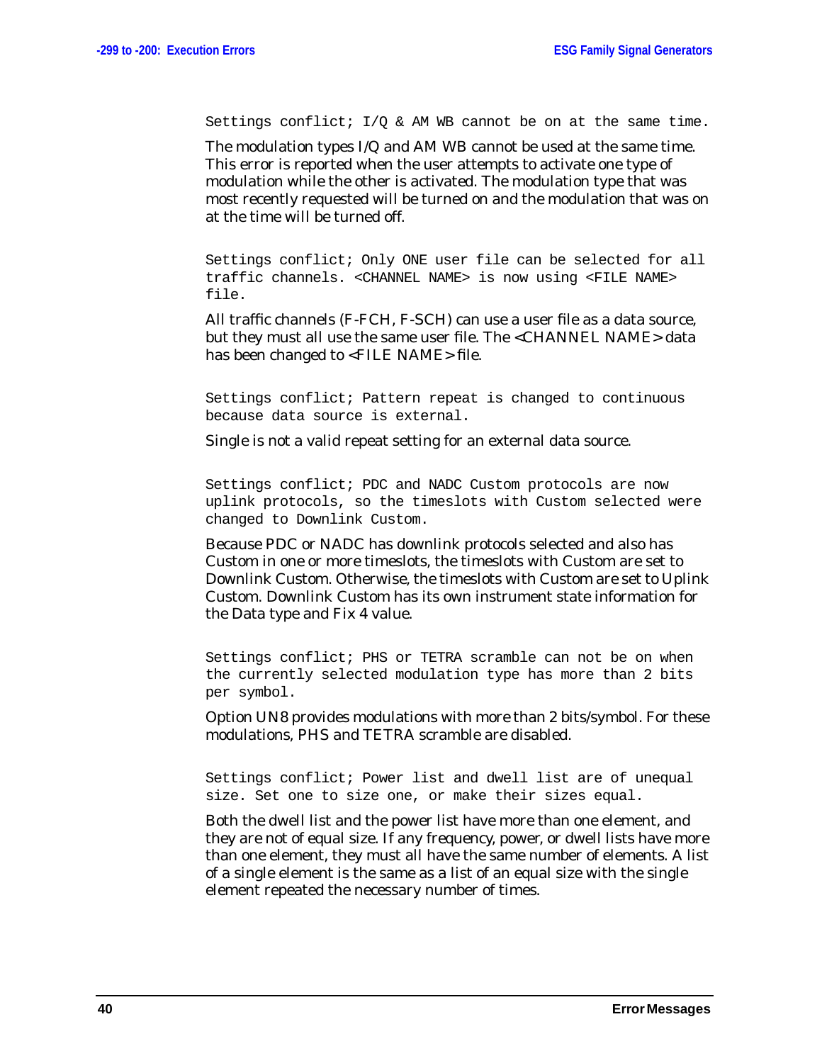```
Settings conflict; I/Q & AM WB cannot be on at the same time.
```

The modulation types I/Q and AM WB cannot be used at the same time. This error is reported when the user attempts to activate one type of modulation while the other is activated. The modulation type that was most recently requested will be turned on and the modulation that was on at the time will be turned off.

```
Settings conflict; Only ONE user file can be selected for all
traffic channels. <CHANNEL NAME> is now using <FILE NAME>
file.
```

All traffic channels (F-FCH, F-SCH) can use a user file as a data source, but they must all use the same user file. The <CHANNEL NAME> data has been changed to <FILE NAME> file.

```
Settings conflict; Pattern repeat is changed to continuous
because data source is external.
```

Single is not a valid repeat setting for an external data source.

```
Settings conflict; PDC and NADC Custom protocols are now
uplink protocols, so the timeslots with Custom selected were
changed to Downlink Custom.
```

Because PDC or NADC has downlink protocols selected and also has Custom in one or more timeslots, the timeslots with Custom are set to Downlink Custom. Otherwise, the timeslots with Custom are set to Uplink Custom. Downlink Custom has its own instrument state information for the Data type and Fix 4 value.

```
Settings conflict; PHS or TETRA scramble can not be on when
the currently selected modulation type has more than 2 bits
per symbol.
```

Option UN8 provides modulations with more than 2 bits/symbol. For these modulations, PHS and TETRA scramble are disabled.

```
Settings conflict; Power list and dwell list are of unequal
size. Set one to size one, or make their sizes equal.
```

Both the dwell list and the power list have more than one element, and they are not of equal size. If any frequency, power, or dwell lists have more than one element, they must all have the same number of elements. A list of a single element is the same as a list of an equal size with the single element repeated the necessary number of times.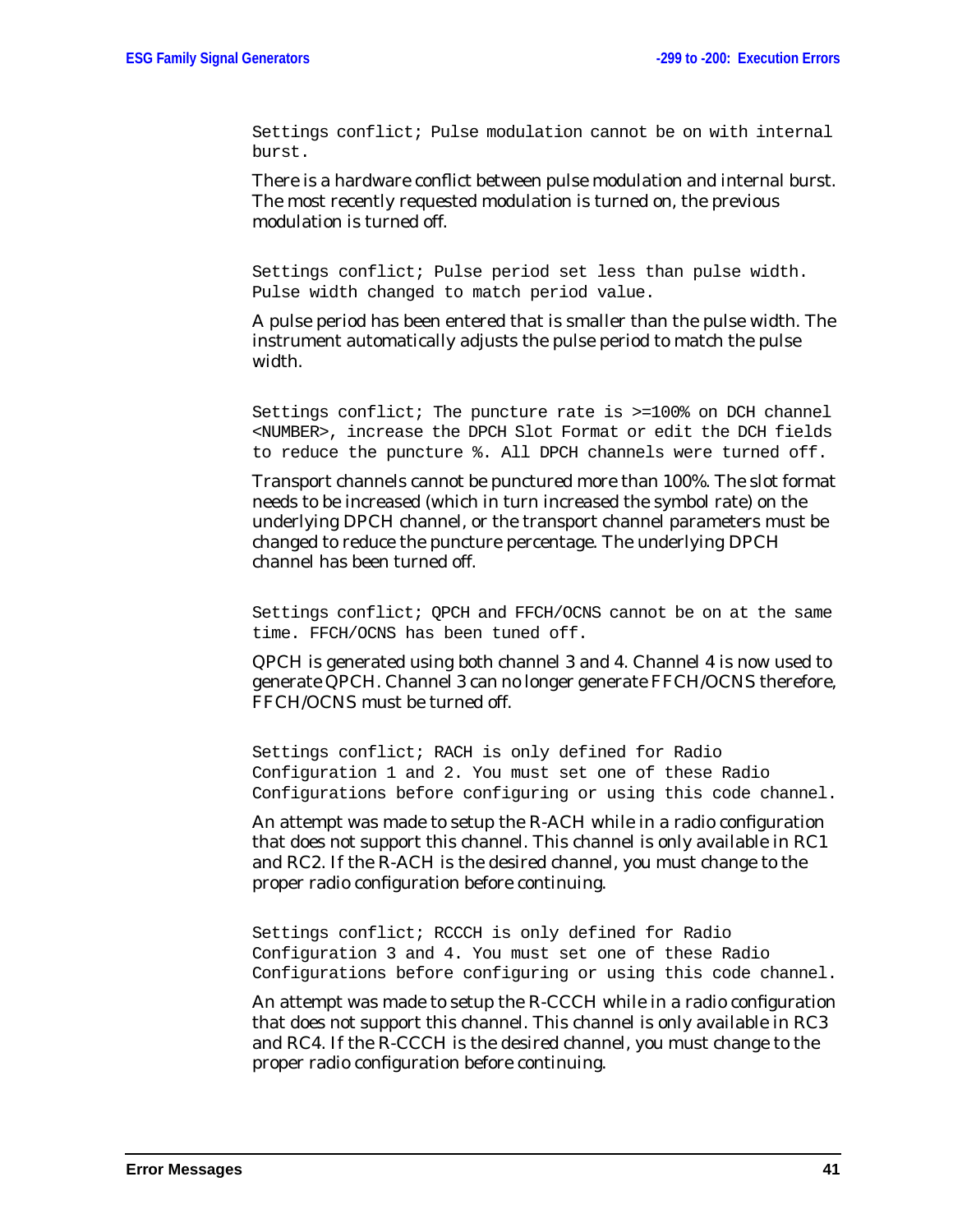```
Settings conflict; Pulse modulation cannot be on with internal
burst.
```

There is a hardware conflict between pulse modulation and internal burst. The most recently requested modulation is turned on, the previous modulation is turned off.

```
Settings conflict; Pulse period set less than pulse width.
Pulse width changed to match period value.
```

A pulse period has been entered that is smaller than the pulse width. The instrument automatically adjusts the pulse period to match the pulse width.

```
Settings conflict; The puncture rate is >=100% on DCH channel
<NUMBER>, increase the DPCH Slot Format or edit the DCH fields
to reduce the puncture %. All DPCH channels were turned off.
```

Transport channels cannot be punctured more than 100%. The slot format needs to be increased (which in turn increased the symbol rate) on the underlying DPCH channel, or the transport channel parameters must be changed to reduce the puncture percentage. The underlying DPCH channel has been turned off.

```
Settings conflict; QPCH and FFCH/OCNS cannot be on at the same
time. FFCH/OCNS has been tuned off.
```

QPCH is generated using both channel 3 and 4. Channel 4 is now used to generate QPCH. Channel 3 can no longer generate FFCH/OCNS therefore, FFCH/OCNS must be turned off.

```
Settings conflict; RACH is only defined for Radio
Configuration 1 and 2. You must set one of these Radio
Configurations before configuring or using this code channel.
```

An attempt was made to setup the R-ACH while in a radio configuration that does not support this channel. This channel is only available in RC1 and RC2. If the R-ACH is the desired channel, you must change to the proper radio configuration before continuing.

```
Settings conflict; RCCCH is only defined for Radio
Configuration 3 and 4. You must set one of these Radio
Configurations before configuring or using this code channel.
```

An attempt was made to setup the R-CCCH while in a radio configuration that does not support this channel. This channel is only available in RC3 and RC4. If the R-CCCH is the desired channel, you must change to the proper radio configuration before continuing.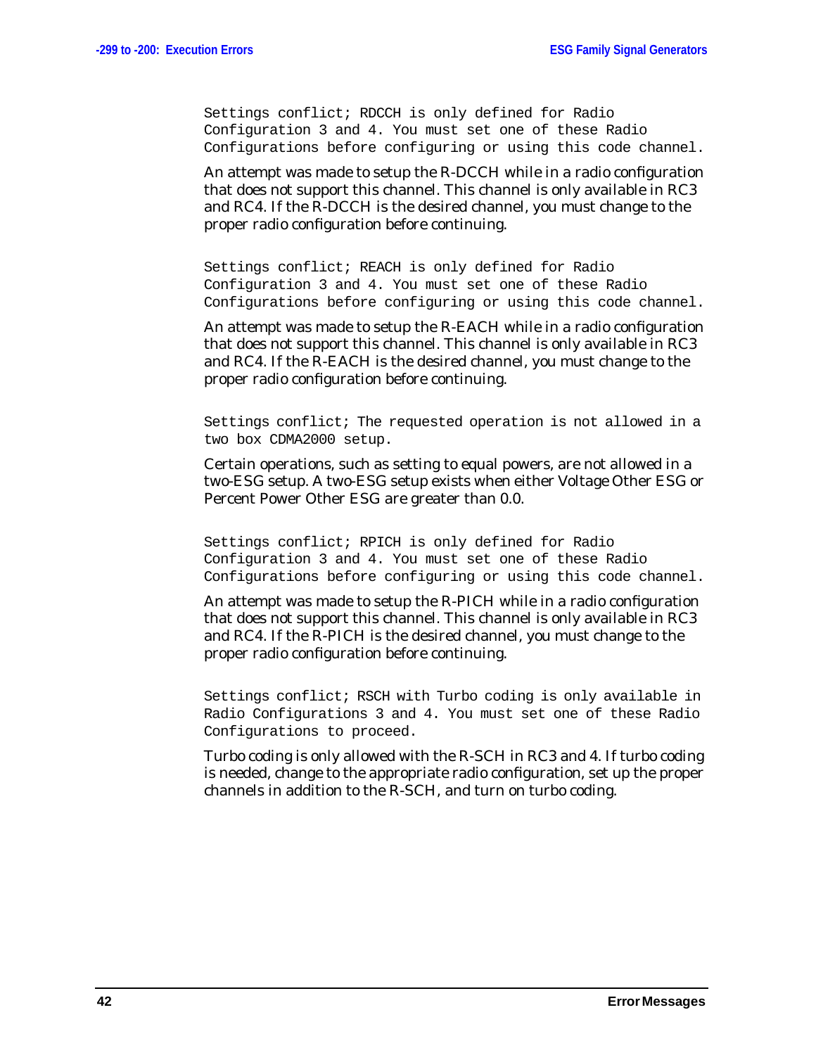```
Settings conflict; RDCCH is only defined for Radio
Configuration 3 and 4. You must set one of these Radio
Configurations before configuring or using this code channel.
```

An attempt was made to setup the R-DCCH while in a radio configuration that does not support this channel. This channel is only available in RC3 and RC4. If the R-DCCH is the desired channel, you must change to the proper radio configuration before continuing.

```
Settings conflict; REACH is only defined for Radio
Configuration 3 and 4. You must set one of these Radio
Configurations before configuring or using this code channel.
```

An attempt was made to setup the R-EACH while in a radio configuration that does not support this channel. This channel is only available in RC3 and RC4. If the R-EACH is the desired channel, you must change to the proper radio configuration before continuing.

```
Settings conflict; The requested operation is not allowed in a
two box CDMA2000 setup.
```

Certain operations, such as setting to equal powers, are not allowed in a two-ESG setup. A two-ESG setup exists when either Voltage Other ESG or Percent Power Other ESG are greater than 0.0.

```
Settings conflict; RPICH is only defined for Radio
Configuration 3 and 4. You must set one of these Radio
Configurations before configuring or using this code channel.
```

An attempt was made to setup the R-PICH while in a radio configuration that does not support this channel. This channel is only available in RC3 and RC4. If the R-PICH is the desired channel, you must change to the proper radio configuration before continuing.

```
Settings conflict; RSCH with Turbo coding is only available in
Radio Configurations 3 and 4. You must set one of these Radio
Configurations to proceed.
```

Turbo coding is only allowed with the R-SCH in RC3 and 4. If turbo coding is needed, change to the appropriate radio configuration, set up the proper channels in addition to the R-SCH, and turn on turbo coding.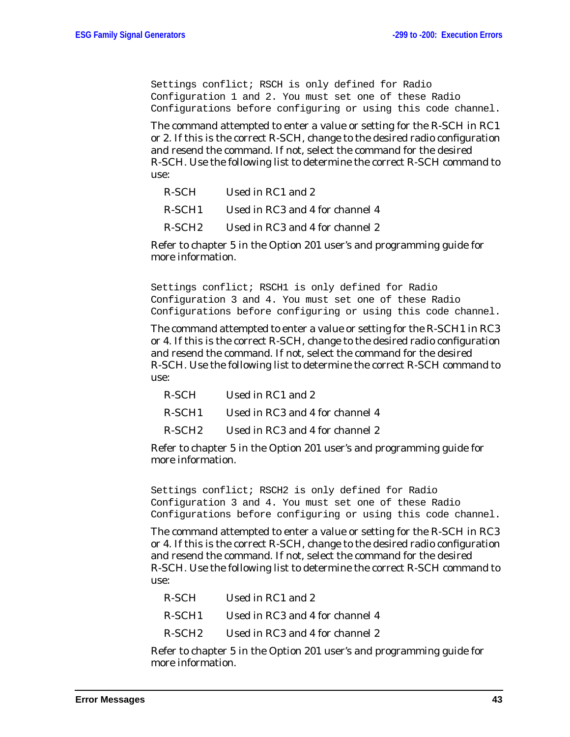```
Settings conflict; RSCH is only defined for Radio
Configuration 1 and 2. You must set one of these Radio
Configurations before configuring or using this code channel.
```

The command attempted to enter a value or setting for the R-SCH in RC1 or 2. If this is the correct R-SCH, change to the desired radio configuration and resend the command. If not, select the command for the desired R-SCH. Use the following list to determine the correct R-SCH command to use:

| | |
|---|---|
| R-SCH | Used in RC1 and 2 |
| R-SCH1 | Used in RC3 and 4 for channel 4 |
| R-SCH2 | Used in RC3 and 4 for channel 2 |

Refer to chapter 5 in the Option 201 user's and programming guide for more information.

```
Settings conflict; RSCH1 is only defined for Radio
Configuration 3 and 4. You must set one of these Radio
Configurations before configuring or using this code channel.
```

The command attempted to enter a value or setting for the R-SCH1 in RC3 or 4. If this is the correct R-SCH, change to the desired radio configuration and resend the command. If not, select the command for the desired R-SCH. Use the following list to determine the correct R-SCH command to use:

| | |
|---|---|
| R-SCH | Used in RC1 and 2 |
| R-SCH1 | Used in RC3 and 4 for channel 4 |
| R-SCH2 | Used in RC3 and 4 for channel 2 |

Refer to chapter 5 in the Option 201 user's and programming guide for more information.

```
Settings conflict; RSCH2 is only defined for Radio
Configuration 3 and 4. You must set one of these Radio
Configurations before configuring or using this code channel.
```

The command attempted to enter a value or setting for the R-SCH in RC3 or 4. If this is the correct R-SCH, change to the desired radio configuration and resend the command. If not, select the command for the desired R-SCH. Use the following list to determine the correct R-SCH command to use:

| | |
|---|---|
| R-SCH | Used in RC1 and 2 |
| R-SCH1 | Used in RC3 and 4 for channel 4 |
| R-SCH2 | Used in RC3 and 4 for channel 2 |

Refer to chapter 5 in the Option 201 user's and programming guide for more information.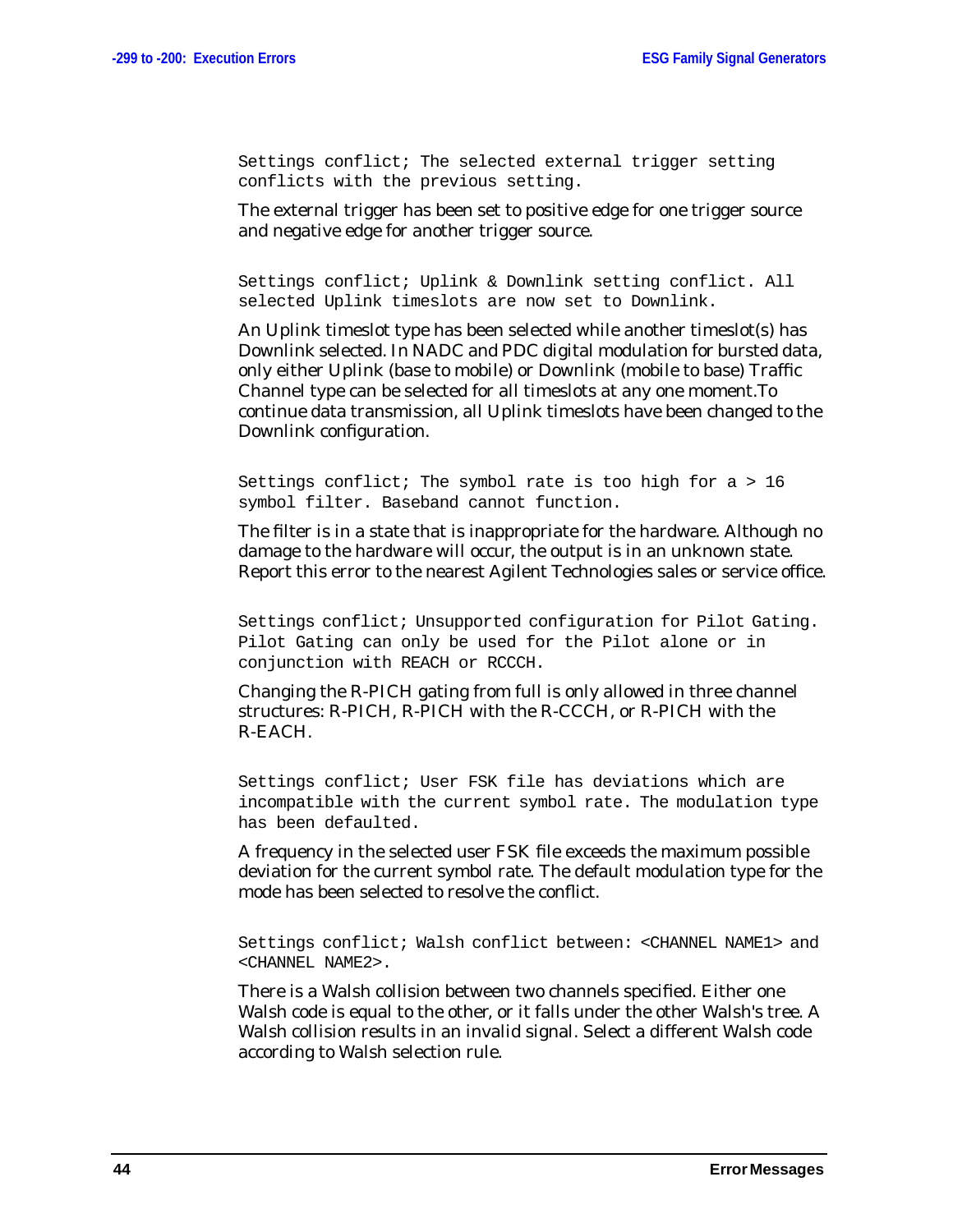```
Settings conflict; The selected external trigger setting
conflicts with the previous setting.
```

The external trigger has been set to positive edge for one trigger source and negative edge for another trigger source.

```
Settings conflict; Uplink & Downlink setting conflict. All
selected Uplink timeslots are now set to Downlink.
```

An Uplink timeslot type has been selected while another timeslot(s) has Downlink selected. In NADC and PDC digital modulation for bursted data, only either Uplink (base to mobile) or Downlink (mobile to base) Traffic Channel type can be selected for all timeslots at any one moment.To continue data transmission, all Uplink timeslots have been changed to the Downlink configuration.

```
Settings conflict; The symbol rate is too high for a > 16
symbol filter. Baseband cannot function.
```

The filter is in a state that is inappropriate for the hardware. Although no damage to the hardware will occur, the output is in an unknown state. Report this error to the nearest Agilent Technologies sales or service office.

```
Settings conflict; Unsupported configuration for Pilot Gating.
Pilot Gating can only be used for the Pilot alone or in
conjunction with REACH or RCCCH.
```

Changing the R-PICH gating from full is only allowed in three channel structures: R-PICH, R-PICH with the R-CCCH, or R-PICH with the R-EACH.

```
Settings conflict; User FSK file has deviations which are
incompatible with the current symbol rate. The modulation type
has been defaulted.
```

A frequency in the selected user FSK file exceeds the maximum possible deviation for the current symbol rate. The default modulation type for the mode has been selected to resolve the conflict.

```
Settings conflict; Walsh conflict between: <CHANNEL NAME1> and
<CHANNEL NAME2>.
```

There is a Walsh collision between two channels specified. Either one Walsh code is equal to the other, or it falls under the other Walsh's tree. A Walsh collision results in an invalid signal. Select a different Walsh code according to Walsh selection rule.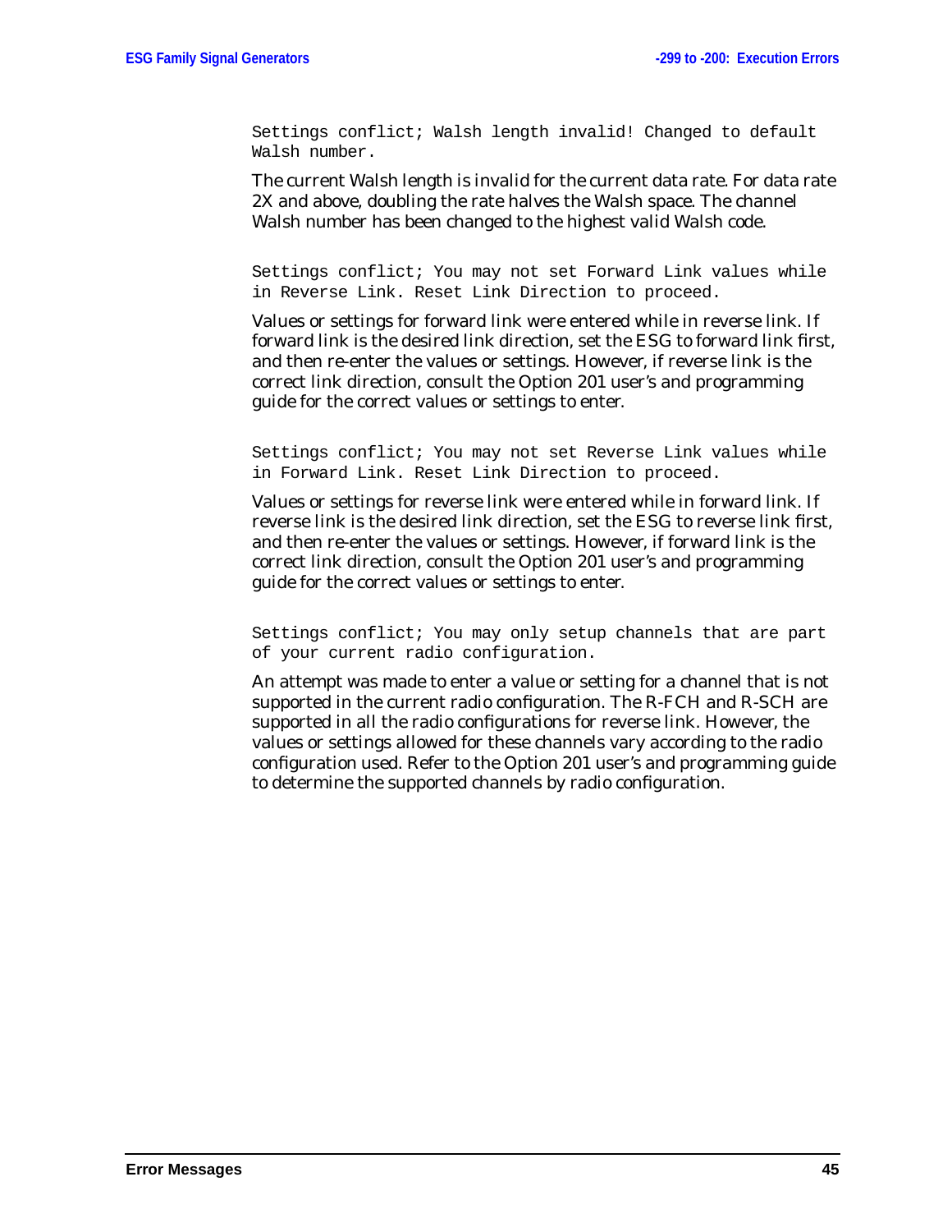```
Settings conflict; Walsh length invalid! Changed to default
Walsh number.
```

The current Walsh length is invalid for the current data rate. For data rate 2X and above, doubling the rate halves the Walsh space. The channel Walsh number has been changed to the highest valid Walsh code.

```
Settings conflict; You may not set Forward Link values while
in Reverse Link. Reset Link Direction to proceed.
```

Values or settings for forward link were entered while in reverse link. If forward link is the desired link direction, set the ESG to forward link first, and then re-enter the values or settings. However, if reverse link is the correct link direction, consult the Option 201 user's and programming guide for the correct values or settings to enter.

```
Settings conflict; You may not set Reverse Link values while
in Forward Link. Reset Link Direction to proceed.
```

Values or settings for reverse link were entered while in forward link. If reverse link is the desired link direction, set the ESG to reverse link first, and then re-enter the values or settings. However, if forward link is the correct link direction, consult the Option 201 user's and programming guide for the correct values or settings to enter.

```
Settings conflict; You may only setup channels that are part
of your current radio configuration.
```

An attempt was made to enter a value or setting for a channel that is not supported in the current radio configuration. The R-FCH and R-SCH are supported in all the radio configurations for reverse link. However, the values or settings allowed for these channels vary according to the radio configuration used. Refer to the Option 201 user's and programming guide to determine the supported channels by radio configuration.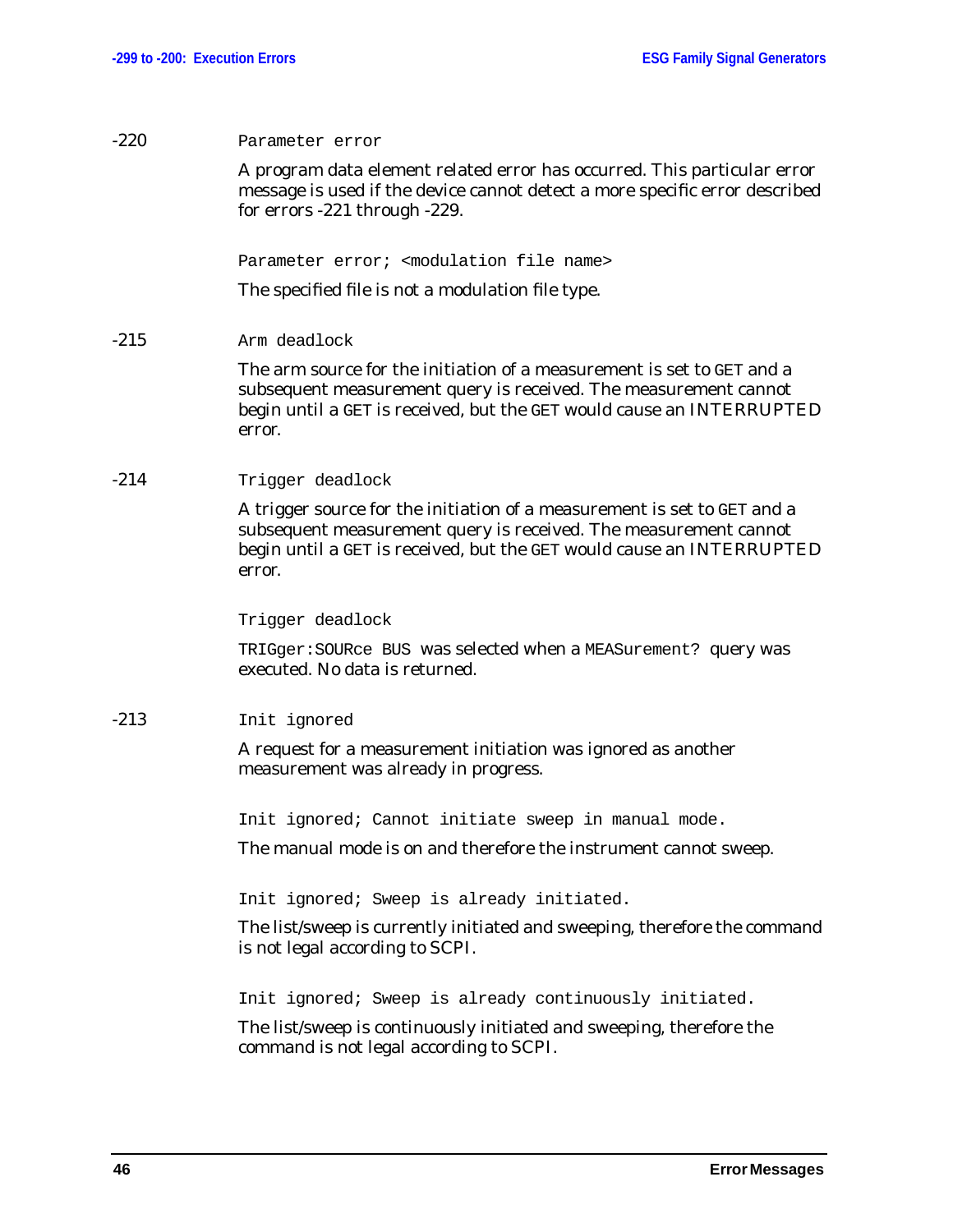-220 `Parameter error`

A program data element related error has occurred. This particular error message is used if the device cannot detect a more specific error described for errors -221 through -229.

`Parameter error; <modulation file name>`

The specified file is not a modulation file type.

-215 `Arm deadlock`

The arm source for the initiation of a measurement is set to `GET` and a subsequent measurement query is received. The measurement cannot begin until a `GET` is received, but the `GET` would cause an INTERRUPTED error.

-214 `Trigger deadlock`

A trigger source for the initiation of a measurement is set to `GET` and a subsequent measurement query is received. The measurement cannot begin until a `GET` is received, but the `GET` would cause an INTERRUPTED error.

`Trigger deadlock`

`TRIGger:SOURce BUS` was selected when a `MEASurement?` query was executed. No data is returned.

-213 `Init ignored`

A request for a measurement initiation was ignored as another measurement was already in progress.

`Init ignored; Cannot initiate sweep in manual mode.`

The manual mode is on and therefore the instrument cannot sweep.

`Init ignored; Sweep is already initiated.`

The list/sweep is currently initiated and sweeping, therefore the command is not legal according to SCPI.

`Init ignored; Sweep is already continuously initiated.`

The list/sweep is continuously initiated and sweeping, therefore the command is not legal according to SCPI.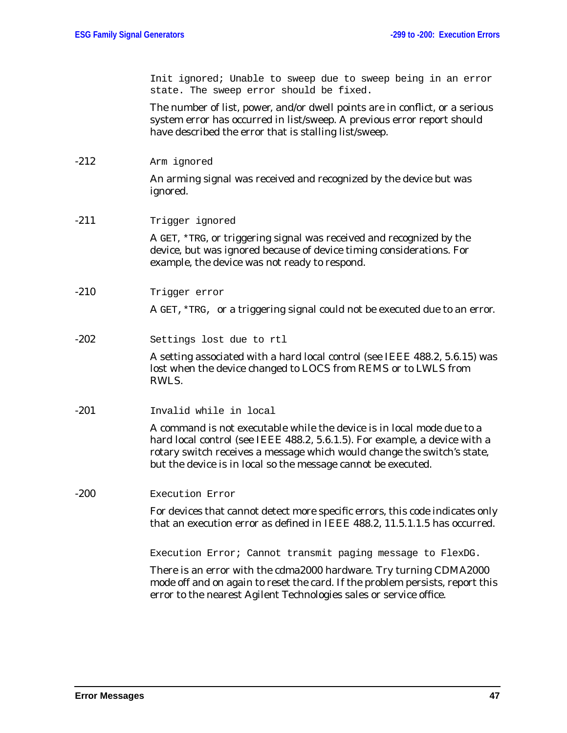`Init ignored; Unable to sweep due to sweep being in an error state. The sweep error should be fixed.`

The number of list, power, and/or dwell points are in conflict, or a serious system error has occurred in list/sweep. A previous error report should have described the error that is stalling list/sweep.

-212 `Arm ignored`

An arming signal was received and recognized by the device but was ignored.

-211 `Trigger ignored`

A `GET`, `*TRG`, or triggering signal was received and recognized by the device, but was ignored because of device timing considerations. For example, the device was not ready to respond.

-210 `Trigger error`

A `GET`, `*TRG`, or a triggering signal could not be executed due to an error.

-202 `Settings lost due to rtl`

A setting associated with a hard local control (see IEEE 488.2, 5.6.15) was lost when the device changed to LOCS from REMS or to LWLS from RWLS.

-201 `Invalid while in local`

A command is not executable while the device is in local mode due to a hard local control (see IEEE 488.2, 5.6.1.5). For example, a device with a rotary switch receives a message which would change the switch's state, but the device is in local so the message cannot be executed.

-200 `Execution Error`

For devices that cannot detect more specific errors, this code indicates only that an execution error as defined in IEEE 488.2, 11.5.1.1.5 has occurred.

`Execution Error; Cannot transmit paging message to FlexDG.`

There is an error with the cdma2000 hardware. Try turning CDMA2000 mode off and on again to reset the card. If the problem persists, report this error to the nearest Agilent Technologies sales or service office.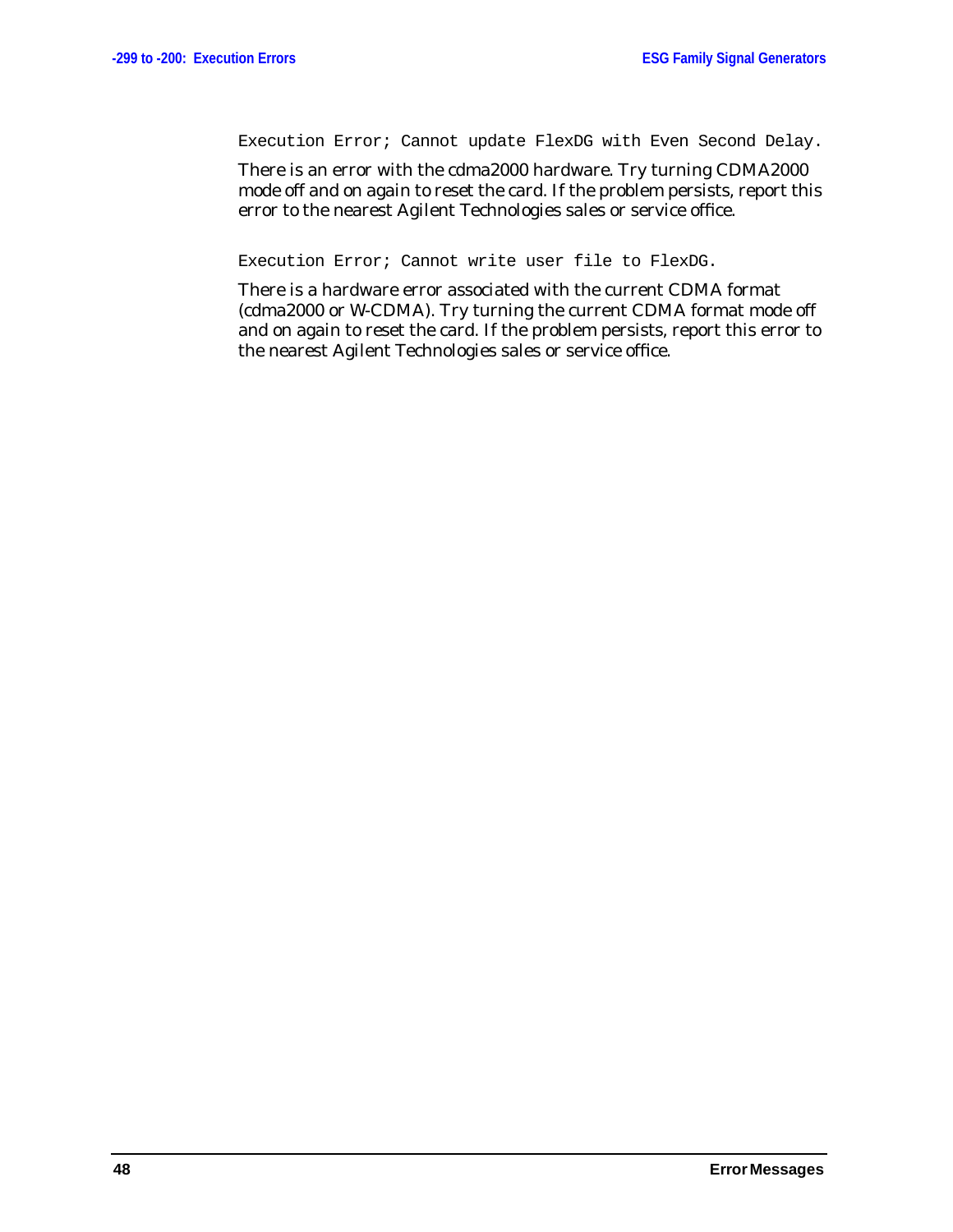```
Execution Error; Cannot update FlexDG with Even Second Delay.
```

There is an error with the cdma2000 hardware. Try turning CDMA2000 mode off and on again to reset the card. If the problem persists, report this error to the nearest Agilent Technologies sales or service office.

```
Execution Error; Cannot write user file to FlexDG.
```

There is a hardware error associated with the current CDMA format (cdma2000 or W-CDMA). Try turning the current CDMA format mode off and on again to reset the card. If the problem persists, report this error to the nearest Agilent Technologies sales or service office.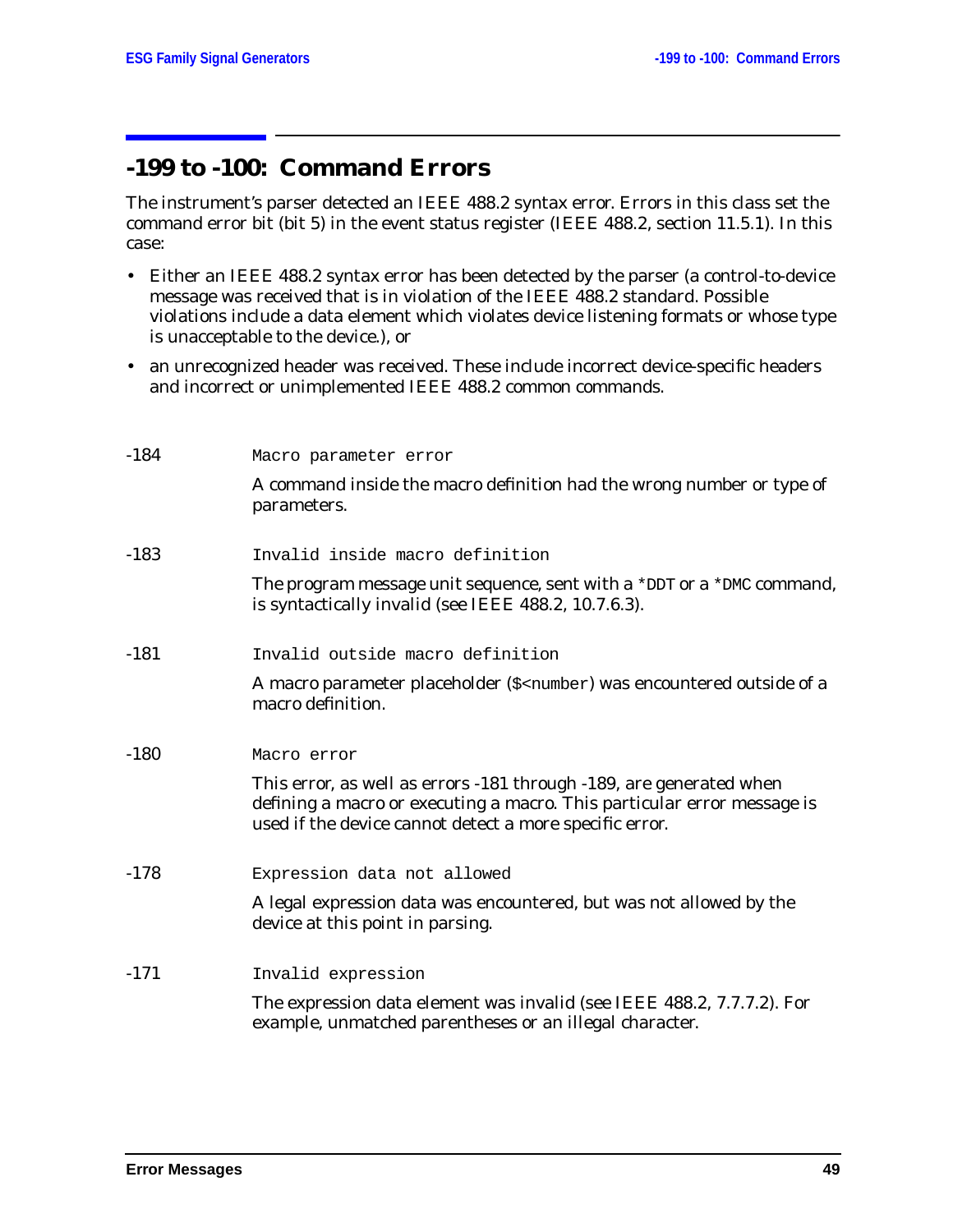## -199 to -100: Command Errors

The instrument's parser detected an IEEE 488.2 syntax error. Errors in this class set the command error bit (bit 5) in the event status register (IEEE 488.2, section 11.5.1). In this case:

- Either an IEEE 488.2 syntax error has been detected by the parser (a control-to-device message was received that is in violation of the IEEE 488.2 standard. Possible violations include a data element which violates device listening formats or whose type is unacceptable to the device.), or
- an unrecognized header was received. These include incorrect device-specific headers and incorrect or unimplemented IEEE 488.2 common commands.

-184 `Macro parameter error`

A command inside the macro definition had the wrong number or type of parameters.

-183 `Invalid inside macro definition`

The program message unit sequence, sent with a `*DDT` or a `*DMC` command, is syntactically invalid (see IEEE 488.2, 10.7.6.3).

-181 `Invalid outside macro definition`

A macro parameter placeholder (`$<number>`) was encountered outside of a macro definition.

-180 `Macro error`

This error, as well as errors -181 through -189, are generated when defining a macro or executing a macro. This particular error message is used if the device cannot detect a more specific error.

-178 `Expression data not allowed`

A legal expression data was encountered, but was not allowed by the device at this point in parsing.

-171 `Invalid expression`

The expression data element was invalid (see IEEE 488.2, 7.7.7.2). For example, unmatched parentheses or an illegal character.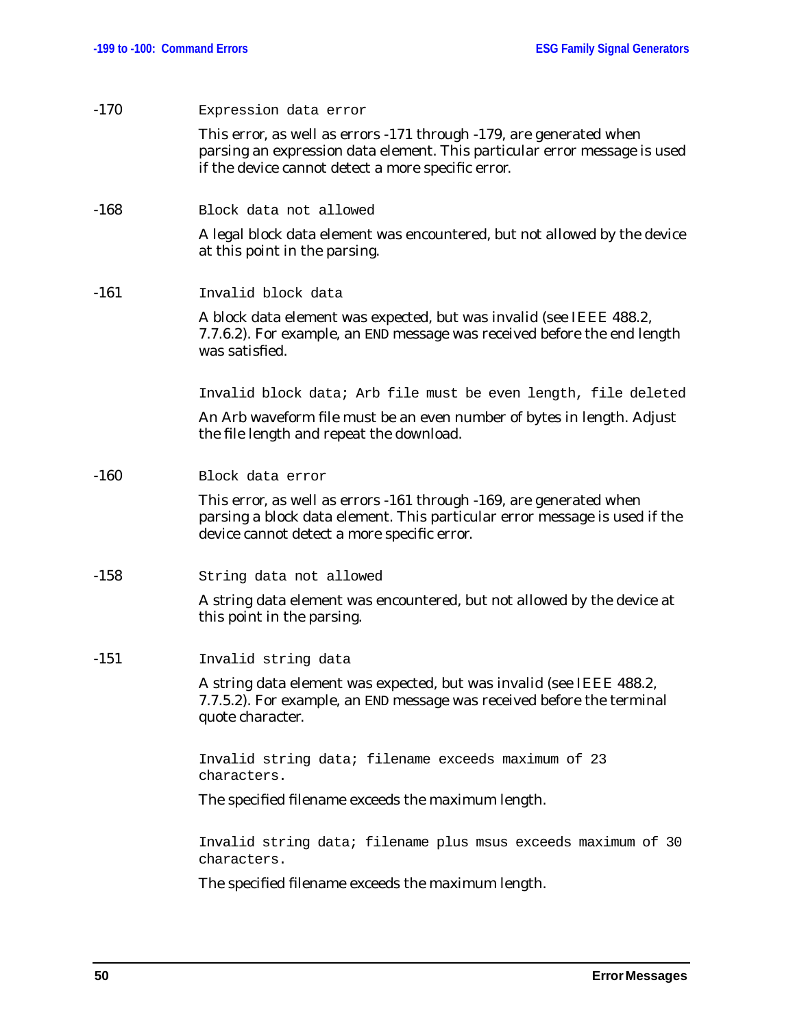-170 `Expression data error`

This error, as well as errors -171 through -179, are generated when parsing an expression data element. This particular error message is used if the device cannot detect a more specific error.

-168 `Block data not allowed`

A legal block data element was encountered, but not allowed by the device at this point in the parsing.

-161 `Invalid block data`

A block data element was expected, but was invalid (see IEEE 488.2, 7.7.6.2). For example, an END message was received before the end length was satisfied.

`Invalid block data; Arb file must be even length, file deleted`

An Arb waveform file must be an even number of bytes in length. Adjust the file length and repeat the download.

-160 `Block data error`

This error, as well as errors -161 through -169, are generated when parsing a block data element. This particular error message is used if the device cannot detect a more specific error.

-158 `String data not allowed`

A string data element was encountered, but not allowed by the device at this point in the parsing.

-151 `Invalid string data`

A string data element was expected, but was invalid (see IEEE 488.2, 7.7.5.2). For example, an END message was received before the terminal quote character.

`Invalid string data; filename exceeds maximum of 23 characters.`

The specified filename exceeds the maximum length.

`Invalid string data; filename plus msus exceeds maximum of 30 characters.`

The specified filename exceeds the maximum length.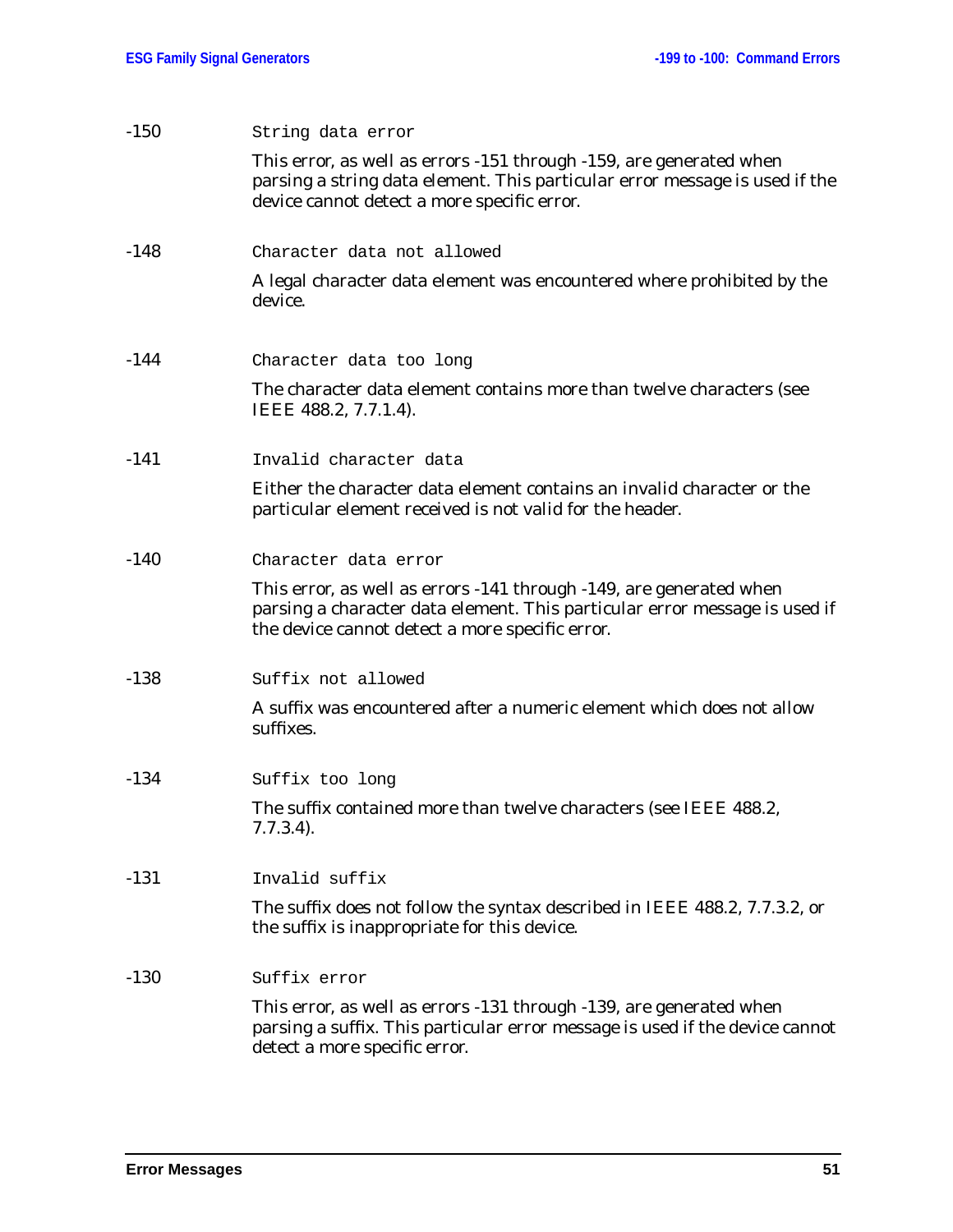-150 `String data error`

This error, as well as errors -151 through -159, are generated when parsing a string data element. This particular error message is used if the device cannot detect a more specific error.

-148 `Character data not allowed`

A legal character data element was encountered where prohibited by the device.

-144 `Character data too long`

The character data element contains more than twelve characters (see IEEE 488.2, 7.7.1.4).

-141 `Invalid character data`

Either the character data element contains an invalid character or the particular element received is not valid for the header.

-140 `Character data error`

This error, as well as errors -141 through -149, are generated when parsing a character data element. This particular error message is used if the device cannot detect a more specific error.

-138 `Suffix not allowed`

A suffix was encountered after a numeric element which does not allow suffixes.

-134 `Suffix too long`

The suffix contained more than twelve characters (see IEEE 488.2, 7.7.3.4).

-131 `Invalid suffix`

The suffix does not follow the syntax described in IEEE 488.2, 7.7.3.2, or the suffix is inappropriate for this device.

-130 `Suffix error`

This error, as well as errors -131 through -139, are generated when parsing a suffix. This particular error message is used if the device cannot detect a more specific error.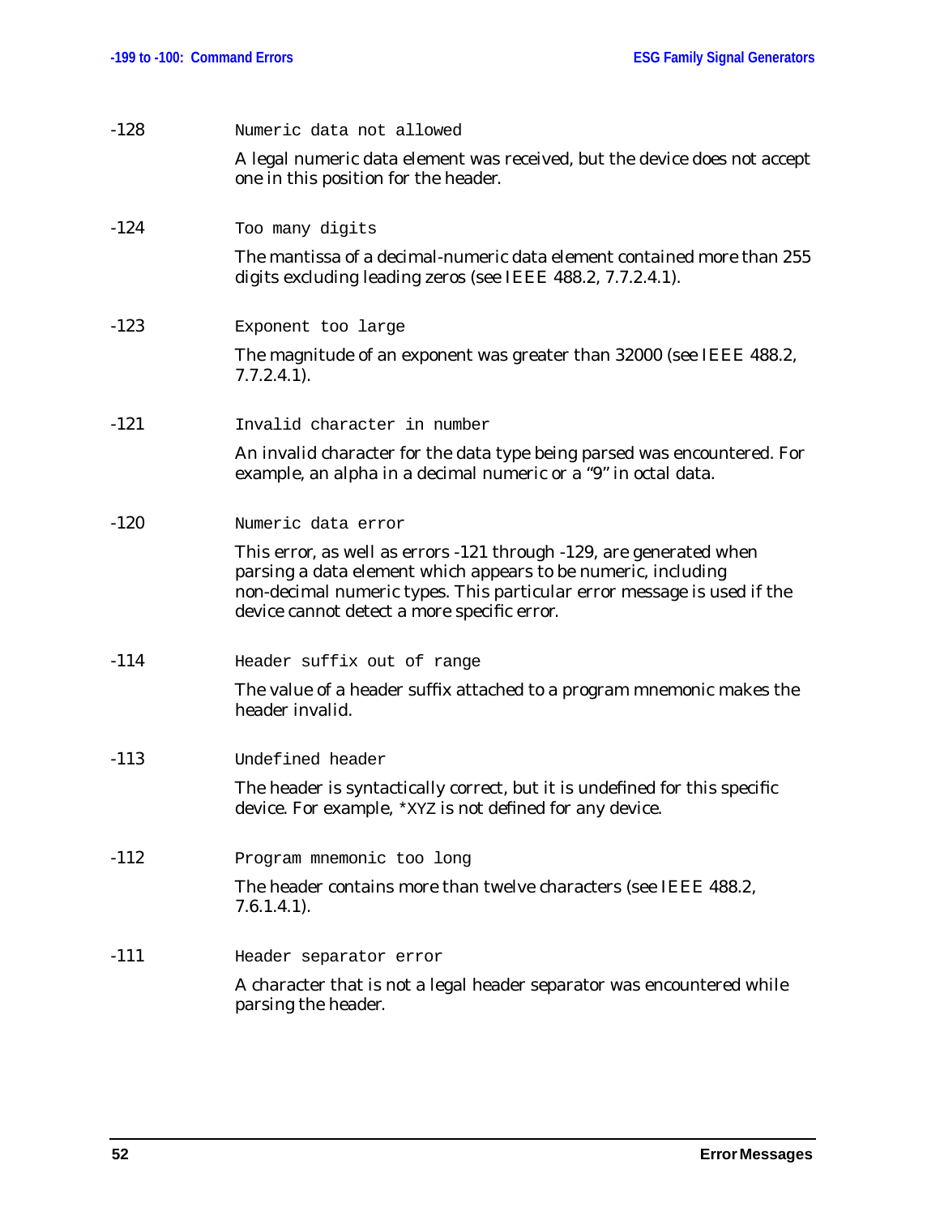-128 `Numeric data not allowed`

A legal numeric data element was received, but the device does not accept one in this position for the header.

-124 `Too many digits`

The mantissa of a decimal-numeric data element contained more than 255 digits excluding leading zeros (see IEEE 488.2, 7.7.2.4.1).

-123 `Exponent too large`

The magnitude of an exponent was greater than 32000 (see IEEE 488.2, 7.7.2.4.1).

-121 `Invalid character in number`

An invalid character for the data type being parsed was encountered. For example, an alpha in a decimal numeric or a "9" in octal data.

-120 `Numeric data error`

This error, as well as errors -121 through -129, are generated when parsing a data element which appears to be numeric, including non-decimal numeric types. This particular error message is used if the device cannot detect a more specific error.

-114 `Header suffix out of range`

The value of a header suffix attached to a program mnemonic makes the header invalid.

-113 `Undefined header`

The header is syntactically correct, but it is undefined for this specific device. For example, `*XYZ` is not defined for any device.

-112 `Program mnemonic too long`

The header contains more than twelve characters (see IEEE 488.2, 7.6.1.4.1).

-111 `Header separator error`

A character that is not a legal header separator was encountered while parsing the header.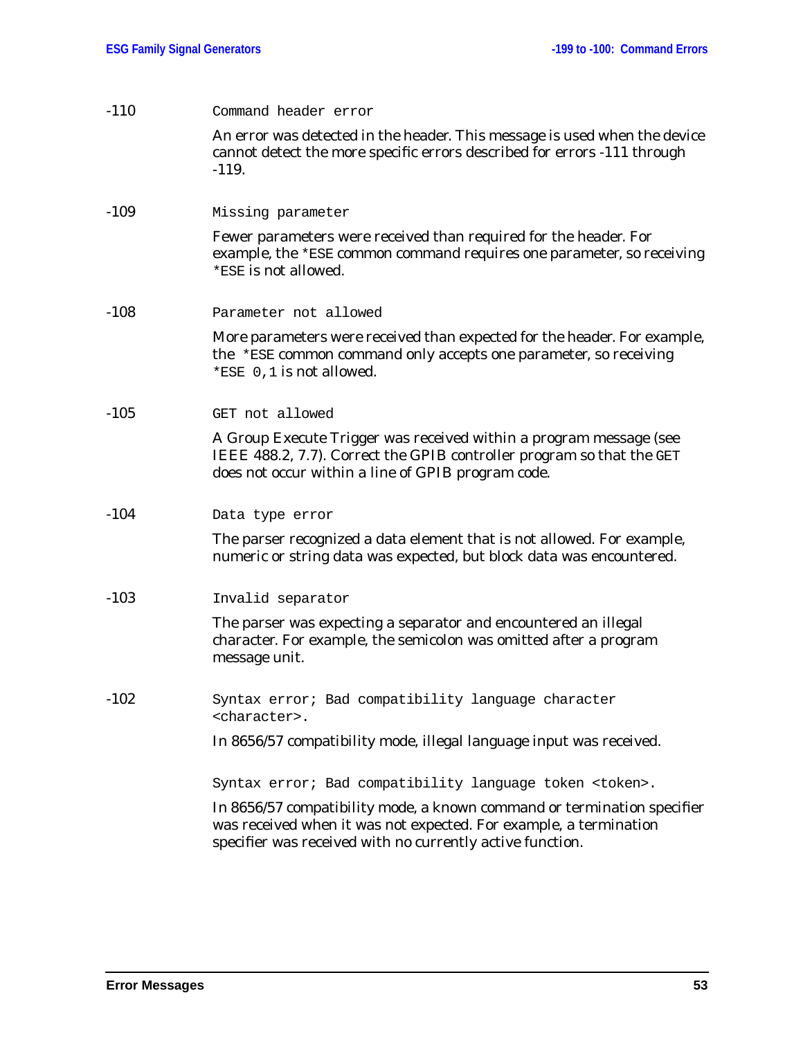-110 `Command header error`

An error was detected in the header. This message is used when the device cannot detect the more specific errors described for errors -111 through -119.

-109 `Missing parameter`

Fewer parameters were received than required for the header. For example, the `*ESE` common command requires one parameter, so receiving `*ESE` is not allowed.

-108 `Parameter not allowed`

More parameters were received than expected for the header. For example, the `*ESE` common command only accepts one parameter, so receiving `*ESE 0,1` is not allowed.

-105 `GET not allowed`

A Group Execute Trigger was received within a program message (see IEEE 488.2, 7.7). Correct the GPIB controller program so that the `GET` does not occur within a line of GPIB program code.

-104 `Data type error`

The parser recognized a data element that is not allowed. For example, numeric or string data was expected, but block data was encountered.

-103 `Invalid separator`

The parser was expecting a separator and encountered an illegal character. For example, the semicolon was omitted after a program message unit.

-102 `Syntax error; Bad compatibility language character <character>.`

In 8656/57 compatibility mode, illegal language input was received.

`Syntax error; Bad compatibility language token <token>.`

In 8656/57 compatibility mode, a known command or termination specifier was received when it was not expected. For example, a termination specifier was received with no currently active function.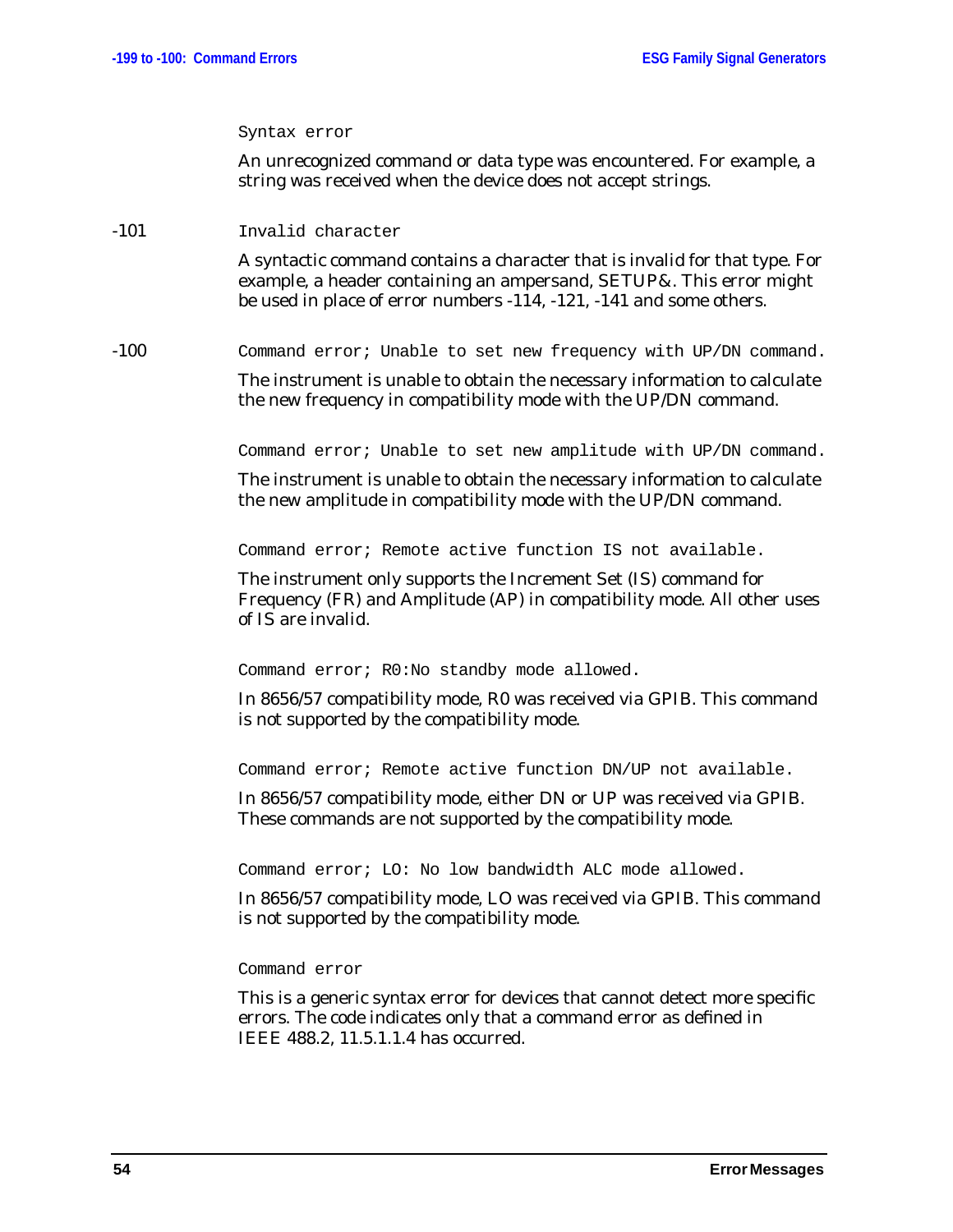`Syntax error`

An unrecognized command or data type was encountered. For example, a string was received when the device does not accept strings.

-101 `Invalid character`

A syntactic command contains a character that is invalid for that type. For example, a header containing an ampersand, SETUP&. This error might be used in place of error numbers -114, -121, -141 and some others.

-100 `Command error; Unable to set new frequency with UP/DN command.`

The instrument is unable to obtain the necessary information to calculate the new frequency in compatibility mode with the UP/DN command.

`Command error; Unable to set new amplitude with UP/DN command.`

The instrument is unable to obtain the necessary information to calculate the new amplitude in compatibility mode with the UP/DN command.

`Command error; Remote active function IS not available.`

The instrument only supports the Increment Set (IS) command for Frequency (FR) and Amplitude (AP) in compatibility mode. All other uses of IS are invalid.

`Command error; R0:No standby mode allowed.`

In 8656/57 compatibility mode, R0 was received via GPIB. This command is not supported by the compatibility mode.

`Command error; Remote active function DN/UP not available.`

In 8656/57 compatibility mode, either DN or UP was received via GPIB. These commands are not supported by the compatibility mode.

`Command error; LO: No low bandwidth ALC mode allowed.`

In 8656/57 compatibility mode, LO was received via GPIB. This command is not supported by the compatibility mode.

`Command error`

This is a generic syntax error for devices that cannot detect more specific errors. The code indicates only that a command error as defined in IEEE 488.2, 11.5.1.1.4 has occurred.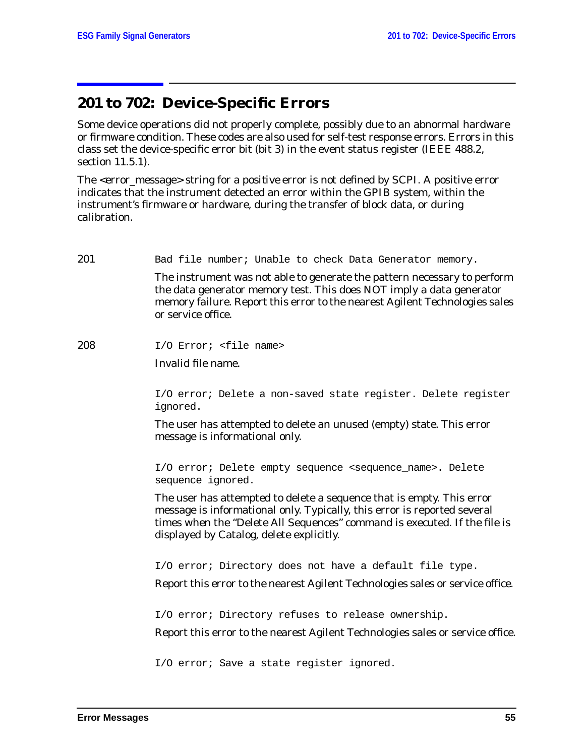## 201 to 702: Device-Specific Errors

Some device operations did not properly complete, possibly due to an abnormal hardware or firmware condition. These codes are also used for self-test response errors. Errors in this class set the device-specific error bit (bit 3) in the event status register (IEEE 488.2, section 11.5.1).

The <error_message> string for a positive error is not defined by SCPI. A positive error indicates that the instrument detected an error within the GPIB system, within the instrument's firmware or hardware, during the transfer of block data, or during calibration.

**201** `Bad file number; Unable to check Data Generator memory.`

The instrument was not able to generate the pattern necessary to perform the data generator memory test. This does NOT imply a data generator memory failure. Report this error to the nearest Agilent Technologies sales or service office.

**208** `I/O Error; <file name>`

Invalid file name.

`I/O error; Delete a non-saved state register. Delete register ignored.`

The user has attempted to delete an unused (empty) state. This error message is informational only.

`I/O error; Delete empty sequence <sequence_name>. Delete sequence ignored.`

The user has attempted to delete a sequence that is empty. This error message is informational only. Typically, this error is reported several times when the "Delete All Sequences" command is executed. If the file is displayed by Catalog, delete explicitly.

`I/O error; Directory does not have a default file type.`

Report this error to the nearest Agilent Technologies sales or service office.

`I/O error; Directory refuses to release ownership.`

Report this error to the nearest Agilent Technologies sales or service office.

`I/O error; Save a state register ignored.`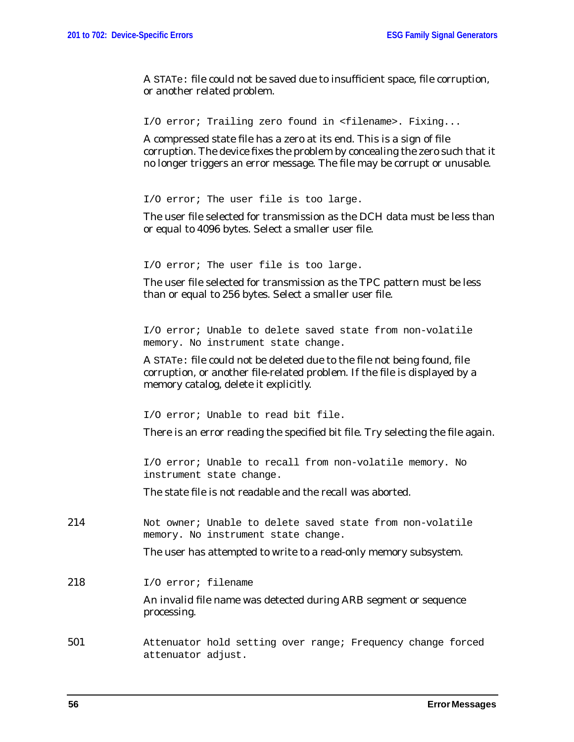A `STATe:` file could not be saved due to insufficient space, file corruption, or another related problem.

`I/O error; Trailing zero found in <filename>. Fixing...`

A compressed state file has a zero at its end. This is a sign of file corruption. The device fixes the problem by concealing the zero such that it no longer triggers an error message. The file may be corrupt or unusable.

`I/O error; The user file is too large.`

The user file selected for transmission as the DCH data must be less than or equal to 4096 bytes. Select a smaller user file.

`I/O error; The user file is too large.`

The user file selected for transmission as the TPC pattern must be less than or equal to 256 bytes. Select a smaller user file.

`I/O error; Unable to delete saved state from non-volatile memory. No instrument state change.`

A `STATe:` file could not be deleted due to the file not being found, file corruption, or another file-related problem. If the file is displayed by a memory catalog, delete it explicitly.

`I/O error; Unable to read bit file.`

There is an error reading the specified bit file. Try selecting the file again.

`I/O error; Unable to recall from non-volatile memory. No instrument state change.`

The state file is not readable and the recall was aborted.

214 `Not owner; Unable to delete saved state from non-volatile memory. No instrument state change.`

The user has attempted to write to a read-only memory subsystem.

218 `I/O error; filename`

An invalid file name was detected during ARB segment or sequence processing.

501 `Attenuator hold setting over range; Frequency change forced attenuator adjust.`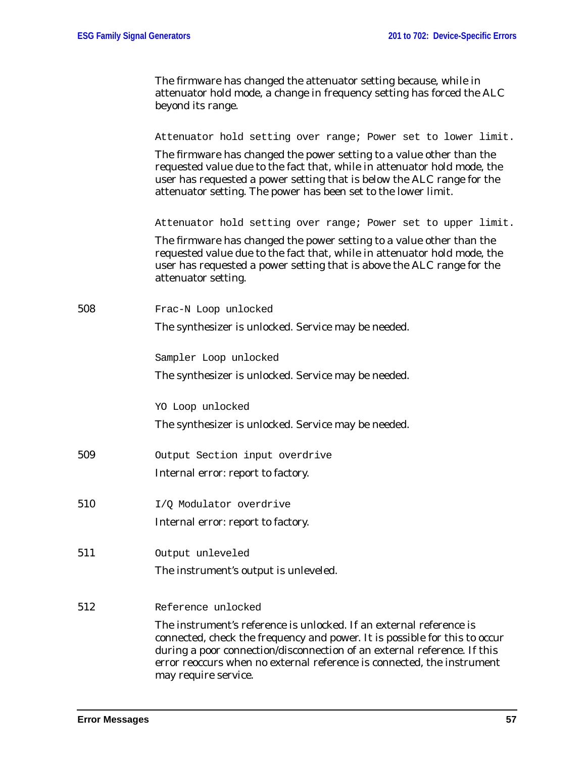The firmware has changed the attenuator setting because, while in attenuator hold mode, a change in frequency setting has forced the ALC beyond its range.

`Attenuator hold setting over range; Power set to lower limit.`

The firmware has changed the power setting to a value other than the requested value due to the fact that, while in attenuator hold mode, the user has requested a power setting that is below the ALC range for the attenuator setting. The power has been set to the lower limit.

`Attenuator hold setting over range; Power set to upper limit.`

The firmware has changed the power setting to a value other than the requested value due to the fact that, while in attenuator hold mode, the user has requested a power setting that is above the ALC range for the attenuator setting.

508 `Frac-N Loop unlocked`

The synthesizer is unlocked. Service may be needed.

`Sampler Loop unlocked`

The synthesizer is unlocked. Service may be needed.

`YO Loop unlocked`

The synthesizer is unlocked. Service may be needed.

509 `Output Section input overdrive`

Internal error: report to factory.

510 `I/Q Modulator overdrive`

Internal error: report to factory.

511 `Output unleveled`

The instrument's output is unleveled.

512 `Reference unlocked`

The instrument's reference is unlocked. If an external reference is connected, check the frequency and power. It is possible for this to occur during a poor connection/disconnection of an external reference. If this error reoccurs when no external reference is connected, the instrument may require service.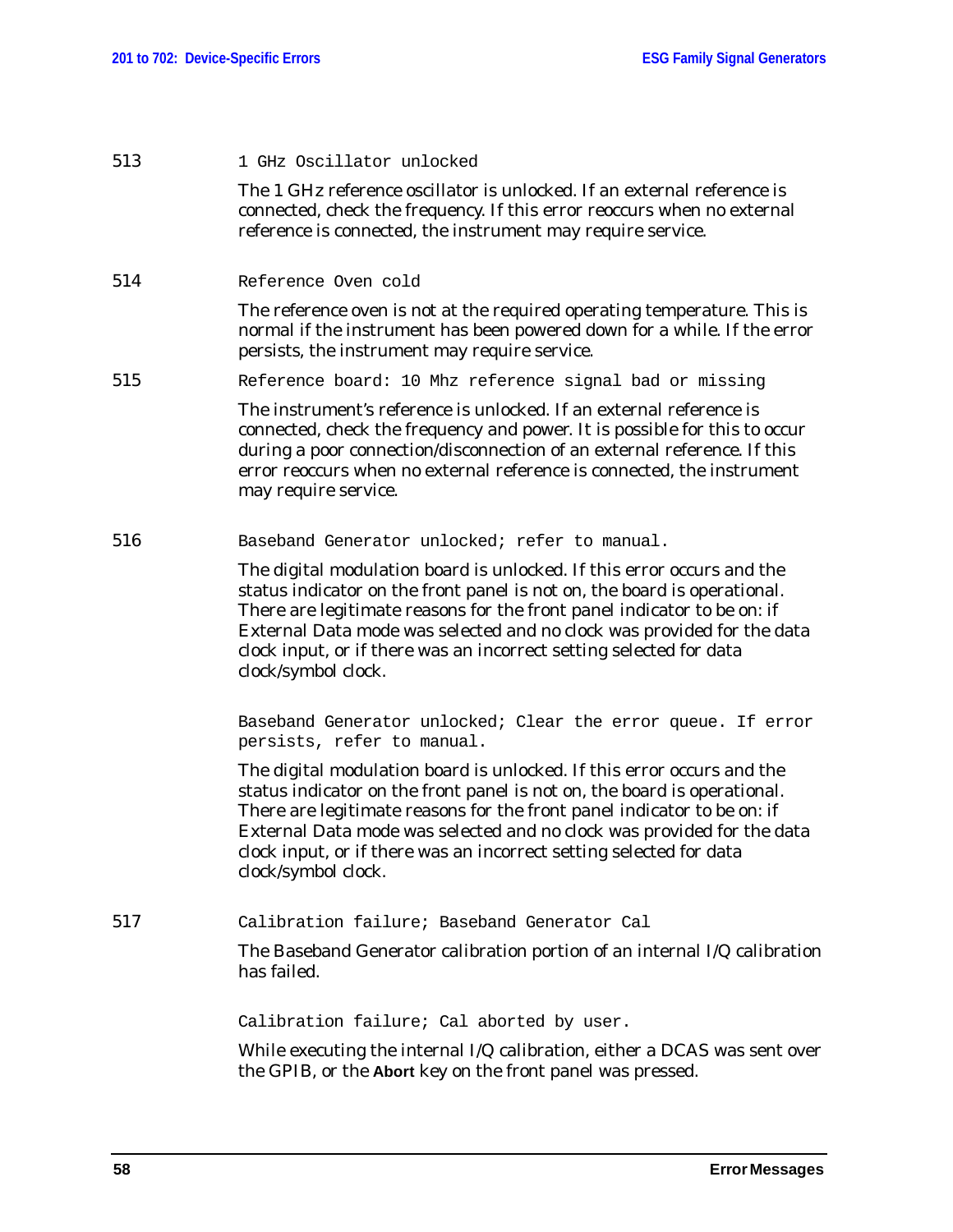513 `1 GHz Oscillator unlocked`

The 1 GHz reference oscillator is unlocked. If an external reference is connected, check the frequency. If this error reoccurs when no external reference is connected, the instrument may require service.

514 `Reference Oven cold`

The reference oven is not at the required operating temperature. This is normal if the instrument has been powered down for a while. If the error persists, the instrument may require service.

515 `Reference board: 10 Mhz reference signal bad or missing`

The instrument's reference is unlocked. If an external reference is connected, check the frequency and power. It is possible for this to occur during a poor connection/disconnection of an external reference. If this error reoccurs when no external reference is connected, the instrument may require service.

516 `Baseband Generator unlocked; refer to manual.`

The digital modulation board is unlocked. If this error occurs and the status indicator on the front panel is not on, the board is operational. There are legitimate reasons for the front panel indicator to be on: if External Data mode was selected and no clock was provided for the data clock input, or if there was an incorrect setting selected for data clock/symbol clock.

`Baseband Generator unlocked; Clear the error queue. If error persists, refer to manual.`

The digital modulation board is unlocked. If this error occurs and the status indicator on the front panel is not on, the board is operational. There are legitimate reasons for the front panel indicator to be on: if External Data mode was selected and no clock was provided for the data clock input, or if there was an incorrect setting selected for data clock/symbol clock.

517 `Calibration failure; Baseband Generator Cal`

The Baseband Generator calibration portion of an internal I/Q calibration has failed.

`Calibration failure; Cal aborted by user.`

While executing the internal I/Q calibration, either a DCAS was sent over the GPIB, or the **Abort** key on the front panel was pressed.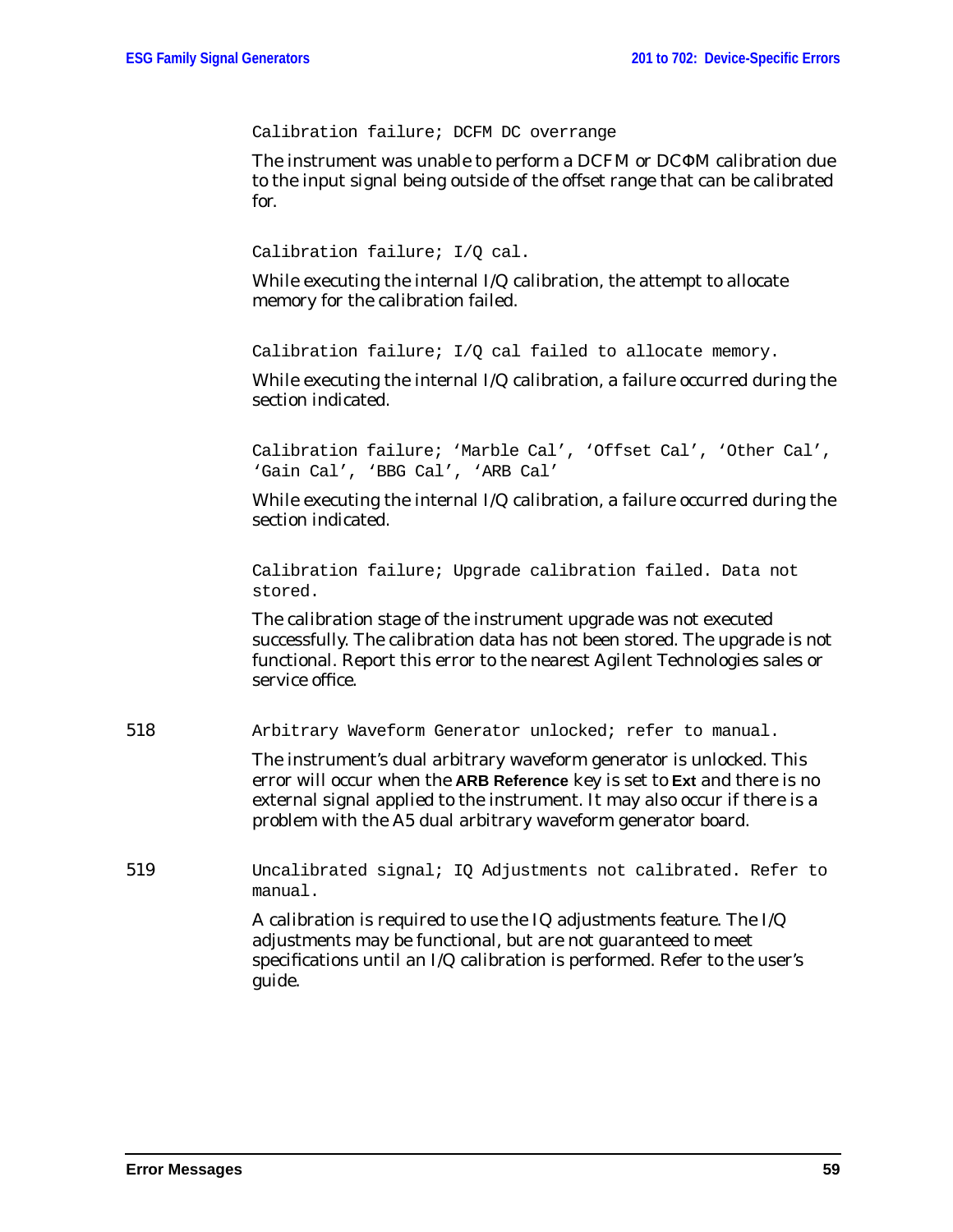`Calibration failure; DCFM DC overrange`

The instrument was unable to perform a DCFM or DCΦM calibration due to the input signal being outside of the offset range that can be calibrated for.

`Calibration failure; I/Q cal.`

While executing the internal I/Q calibration, the attempt to allocate memory for the calibration failed.

`Calibration failure; I/Q cal failed to allocate memory.`

While executing the internal I/Q calibration, a failure occurred during the section indicated.

`Calibration failure; 'Marble Cal', 'Offset Cal', 'Other Cal', 'Gain Cal', 'BBG Cal', 'ARB Cal'`

While executing the internal I/Q calibration, a failure occurred during the section indicated.

`Calibration failure; Upgrade calibration failed. Data not stored.`

The calibration stage of the instrument upgrade was not executed successfully. The calibration data has not been stored. The upgrade is not functional. Report this error to the nearest Agilent Technologies sales or service office.

518 `Arbitrary Waveform Generator unlocked; refer to manual.`

The instrument's dual arbitrary waveform generator is unlocked. This error will occur when the **ARB Reference** key is set to **Ext** and there is no external signal applied to the instrument. It may also occur if there is a problem with the A5 dual arbitrary waveform generator board.

519 `Uncalibrated signal; IQ Adjustments not calibrated. Refer to manual.`

A calibration is required to use the IQ adjustments feature. The I/Q adjustments may be functional, but are not guaranteed to meet specifications until an I/Q calibration is performed. Refer to the user's guide.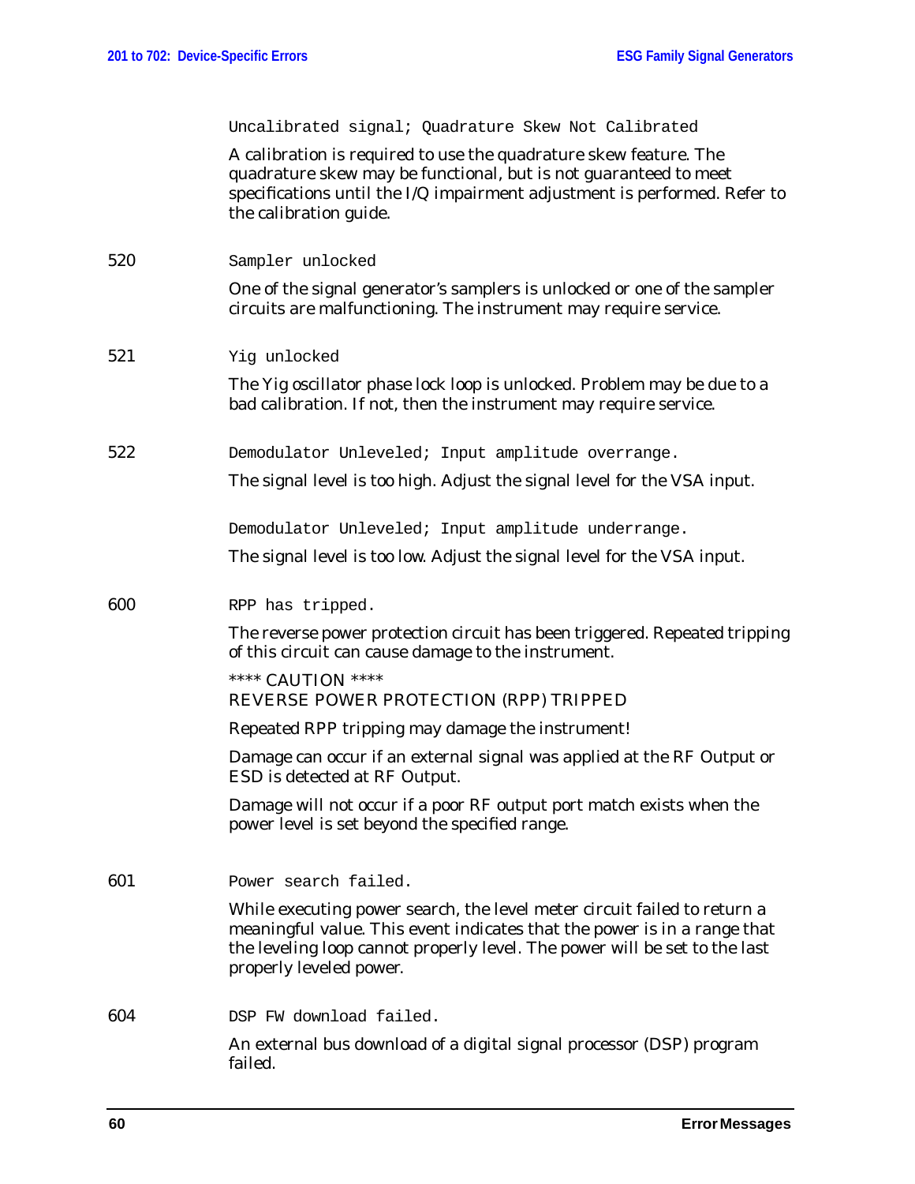`Uncalibrated signal; Quadrature Skew Not Calibrated`

A calibration is required to use the quadrature skew feature. The quadrature skew may be functional, but is not guaranteed to meet specifications until the I/Q impairment adjustment is performed. Refer to the calibration guide.

520 `Sampler unlocked`

One of the signal generator's samplers is unlocked or one of the sampler circuits are malfunctioning. The instrument may require service.

521 `Yig unlocked`

The Yig oscillator phase lock loop is unlocked. Problem may be due to a bad calibration. If not, then the instrument may require service.

522 `Demodulator Unleveled; Input amplitude overrange.`

The signal level is too high. Adjust the signal level for the VSA input.

`Demodulator Unleveled; Input amplitude underrange.`

The signal level is too low. Adjust the signal level for the VSA input.

600 `RPP has tripped.`

The reverse power protection circuit has been triggered. Repeated tripping of this circuit can cause damage to the instrument.

**** CAUTION ****
REVERSE POWER PROTECTION (RPP) TRIPPED

Repeated RPP tripping may damage the instrument!

Damage can occur if an external signal was applied at the RF Output or ESD is detected at RF Output.

Damage will not occur if a poor RF output port match exists when the power level is set beyond the specified range.

601 `Power search failed.`

While executing power search, the level meter circuit failed to return a meaningful value. This event indicates that the power is in a range that the leveling loop cannot properly level. The power will be set to the last properly leveled power.

604 `DSP FW download failed.`

An external bus download of a digital signal processor (DSP) program failed.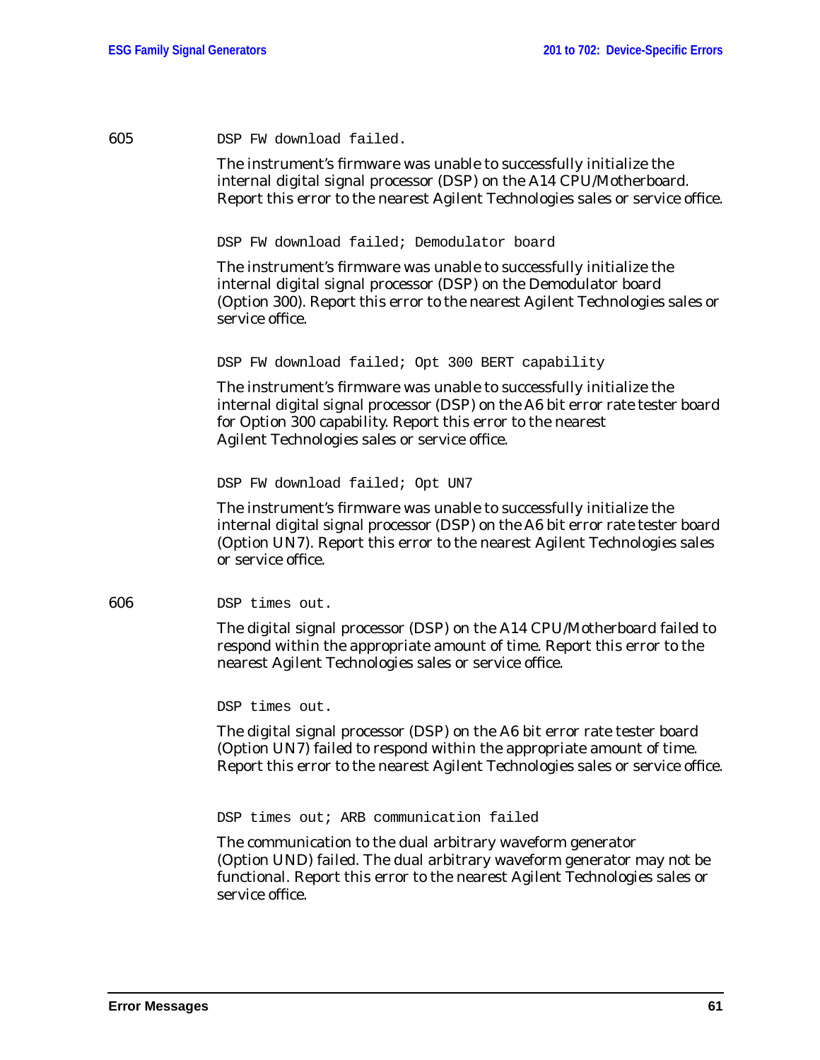605 `DSP FW download failed.`

The instrument's firmware was unable to successfully initialize the internal digital signal processor (DSP) on the A14 CPU/Motherboard. Report this error to the nearest Agilent Technologies sales or service office.

`DSP FW download failed; Demodulator board`

The instrument's firmware was unable to successfully initialize the internal digital signal processor (DSP) on the Demodulator board (Option 300). Report this error to the nearest Agilent Technologies sales or service office.

`DSP FW download failed; Opt 300 BERT capability`

The instrument's firmware was unable to successfully initialize the internal digital signal processor (DSP) on the A6 bit error rate tester board for Option 300 capability. Report this error to the nearest Agilent Technologies sales or service office.

`DSP FW download failed; Opt UN7`

The instrument's firmware was unable to successfully initialize the internal digital signal processor (DSP) on the A6 bit error rate tester board (Option UN7). Report this error to the nearest Agilent Technologies sales or service office.

606 `DSP times out.`

The digital signal processor (DSP) on the A14 CPU/Motherboard failed to respond within the appropriate amount of time. Report this error to the nearest Agilent Technologies sales or service office.

`DSP times out.`

The digital signal processor (DSP) on the A6 bit error rate tester board (Option UN7) failed to respond within the appropriate amount of time. Report this error to the nearest Agilent Technologies sales or service office.

`DSP times out; ARB communication failed`

The communication to the dual arbitrary waveform generator (Option UND) failed. The dual arbitrary waveform generator may not be functional. Report this error to the nearest Agilent Technologies sales or service office.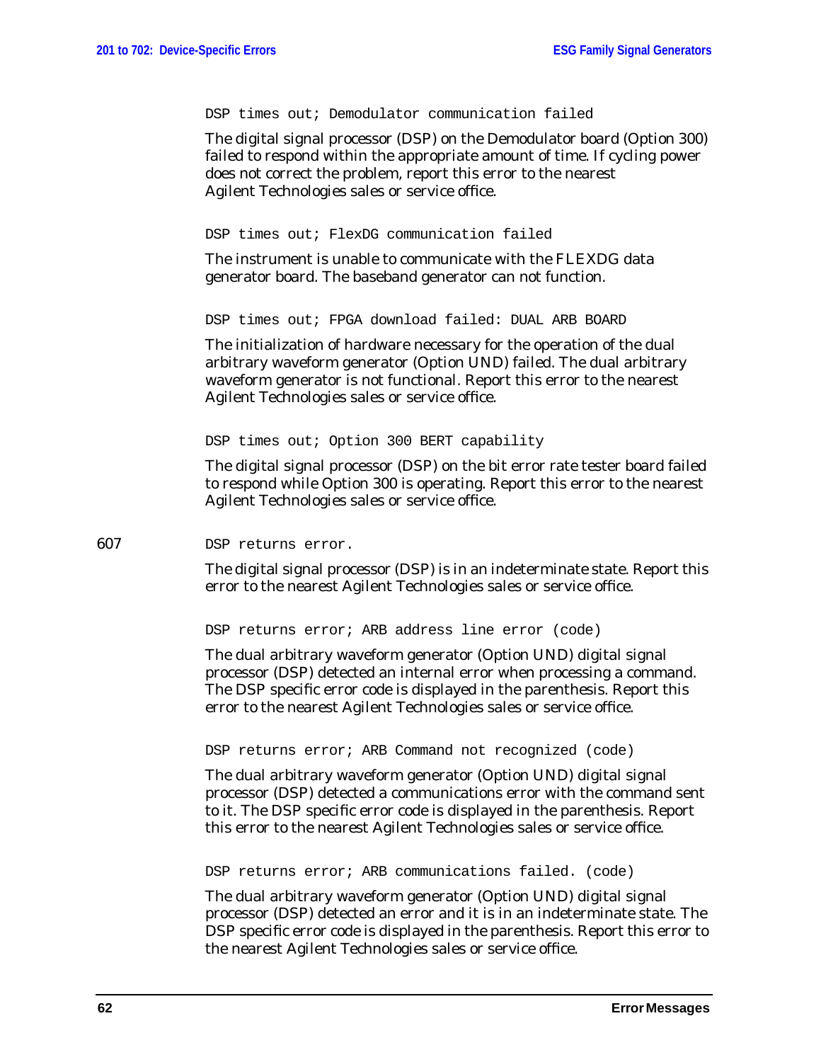`DSP times out; Demodulator communication failed`

The digital signal processor (DSP) on the Demodulator board (Option 300) failed to respond within the appropriate amount of time. If cycling power does not correct the problem, report this error to the nearest Agilent Technologies sales or service office.

`DSP times out; FlexDG communication failed`

The instrument is unable to communicate with the FLEXDG data generator board. The baseband generator can not function.

`DSP times out; FPGA download failed: DUAL ARB BOARD`

The initialization of hardware necessary for the operation of the dual arbitrary waveform generator (Option UND) failed. The dual arbitrary waveform generator is not functional. Report this error to the nearest Agilent Technologies sales or service office.

`DSP times out; Option 300 BERT capability`

The digital signal processor (DSP) on the bit error rate tester board failed to respond while Option 300 is operating. Report this error to the nearest Agilent Technologies sales or service office.

607 `DSP returns error.`

The digital signal processor (DSP) is in an indeterminate state. Report this error to the nearest Agilent Technologies sales or service office.

`DSP returns error; ARB address line error (code)`

The dual arbitrary waveform generator (Option UND) digital signal processor (DSP) detected an internal error when processing a command. The DSP specific error code is displayed in the parenthesis. Report this error to the nearest Agilent Technologies sales or service office.

`DSP returns error; ARB Command not recognized (code)`

The dual arbitrary waveform generator (Option UND) digital signal processor (DSP) detected a communications error with the command sent to it. The DSP specific error code is displayed in the parenthesis. Report this error to the nearest Agilent Technologies sales or service office.

`DSP returns error; ARB communications failed. (code)`

The dual arbitrary waveform generator (Option UND) digital signal processor (DSP) detected an error and it is in an indeterminate state. The DSP specific error code is displayed in the parenthesis. Report this error to the nearest Agilent Technologies sales or service office.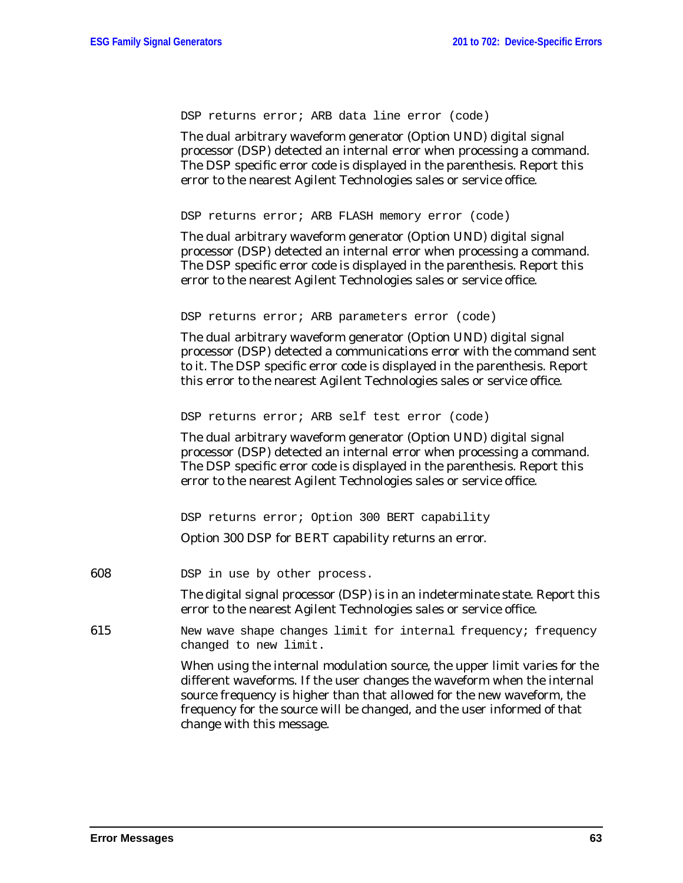`DSP returns error; ARB data line error (code)`

The dual arbitrary waveform generator (Option UND) digital signal processor (DSP) detected an internal error when processing a command. The DSP specific error code is displayed in the parenthesis. Report this error to the nearest Agilent Technologies sales or service office.

`DSP returns error; ARB FLASH memory error (code)`

The dual arbitrary waveform generator (Option UND) digital signal processor (DSP) detected an internal error when processing a command. The DSP specific error code is displayed in the parenthesis. Report this error to the nearest Agilent Technologies sales or service office.

`DSP returns error; ARB parameters error (code)`

The dual arbitrary waveform generator (Option UND) digital signal processor (DSP) detected a communications error with the command sent to it. The DSP specific error code is displayed in the parenthesis. Report this error to the nearest Agilent Technologies sales or service office.

`DSP returns error; ARB self test error (code)`

The dual arbitrary waveform generator (Option UND) digital signal processor (DSP) detected an internal error when processing a command. The DSP specific error code is displayed in the parenthesis. Report this error to the nearest Agilent Technologies sales or service office.

`DSP returns error; Option 300 BERT capability`

Option 300 DSP for BERT capability returns an error.

608 `DSP in use by other process.`

The digital signal processor (DSP) is in an indeterminate state. Report this error to the nearest Agilent Technologies sales or service office.

615 `New wave shape changes limit for internal frequency; frequency changed to new limit.`

When using the internal modulation source, the upper limit varies for the different waveforms. If the user changes the waveform when the internal source frequency is higher than that allowed for the new waveform, the frequency for the source will be changed, and the user informed of that change with this message.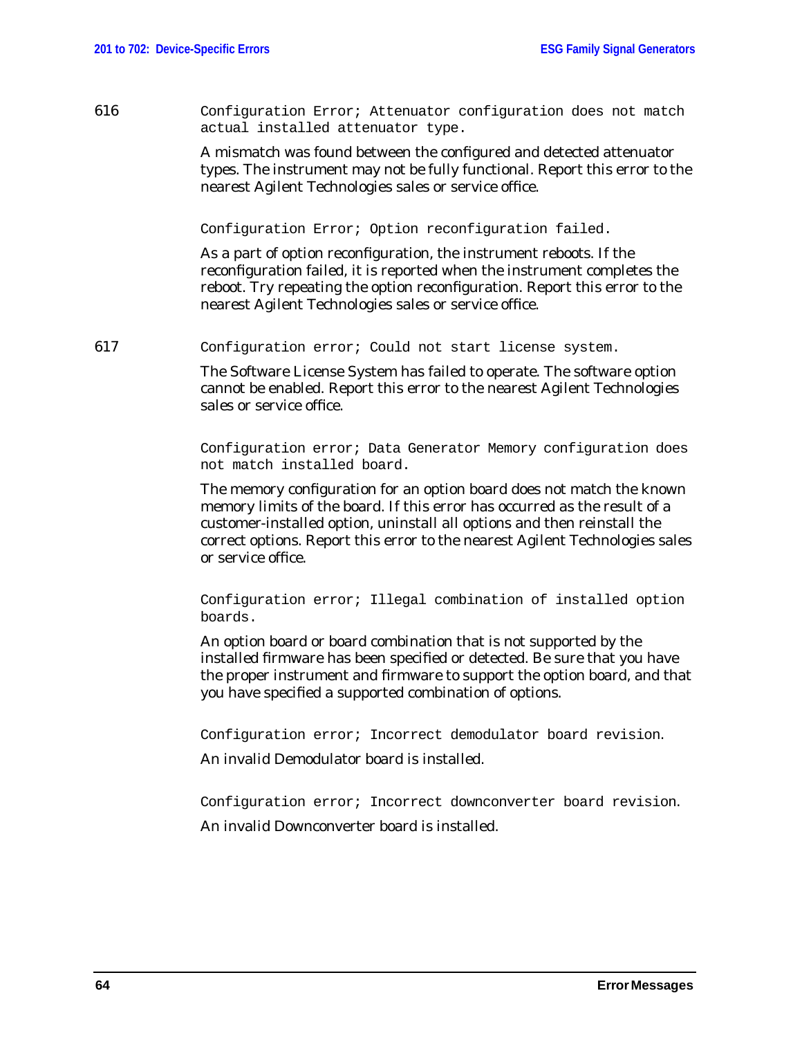616 `Configuration Error; Attenuator configuration does not match actual installed attenuator type.`

A mismatch was found between the configured and detected attenuator types. The instrument may not be fully functional. Report this error to the nearest Agilent Technologies sales or service office.

`Configuration Error; Option reconfiguration failed.`

As a part of option reconfiguration, the instrument reboots. If the reconfiguration failed, it is reported when the instrument completes the reboot. Try repeating the option reconfiguration. Report this error to the nearest Agilent Technologies sales or service office.

617 `Configuration error; Could not start license system.`

The Software License System has failed to operate. The software option cannot be enabled. Report this error to the nearest Agilent Technologies sales or service office.

`Configuration error; Data Generator Memory configuration does not match installed board.`

The memory configuration for an option board does not match the known memory limits of the board. If this error has occurred as the result of a customer-installed option, uninstall all options and then reinstall the correct options. Report this error to the nearest Agilent Technologies sales or service office.

`Configuration error; Illegal combination of installed option boards.`

An option board or board combination that is not supported by the installed firmware has been specified or detected. Be sure that you have the proper instrument and firmware to support the option board, and that you have specified a supported combination of options.

`Configuration error; Incorrect demodulator board revision.`

An invalid Demodulator board is installed.

`Configuration error; Incorrect downconverter board revision.`

An invalid Downconverter board is installed.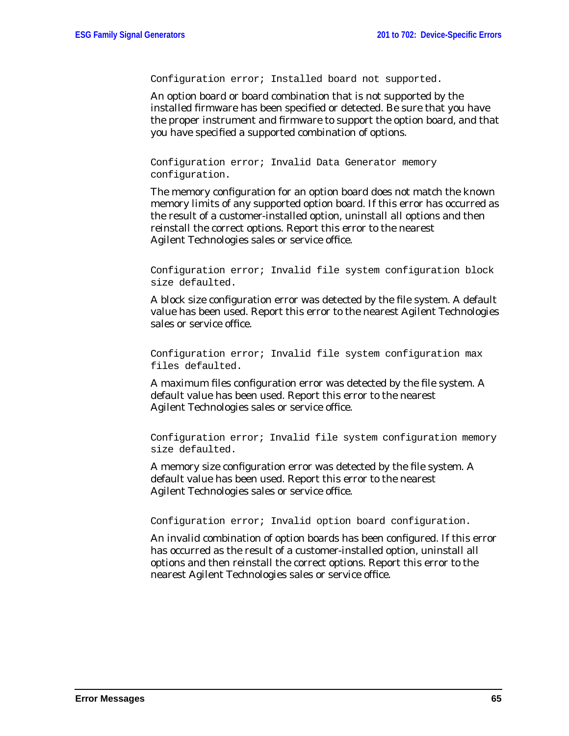```
Configuration error; Installed board not supported.
```

An option board or board combination that is not supported by the installed firmware has been specified or detected. Be sure that you have the proper instrument and firmware to support the option board, and that you have specified a supported combination of options.

```
Configuration error; Invalid Data Generator memory
configuration.
```

The memory configuration for an option board does not match the known memory limits of any supported option board. If this error has occurred as the result of a customer-installed option, uninstall all options and then reinstall the correct options. Report this error to the nearest Agilent Technologies sales or service office.

```
Configuration error; Invalid file system configuration block
size defaulted.
```

A block size configuration error was detected by the file system. A default value has been used. Report this error to the nearest Agilent Technologies sales or service office.

```
Configuration error; Invalid file system configuration max
files defaulted.
```

A maximum files configuration error was detected by the file system. A default value has been used. Report this error to the nearest Agilent Technologies sales or service office.

```
Configuration error; Invalid file system configuration memory
size defaulted.
```

A memory size configuration error was detected by the file system. A default value has been used. Report this error to the nearest Agilent Technologies sales or service office.

```
Configuration error; Invalid option board configuration.
```

An invalid combination of option boards has been configured. If this error has occurred as the result of a customer-installed option, uninstall all options and then reinstall the correct options. Report this error to the nearest Agilent Technologies sales or service office.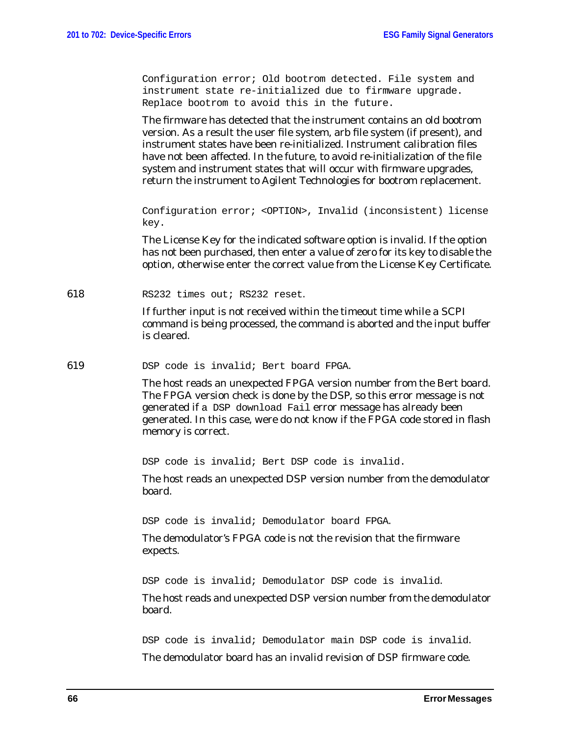`Configuration error; Old bootrom detected. File system and instrument state re-initialized due to firmware upgrade. Replace bootrom to avoid this in the future.`

The firmware has detected that the instrument contains an old bootrom version. As a result the user file system, arb file system (if present), and instrument states have been re-initialized. Instrument calibration files have not been affected. In the future, to avoid re-initialization of the file system and instrument states that will occur with firmware upgrades, return the instrument to Agilent Technologies for bootrom replacement.

`Configuration error; <OPTION>, Invalid (inconsistent) license key.`

The License Key for the indicated software option is invalid. If the option has not been purchased, then enter a value of zero for its key to disable the option, otherwise enter the correct value from the License Key Certificate.

618 `RS232 times out; RS232 reset.`

If further input is not received within the timeout time while a SCPI command is being processed, the command is aborted and the input buffer is cleared.

619 `DSP code is invalid; Bert board FPGA.`

The host reads an unexpected FPGA version number from the Bert board. The FPGA version check is done by the DSP, so this error message is not generated if a `DSP download Fail` error message has already been generated. In this case, were do not know if the FPGA code stored in flash memory is correct.

`DSP code is invalid; Bert DSP code is invalid.`

The host reads an unexpected DSP version number from the demodulator board.

`DSP code is invalid; Demodulator board FPGA.`

The demodulator's FPGA code is not the revision that the firmware expects.

`DSP code is invalid; Demodulator DSP code is invalid.`

The host reads and unexpected DSP version number from the demodulator board.

`DSP code is invalid; Demodulator main DSP code is invalid.`

The demodulator board has an invalid revision of DSP firmware code.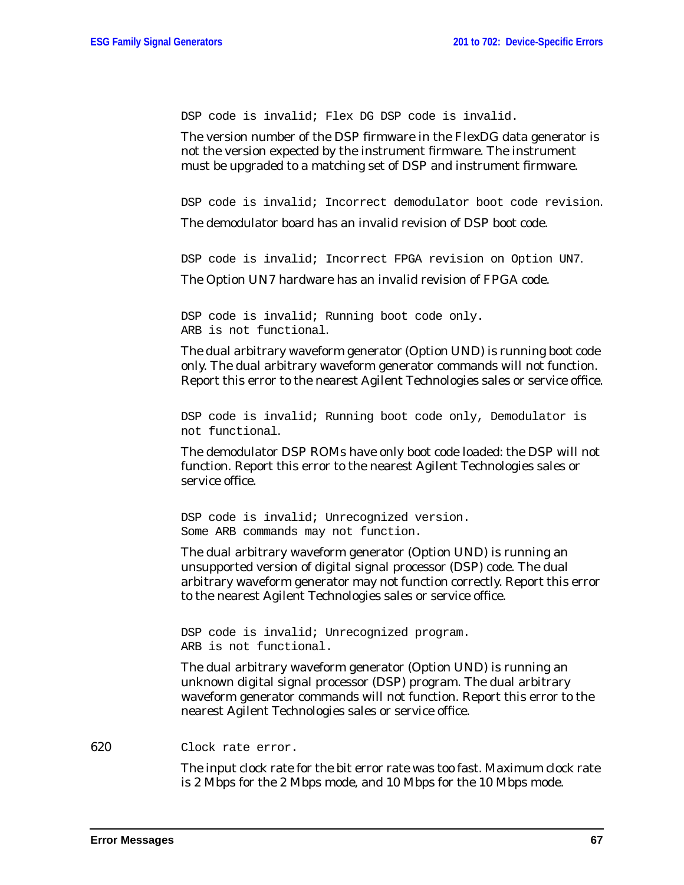`DSP code is invalid; Flex DG DSP code is invalid.`

The version number of the DSP firmware in the FlexDG data generator is not the version expected by the instrument firmware. The instrument must be upgraded to a matching set of DSP and instrument firmware.

`DSP code is invalid; Incorrect demodulator boot code revision.`

The demodulator board has an invalid revision of DSP boot code.

`DSP code is invalid; Incorrect FPGA revision on Option UN7.`

The Option UN7 hardware has an invalid revision of FPGA code.

`DSP code is invalid; Running boot code only.`
`ARB is not functional.`

The dual arbitrary waveform generator (Option UND) is running boot code only. The dual arbitrary waveform generator commands will not function. Report this error to the nearest Agilent Technologies sales or service office.

`DSP code is invalid; Running boot code only, Demodulator is not functional.`

The demodulator DSP ROMs have only boot code loaded: the DSP will not function. Report this error to the nearest Agilent Technologies sales or service office.

`DSP code is invalid; Unrecognized version.`
`Some ARB commands may not function.`

The dual arbitrary waveform generator (Option UND) is running an unsupported version of digital signal processor (DSP) code. The dual arbitrary waveform generator may not function correctly. Report this error to the nearest Agilent Technologies sales or service office.

`DSP code is invalid; Unrecognized program.`
`ARB is not functional.`

The dual arbitrary waveform generator (Option UND) is running an unknown digital signal processor (DSP) program. The dual arbitrary waveform generator commands will not function. Report this error to the nearest Agilent Technologies sales or service office.

620 `Clock rate error.`

The input clock rate for the bit error rate was too fast. Maximum clock rate is 2 Mbps for the 2 Mbps mode, and 10 Mbps for the 10 Mbps mode.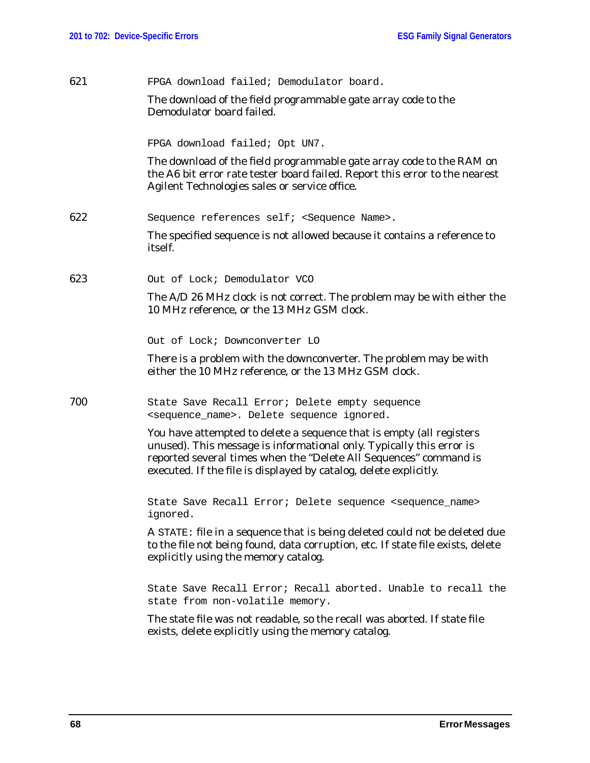621 `FPGA download failed; Demodulator board.`

The download of the field programmable gate array code to the Demodulator board failed.

`FPGA download failed; Opt UN7.`

The download of the field programmable gate array code to the RAM on the A6 bit error rate tester board failed. Report this error to the nearest Agilent Technologies sales or service office.

622 `Sequence references self; <Sequence Name>.`

The specified sequence is not allowed because it contains a reference to itself.

623 `Out of Lock; Demodulator VCO`

The A/D 26 MHz clock is not correct. The problem may be with either the 10 MHz reference, or the 13 MHz GSM clock.

`Out of Lock; Downconverter LO`

There is a problem with the downconverter. The problem may be with either the 10 MHz reference, or the 13 MHz GSM clock.

700 `State Save Recall Error; Delete empty sequence <sequence_name>. Delete sequence ignored.`

You have attempted to delete a sequence that is empty (all registers unused). This message is informational only. Typically this error is reported several times when the "Delete All Sequences" command is executed. If the file is displayed by catalog, delete explicitly.

`State Save Recall Error; Delete sequence <sequence_name> ignored.`

A `STATE:` file in a sequence that is being deleted could not be deleted due to the file not being found, data corruption, etc. If state file exists, delete explicitly using the memory catalog.

`State Save Recall Error; Recall aborted. Unable to recall the state from non-volatile memory.`

The state file was not readable, so the recall was aborted. If state file exists, delete explicitly using the memory catalog.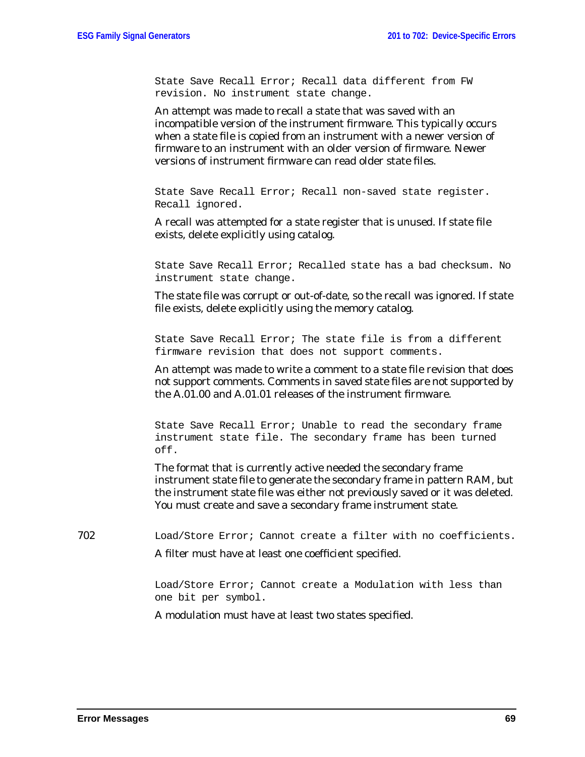`State Save Recall Error; Recall data different from FW revision. No instrument state change.`

An attempt was made to recall a state that was saved with an incompatible version of the instrument firmware. This typically occurs when a state file is copied from an instrument with a newer version of firmware to an instrument with an older version of firmware. Newer versions of instrument firmware can read older state files.

`State Save Recall Error; Recall non-saved state register. Recall ignored.`

A recall was attempted for a state register that is unused. If state file exists, delete explicitly using catalog.

`State Save Recall Error; Recalled state has a bad checksum. No instrument state change.`

The state file was corrupt or out-of-date, so the recall was ignored. If state file exists, delete explicitly using the memory catalog.

`State Save Recall Error; The state file is from a different firmware revision that does not support comments.`

An attempt was made to write a comment to a state file revision that does not support comments. Comments in saved state files are not supported by the A.01.00 and A.01.01 releases of the instrument firmware.

`State Save Recall Error; Unable to read the secondary frame instrument state file. The secondary frame has been turned off.`

The format that is currently active needed the secondary frame instrument state file to generate the secondary frame in pattern RAM, but the instrument state file was either not previously saved or it was deleted. You must create and save a secondary frame instrument state.

702 `Load/Store Error; Cannot create a filter with no coefficients.`

A filter must have at least one coefficient specified.

`Load/Store Error; Cannot create a Modulation with less than one bit per symbol.`

A modulation must have at least two states specified.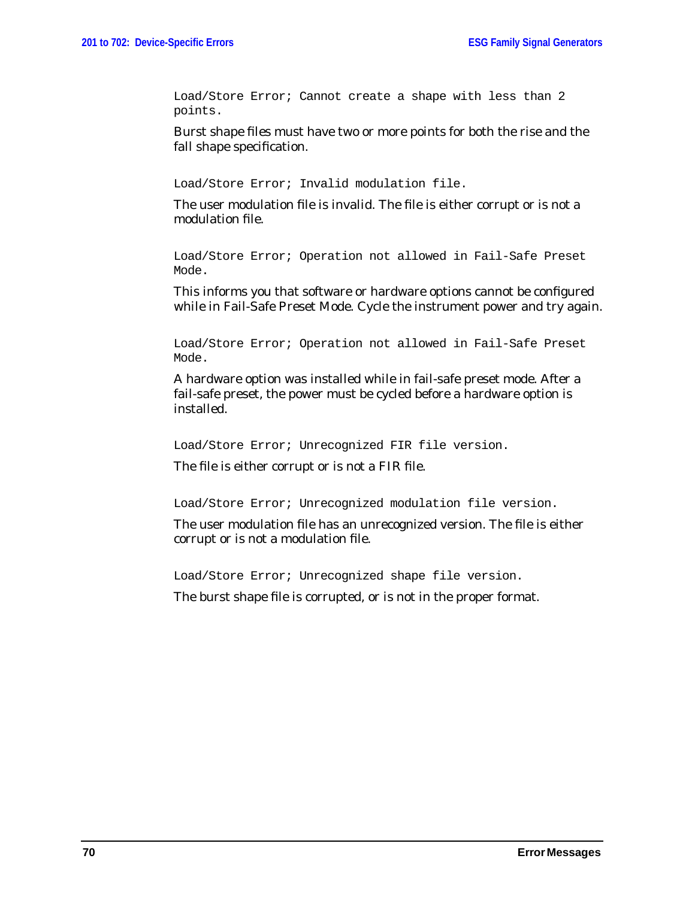```
Load/Store Error; Cannot create a shape with less than 2
points.
```

Burst shape files must have two or more points for both the rise and the fall shape specification.

```
Load/Store Error; Invalid modulation file.
```

The user modulation file is invalid. The file is either corrupt or is not a modulation file.

```
Load/Store Error; Operation not allowed in Fail-Safe Preset
Mode.
```

This informs you that software or hardware options cannot be configured while in Fail-Safe Preset Mode. Cycle the instrument power and try again.

```
Load/Store Error; Operation not allowed in Fail-Safe Preset
Mode.
```

A hardware option was installed while in fail-safe preset mode. After a fail-safe preset, the power must be cycled before a hardware option is installed.

```
Load/Store Error; Unrecognized FIR file version.
```

The file is either corrupt or is not a FIR file.

```
Load/Store Error; Unrecognized modulation file version.
```

The user modulation file has an unrecognized version. The file is either corrupt or is not a modulation file.

```
Load/Store Error; Unrecognized shape file version.
```

The burst shape file is corrupted, or is not in the proper format.